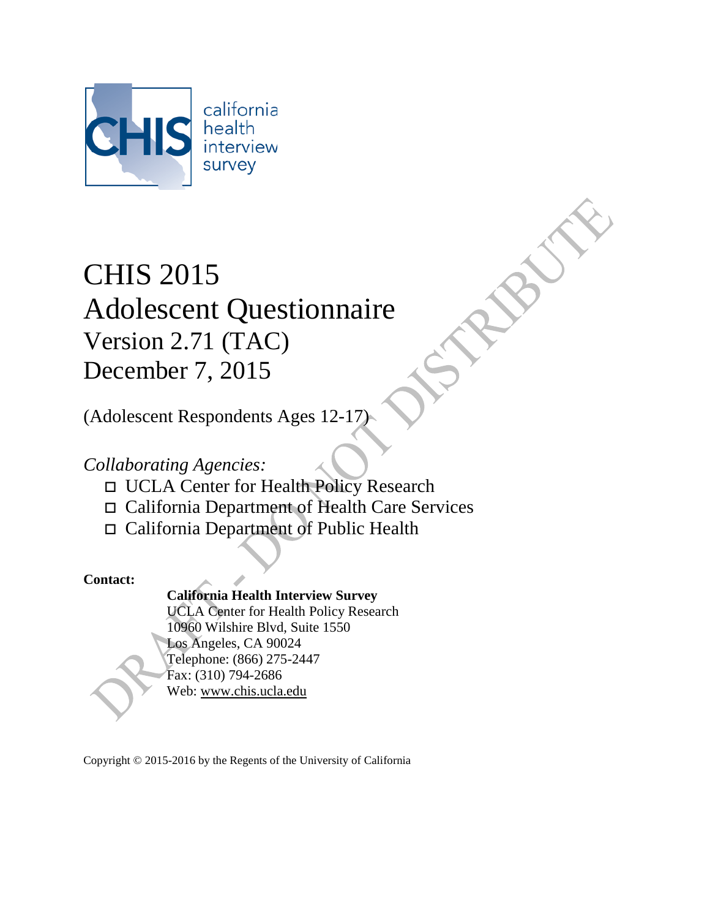california health interview survey

# CHIS 2015
# Adolescent Questionnaire
## Version 2.71 (TAC)
## December 7, 2015

(Adolescent Respondents Ages 12-17)

*Collaborating Agencies:*

- ◻ UCLA Center for Health Policy Research
- ◻ California Department of Health Care Services
- ◻ California Department of Public Health

**Contact:**

**California Health Interview Survey**
UCLA Center for Health Policy Research
10960 Wilshire Blvd, Suite 1550
Los Angeles, CA 90024
Telephone: (866) 275-2447
Fax: (310) 794-2686
Web: www.chis.ucla.edu

Copyright © 2015-2016 by the Regents of the University of California

DRAFT - DO NOT DISTRIBUTE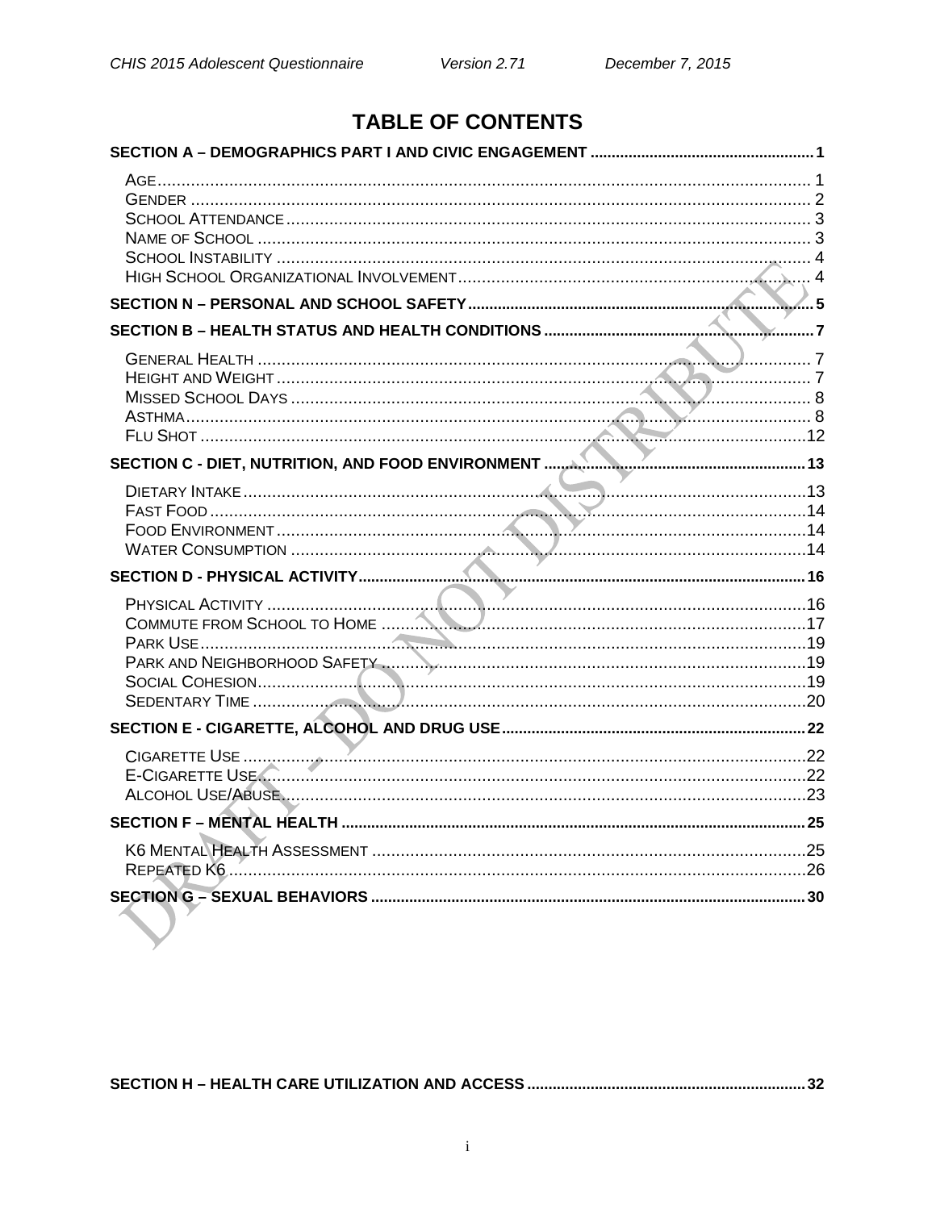# TABLE OF CONTENTS

**SECTION A – DEMOGRAPHICS PART I AND CIVIC ENGAGEMENT** ..... **1**

- AGE ..... 1
- GENDER ..... 2
- SCHOOL ATTENDANCE ..... 3
- NAME OF SCHOOL ..... 3
- SCHOOL INSTABILITY ..... 4
- HIGH SCHOOL ORGANIZATIONAL INVOLVEMENT ..... 4

**SECTION N – PERSONAL AND SCHOOL SAFETY** ..... **5**

**SECTION B – HEALTH STATUS AND HEALTH CONDITIONS** ..... **7**

- GENERAL HEALTH ..... 7
- HEIGHT AND WEIGHT ..... 7
- MISSED SCHOOL DAYS ..... 8
- ASTHMA ..... 8
- FLU SHOT ..... 12

**SECTION C - DIET, NUTRITION, AND FOOD ENVIRONMENT** ..... **13**

- DIETARY INTAKE ..... 13
- FAST FOOD ..... 14
- FOOD ENVIRONMENT ..... 14
- WATER CONSUMPTION ..... 14

**SECTION D - PHYSICAL ACTIVITY** ..... **16**

- PHYSICAL ACTIVITY ..... 16
- COMMUTE FROM SCHOOL TO HOME ..... 17
- PARK USE ..... 19
- PARK AND NEIGHBORHOOD SAFETY ..... 19
- SOCIAL COHESION ..... 19
- SEDENTARY TIME ..... 20

**SECTION E - CIGARETTE, ALCOHOL AND DRUG USE** ..... **22**

- CIGARETTE USE ..... 22
- E-CIGARETTE USE ..... 22
- ALCOHOL USE/ABUSE ..... 23

**SECTION F – MENTAL HEALTH** ..... **25**

- K6 MENTAL HEALTH ASSESSMENT ..... 25
- REPEATED K6 ..... 26

**SECTION G – SEXUAL BEHAVIORS** ..... **30**

**SECTION H – HEALTH CARE UTILIZATION AND ACCESS** ..... **32**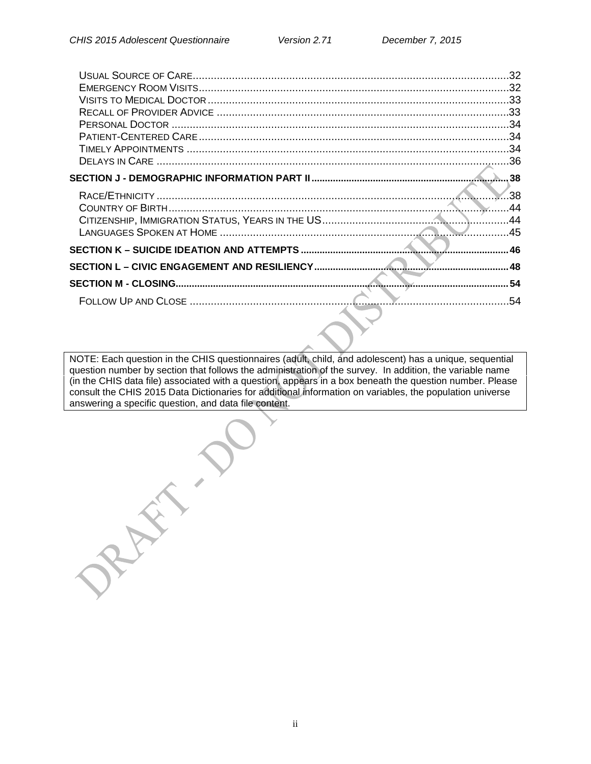Usual Source of Care .....32
Emergency Room Visits .....32
Visits to Medical Doctor .....33
Recall of Provider Advice .....33
Personal Doctor .....34
Patient-Centered Care .....34
Timely Appointments .....34
Delays in Care .....36

**SECTION J - DEMOGRAPHIC INFORMATION PART II .....38**

Race/Ethnicity .....38
Country of Birth .....44
Citizenship, Immigration Status, Years in the US .....44
Languages Spoken at Home .....45

**SECTION K – SUICIDE IDEATION AND ATTEMPTS .....46**

**SECTION L – CIVIC ENGAGEMENT AND RESILIENCY .....48**

**SECTION M - CLOSING .....54**

Follow Up and Close .....54

NOTE: Each question in the CHIS questionnaires (adult, child, and adolescent) has a unique, sequential question number by section that follows the administration of the survey. In addition, the variable name (in the CHIS data file) associated with a question, appears in a box beneath the question number. Please consult the CHIS 2015 Data Dictionaries for additional information on variables, the population universe answering a specific question, and data file content.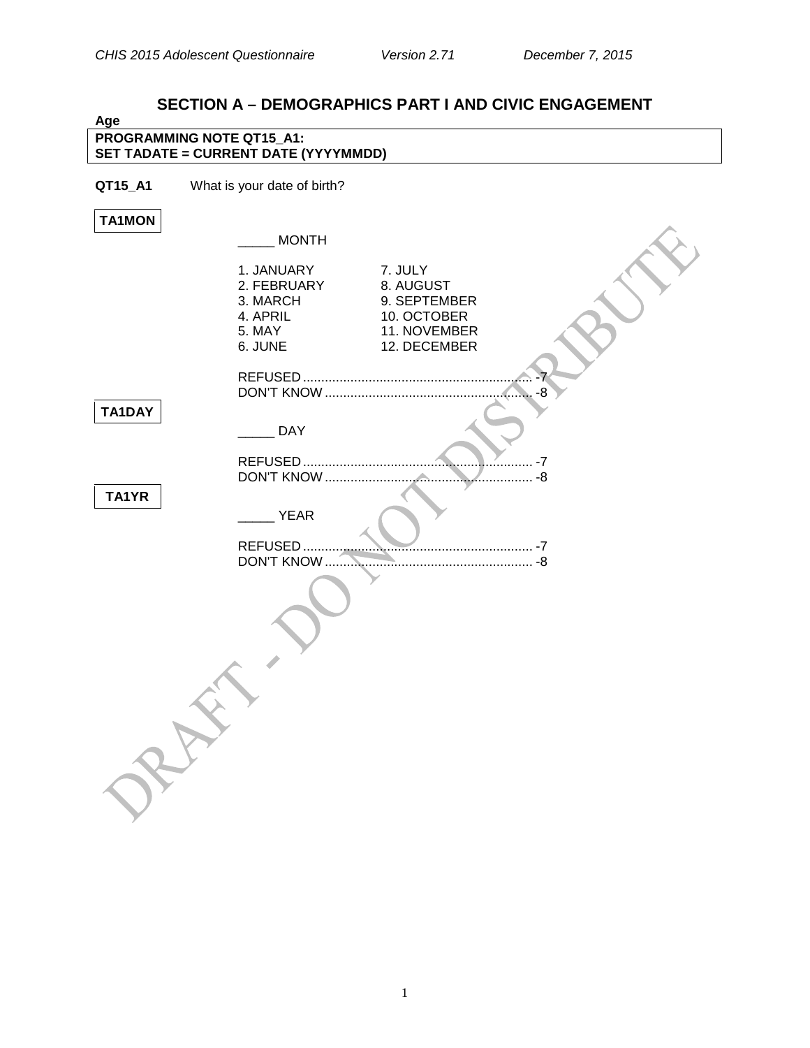## SECTION A – DEMOGRAPHICS PART I AND CIVIC ENGAGEMENT

**Age**

| **PROGRAMMING NOTE QT15_A1:** |
|---|
| **SET TADATE = CURRENT DATE (YYYYMMDD)** |

**QT15_A1** What is your date of birth?

**TA1MON**

_____ MONTH

| | |
|---|---|
| 1. JANUARY | 7. JULY |
| 2. FEBRUARY | 8. AUGUST |
| 3. MARCH | 9. SEPTEMBER |
| 4. APRIL | 10. OCTOBER |
| 5. MAY | 11. NOVEMBER |
| 6. JUNE | 12. DECEMBER |

REFUSED ............................................................ -7
DON'T KNOW ........................................................ -8

**TA1DAY**

_____ DAY

REFUSED ............................................................ -7
DON'T KNOW ........................................................ -8

**TA1YR**

_____ YEAR

REFUSED ............................................................ -7
DON'T KNOW ........................................................ -8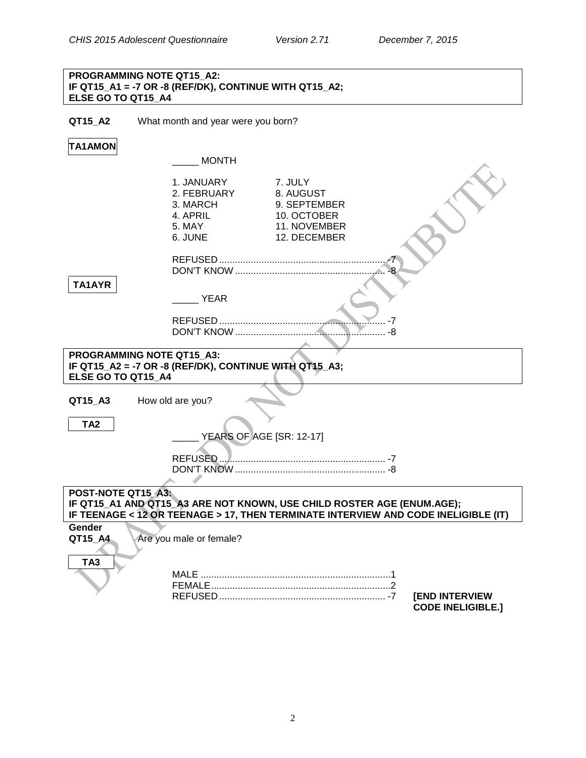**PROGRAMMING NOTE QT15_A2:**
**IF QT15_A1 = -7 OR -8 (REF/DK), CONTINUE WITH QT15_A2;**
**ELSE GO TO QT15_A4**

**QT15_A2** What month and year were you born?

**TA1AMON**

_____ MONTH

| | |
|---|---|
| 1. JANUARY | 7. JULY |
| 2. FEBRUARY | 8. AUGUST |
| 3. MARCH | 9. SEPTEMBER |
| 4. APRIL | 10. OCTOBER |
| 5. MAY | 11. NOVEMBER |
| 6. JUNE | 12. DECEMBER |

REFUSED ............................................................... -7
DON'T KNOW ......................................................... -8

**TA1AYR**

_____ YEAR

REFUSED ............................................................... -7
DON'T KNOW ......................................................... -8

**PROGRAMMING NOTE QT15_A3:**
**IF QT15_A2 = -7 OR -8 (REF/DK), CONTINUE WITH QT15_A3;**
**ELSE GO TO QT15_A4**

**QT15_A3** How old are you?

**TA2**

_____ YEARS OF AGE [SR: 12-17]

REFUSED ............................................................... -7
DON'T KNOW ......................................................... -8

**POST-NOTE QT15_A3:**
**IF QT15_A1 AND QT15_A3 ARE NOT KNOWN, USE CHILD ROSTER AGE (ENUM.AGE);**
**IF TEENAGE < 12 OR TEENAGE > 17, THEN TERMINATE INTERVIEW AND CODE INELIGIBLE (IT)**

**Gender**
**QT15_A4** Are you male or female?

**TA3**

MALE ........................................................................1
FEMALE ....................................................................2
REFUSED ............................................................... -7 **[END INTERVIEW CODE INELIGIBLE.]**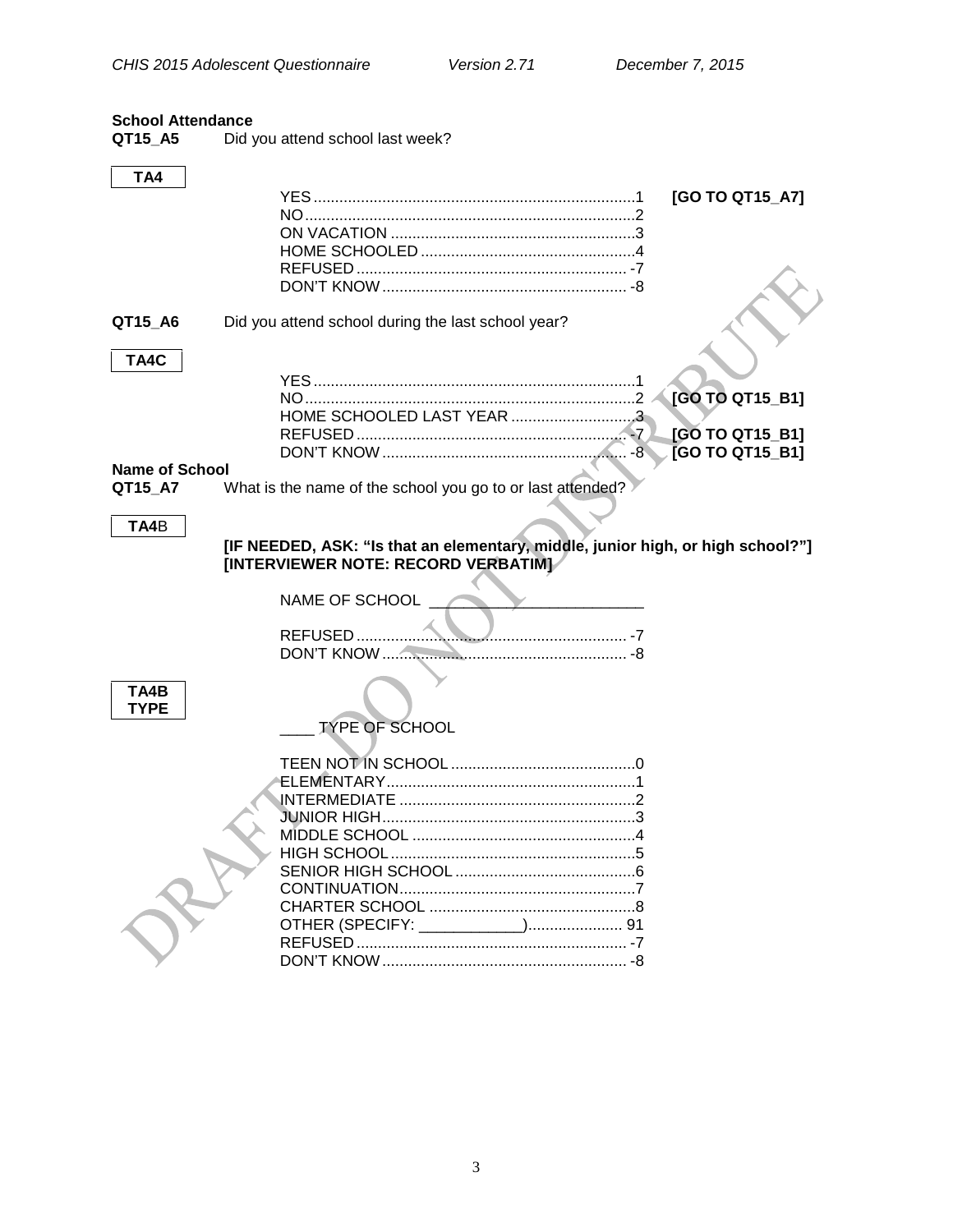**School Attendance**

**QT15_A5** Did you attend school last week?

**TA4**

| | | |
|---|---|---|
| YES | 1 | **[GO TO QT15_A7]** |
| NO | 2 | |
| ON VACATION | 3 | |
| HOME SCHOOLED | 4 | |
| REFUSED | -7 | |
| DON'T KNOW | -8 | |

**QT15_A6** Did you attend school during the last school year?

**TA4C**

| | | |
|---|---|---|
| YES | 1 | |
| NO | 2 | **[GO TO QT15_B1]** |
| HOME SCHOOLED LAST YEAR | 3 | |
| REFUSED | -7 | **[GO TO QT15_B1]** |
| DON'T KNOW | -8 | **[GO TO QT15_B1]** |

**Name of School**

**QT15_A7** What is the name of the school you go to or last attended?

**TA4**B

**[IF NEEDED, ASK: "Is that an elementary, middle, junior high, or high school?"]**
**[INTERVIEWER NOTE: RECORD VERBATIM]**

NAME OF SCHOOL ________________________

| | |
|---|---|
| REFUSED | -7 |
| DON'T KNOW | -8 |

**TA4B TYPE**

____ TYPE OF SCHOOL

| | |
|---|---|
| TEEN NOT IN SCHOOL | 0 |
| ELEMENTARY | 1 |
| INTERMEDIATE | 2 |
| JUNIOR HIGH | 3 |
| MIDDLE SCHOOL | 4 |
| HIGH SCHOOL | 5 |
| SENIOR HIGH SCHOOL | 6 |
| CONTINUATION | 7 |
| CHARTER SCHOOL | 8 |
| OTHER (SPECIFY: ____________) | 91 |
| REFUSED | -7 |
| DON'T KNOW | -8 |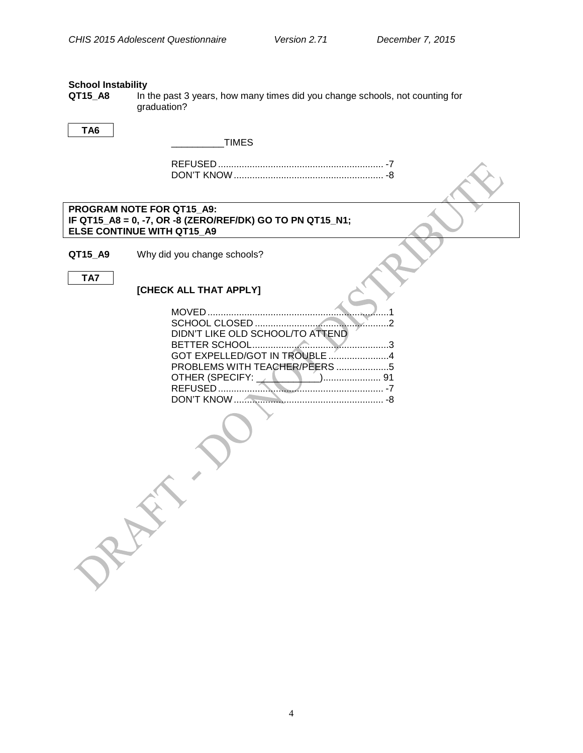**School Instability**

**QT15_A8** In the past 3 years, how many times did you change schools, not counting for graduation?

**TA6**

__________TIMES

REFUSED .............................................................. -7
DON'T KNOW ......................................................... -8

**PROGRAM NOTE FOR QT15_A9:**
**IF QT15_A8 = 0, -7, OR -8 (ZERO/REF/DK) GO TO PN QT15_N1;**
**ELSE CONTINUE WITH QT15_A9**

**QT15_A9** Why did you change schools?

**TA7**

**[CHECK ALL THAT APPLY]**

MOVED ......................................................................1
SCHOOL CLOSED ....................................................2
DIDN'T LIKE OLD SCHOOL/TO ATTEND BETTER SCHOOL....................................................3
GOT EXPELLED/GOT IN TROUBLE .......................4
PROBLEMS WITH TEACHER/PEERS ....................5
OTHER (SPECIFY: ____________)..................... 91
REFUSED .............................................................. -7
DON'T KNOW ......................................................... -8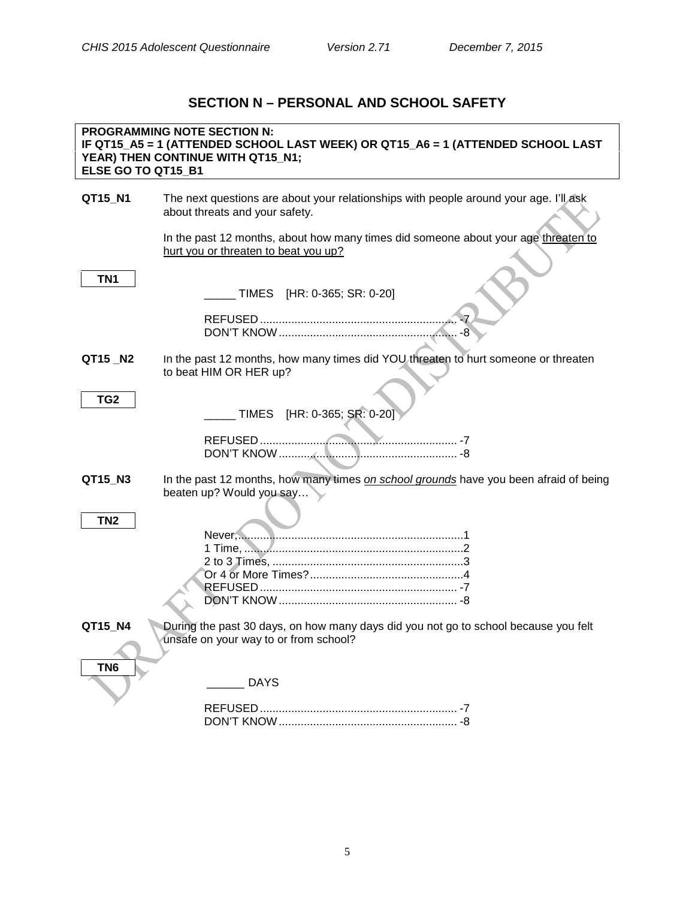## SECTION N – PERSONAL AND SCHOOL SAFETY

**PROGRAMMING NOTE SECTION N:**
**IF QT15_A5 = 1 (ATTENDED SCHOOL LAST WEEK) OR QT15_A6 = 1 (ATTENDED SCHOOL LAST YEAR) THEN CONTINUE WITH QT15_N1;**
**ELSE GO TO QT15_B1**

**QT15_N1** The next questions are about your relationships with people around your age. I'll ask about threats and your safety.

In the past 12 months, about how many times did someone about your age threaten to hurt you or threaten to beat you up?

**TN1**

_____ TIMES [HR: 0-365; SR: 0-20]

REFUSED ............................................................ -7
DON'T KNOW ........................................................ -8

**QT15 _N2** In the past 12 months, how many times did YOU threaten to hurt someone or threaten to beat HIM OR HER up?

**TG2**

_____ TIMES [HR: 0-365; SR: 0-20]

REFUSED ............................................................ -7
DON'T KNOW ........................................................ -8

**QT15_N3** In the past 12 months, how many times *on school grounds* have you been afraid of being beaten up? Would you say…

**TN2**

Never, ...................................................................1
1 Time, .................................................................2
2 to 3 Times, .........................................................3
Or 4 or More Times? ..............................................4
REFUSED ............................................................ -7
DON'T KNOW ........................................................ -8

**QT15_N4** During the past 30 days, on how many days did you not go to school because you felt unsafe on your way to or from school?

**TN6**

______ DAYS

REFUSED ............................................................ -7
DON'T KNOW ........................................................ -8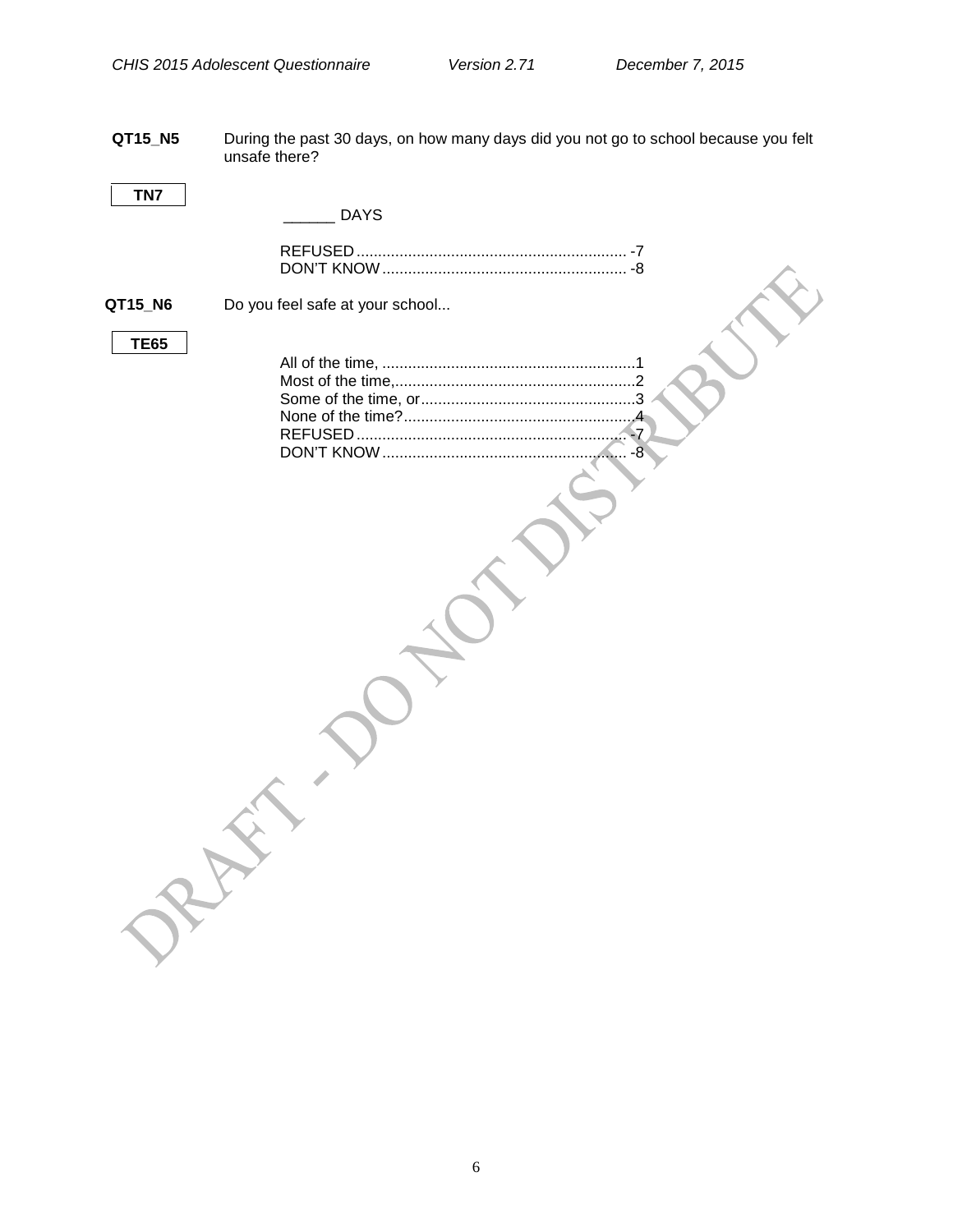**QT15_N5** During the past 30 days, on how many days did you not go to school because you felt unsafe there?

**TN7**

______ DAYS

REFUSED................................................................ -7
DON'T KNOW.......................................................... -8

**QT15_N6** Do you feel safe at your school...

**TE65**

All of the time, ............................................................1
Most of the time,.........................................................2
Some of the time, or...................................................3
None of the time?.......................................................4
REFUSED.............................................................. -7
DON'T KNOW........................................................ -8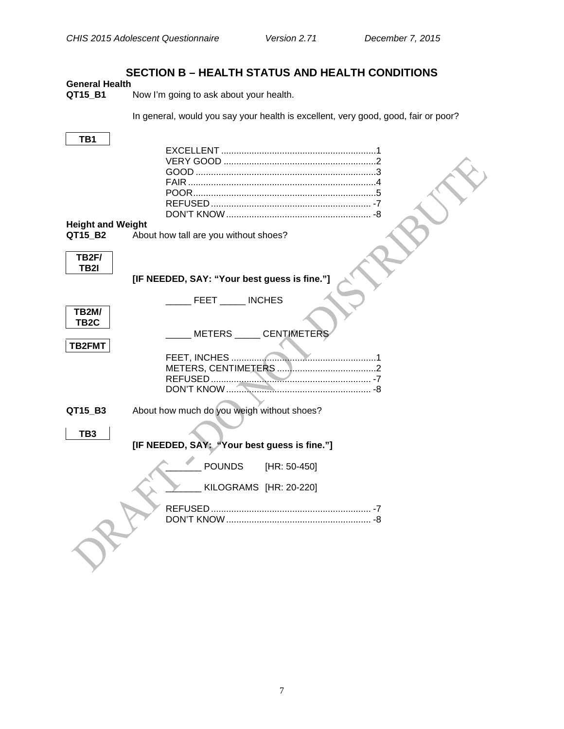## SECTION B – HEALTH STATUS AND HEALTH CONDITIONS

**General Health**

**QT15_B1** Now I'm going to ask about your health.

In general, would you say your health is excellent, very good, good, fair or poor?

**TB1**

EXCELLENT ............................................................1
VERY GOOD ...........................................................2
GOOD ......................................................................3
FAIR .........................................................................4
POOR.......................................................................5
REFUSED ............................................................... -7
DON'T KNOW ......................................................... -8

**Height and Weight**

**QT15_B2** About how tall are you without shoes?

**TB2F/ TB2I**

**[IF NEEDED, SAY: "Your best guess is fine."]**

_____ FEET _____ INCHES

**TB2M/ TB2C**

_____ METERS _____ CENTIMETERS

**TB2FMT**

FEET, INCHES .........................................................1
METERS, CENTIMETERS .......................................2
REFUSED ............................................................... -7
DON'T KNOW ......................................................... -8

**QT15_B3** About how much do you weigh without shoes?

**TB3**

**[IF NEEDED, SAY: "Your best guess is fine."]**

_______ POUNDS [HR: 50-450]

_______ KILOGRAMS [HR: 20-220]

REFUSED ............................................................... -7
DON'T KNOW ......................................................... -8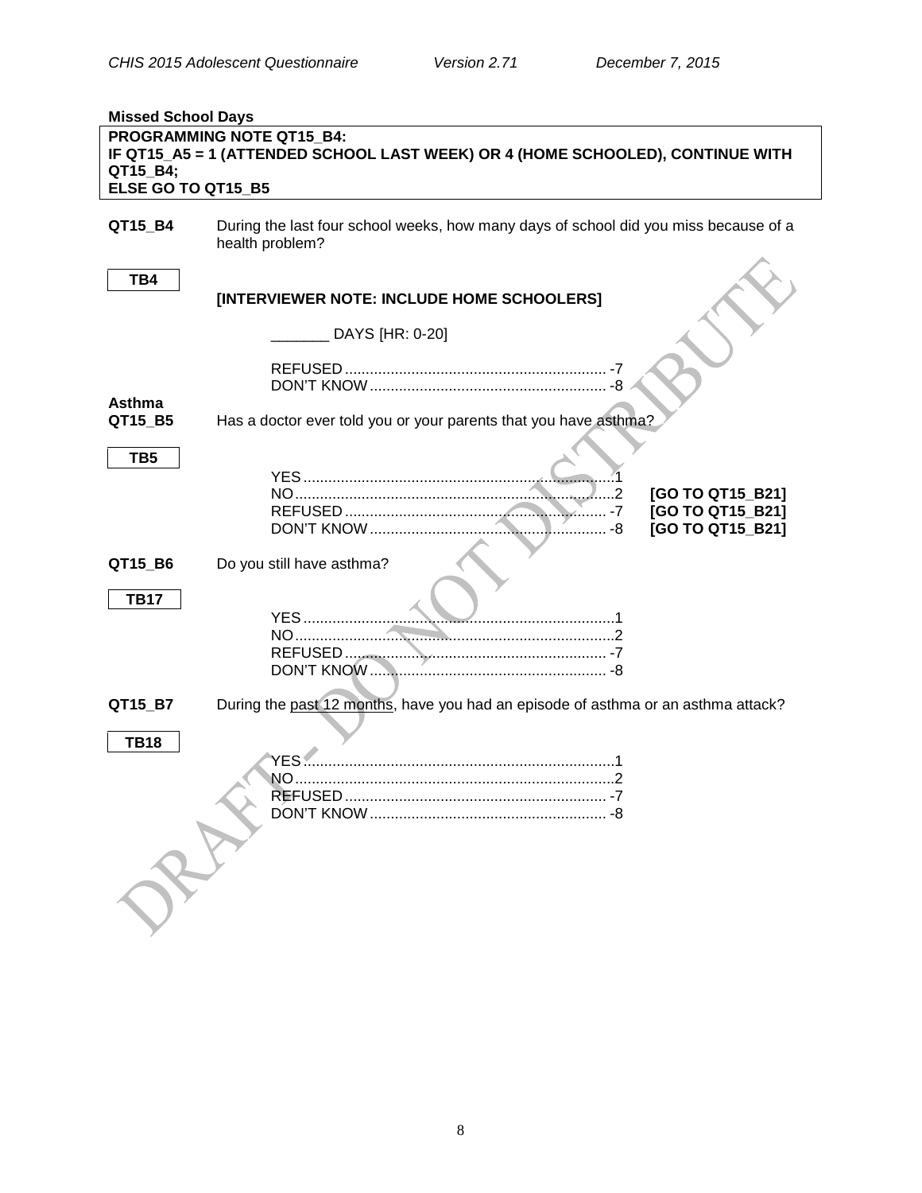**Missed School Days**

| PROGRAMMING NOTE QT15_B4: |
|---|
| IF QT15_A5 = 1 (ATTENDED SCHOOL LAST WEEK) OR 4 (HOME SCHOOLED), CONTINUE WITH QT15_B4; |
| ELSE GO TO QT15_B5 |

**QT15_B4** During the last four school weeks, how many days of school did you miss because of a health problem?

**TB4**

**[INTERVIEWER NOTE: INCLUDE HOME SCHOOLERS]**

_______ DAYS [HR: 0-20]

REFUSED ............................................................ -7
DON'T KNOW ...................................................... -8

**Asthma**

**QT15_B5** Has a doctor ever told you or your parents that you have asthma?

**TB5**

YES ..................................................................... 1
NO ....................................................................... 2 **[GO TO QT15_B21]**
REFUSED ............................................................ -7 **[GO TO QT15_B21]**
DON'T KNOW ...................................................... -8 **[GO TO QT15_B21]**

**QT15_B6** Do you still have asthma?

**TB17**

YES ..................................................................... 1
NO ....................................................................... 2
REFUSED ............................................................ -7
DON'T KNOW ...................................................... -8

**QT15_B7** During the past 12 months, have you had an episode of asthma or an asthma attack?

**TB18**

YES ..................................................................... 1
NO ....................................................................... 2
REFUSED ............................................................ -7
DON'T KNOW ...................................................... -8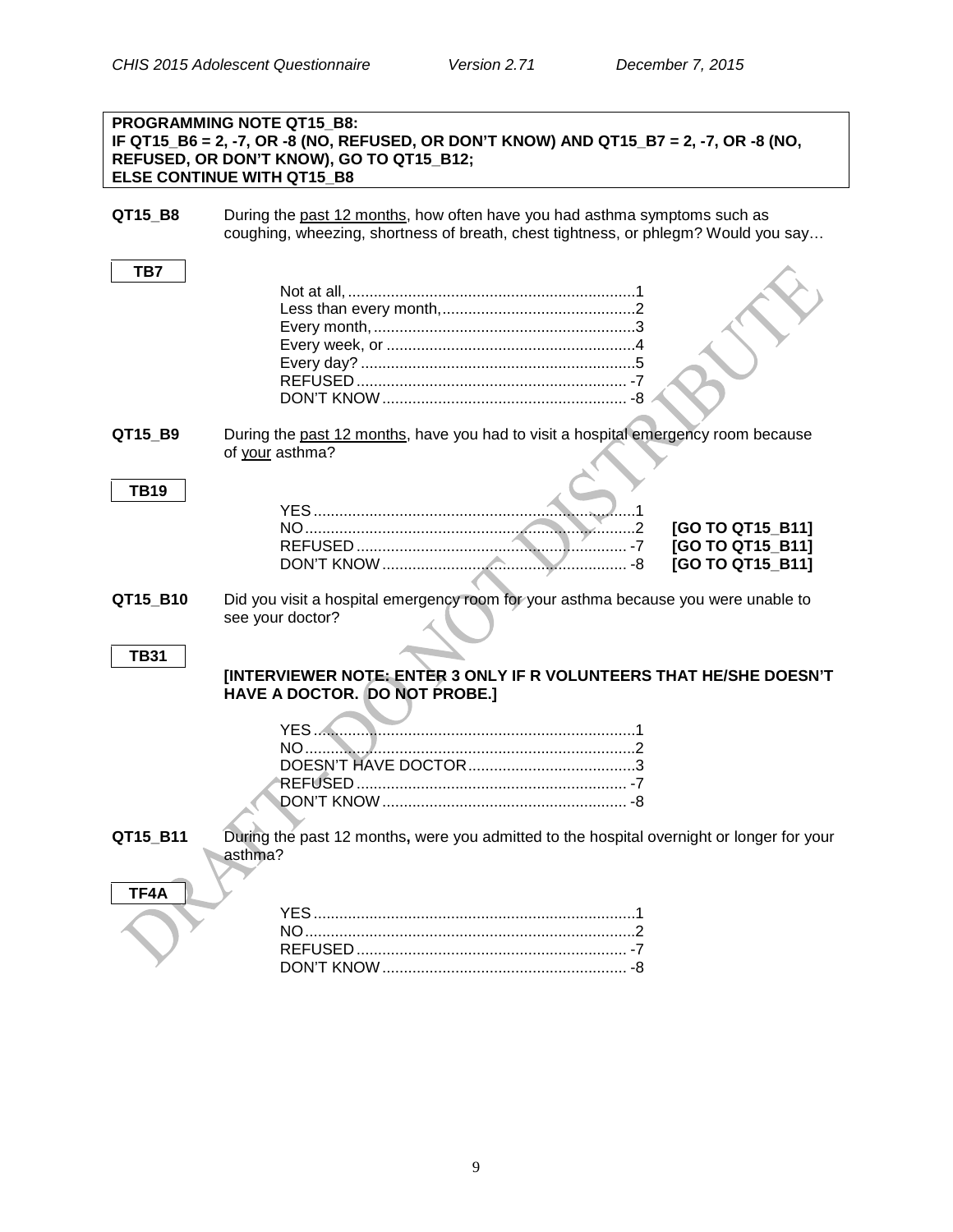**PROGRAMMING NOTE QT15_B8:**
**IF QT15_B6 = 2, -7, OR -8 (NO, REFUSED, OR DON'T KNOW) AND QT15_B7 = 2, -7, OR -8 (NO, REFUSED, OR DON'T KNOW), GO TO QT15_B12;**
**ELSE CONTINUE WITH QT15_B8**

**QT15_B8** During the past 12 months, how often have you had asthma symptoms such as coughing, wheezing, shortness of breath, chest tightness, or phlegm? Would you say…

**TB7**

Not at all, ....................................................................1
Less than every month,.............................................2
Every month, .............................................................3
Every week, or ..........................................................4
Every day? ................................................................5
REFUSED ............................................................... -7
DON'T KNOW ......................................................... -8

**QT15_B9** During the past 12 months, have you had to visit a hospital emergency room because of your asthma?

**TB19**

YES ...........................................................................1
NO.............................................................................2 **[GO TO QT15_B11]**
REFUSED ............................................................... -7 **[GO TO QT15_B11]**
DON'T KNOW ......................................................... -8 **[GO TO QT15_B11]**

**QT15_B10** Did you visit a hospital emergency room for your asthma because you were unable to see your doctor?

**TB31**

**[INTERVIEWER NOTE: ENTER 3 ONLY IF R VOLUNTEERS THAT HE/SHE DOESN'T HAVE A DOCTOR. DO NOT PROBE.]**

YES ...........................................................................1
NO.............................................................................2
DOESN'T HAVE DOCTOR.......................................3
REFUSED ............................................................... -7
DON'T KNOW ......................................................... -8

**QT15_B11** During the past 12 months**,** were you admitted to the hospital overnight or longer for your asthma?

**TF4A**

YES ...........................................................................1
NO.............................................................................2
REFUSED ............................................................... -7
DON'T KNOW ......................................................... -8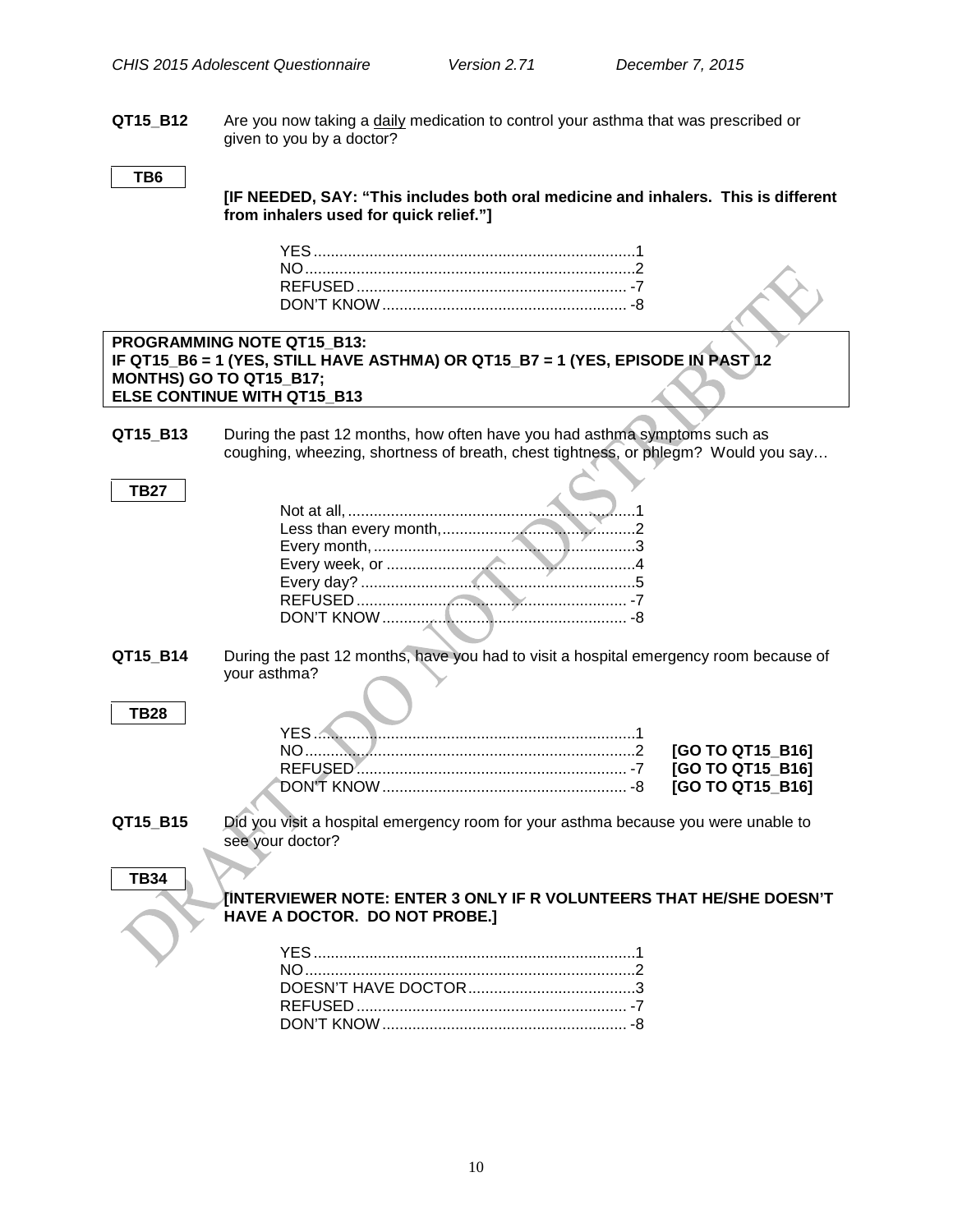**QT15_B12** Are you now taking a daily medication to control your asthma that was prescribed or given to you by a doctor?

**TB6**

**[IF NEEDED, SAY: "This includes both oral medicine and inhalers. This is different from inhalers used for quick relief."]**

YES ............................................................................1
NO ..............................................................................2
REFUSED ................................................................ -7
DON'T KNOW ........................................................... -8

**PROGRAMMING NOTE QT15_B13:**
**IF QT15_B6 = 1 (YES, STILL HAVE ASTHMA) OR QT15_B7 = 1 (YES, EPISODE IN PAST 12 MONTHS) GO TO QT15_B17;**
**ELSE CONTINUE WITH QT15_B13**

**QT15_B13** During the past 12 months, how often have you had asthma symptoms such as coughing, wheezing, shortness of breath, chest tightness, or phlegm? Would you say…

**TB27**

Not at all, ....................................................................1
Less than every month, ...............................................2
Every month, ...............................................................3
Every week, or ............................................................4
Every day? ..................................................................5
REFUSED ................................................................ -7
DON'T KNOW ........................................................... -8

**QT15_B14** During the past 12 months, have you had to visit a hospital emergency room because of your asthma?

**TB28**

YES ............................................................................1
NO ..............................................................................2 **[GO TO QT15_B16]**
REFUSED ................................................................ -7 **[GO TO QT15_B16]**
DON'T KNOW ........................................................... -8 **[GO TO QT15_B16]**

**QT15_B15** Did you visit a hospital emergency room for your asthma because you were unable to see your doctor?

**TB34**

**[INTERVIEWER NOTE: ENTER 3 ONLY IF R VOLUNTEERS THAT HE/SHE DOESN'T HAVE A DOCTOR. DO NOT PROBE.]**

YES ............................................................................1
NO ..............................................................................2
DOESN'T HAVE DOCTOR .......................................3
REFUSED ................................................................ -7
DON'T KNOW ........................................................... -8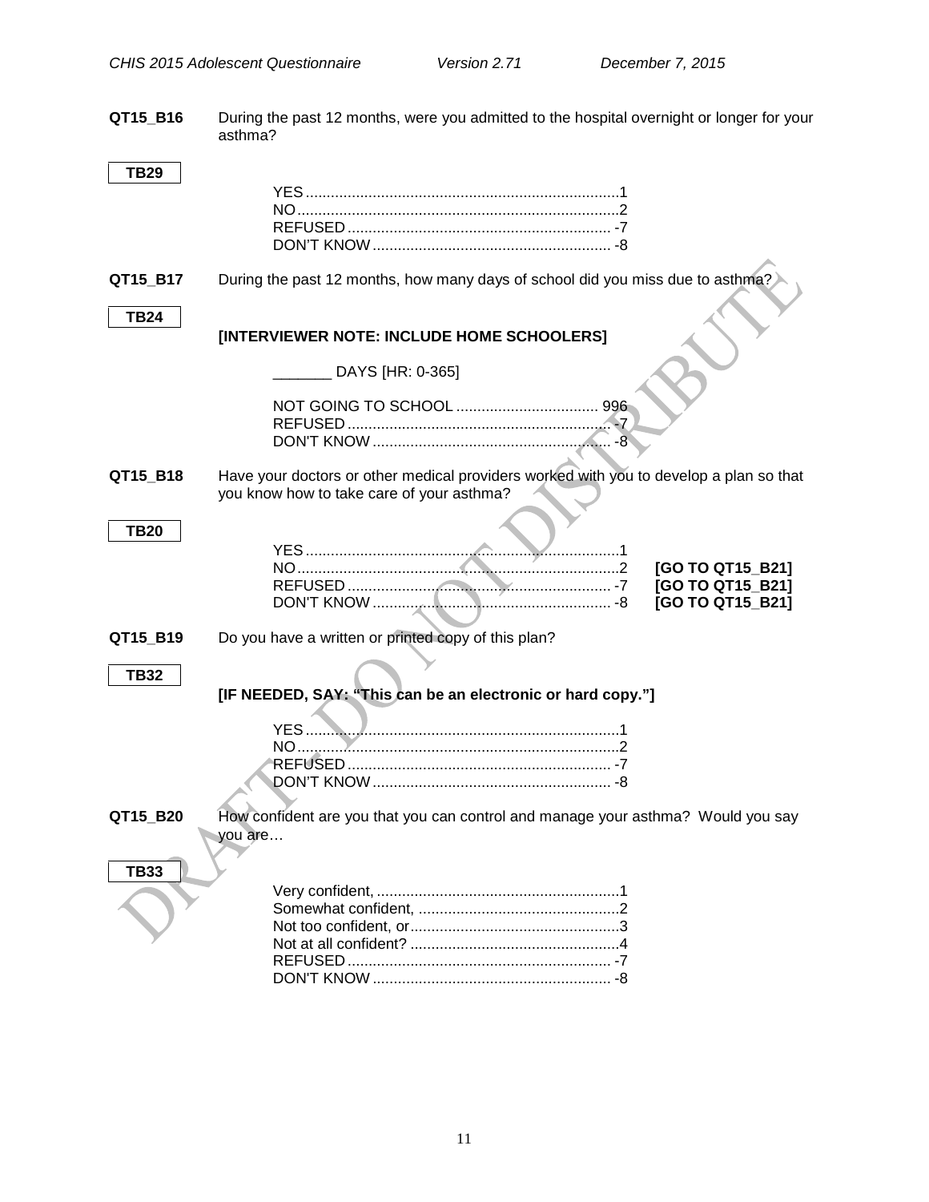**QT15_B16** During the past 12 months, were you admitted to the hospital overnight or longer for your asthma?

**TB29**

YES....................................................................1
NO......................................................................2
REFUSED............................................................ -7
DON'T KNOW...................................................... -8

**QT15_B17** During the past 12 months, how many days of school did you miss due to asthma?

**TB24**

**[INTERVIEWER NOTE: INCLUDE HOME SCHOOLERS]**

_______ DAYS [HR: 0-365]

NOT GOING TO SCHOOL ................................ 996
REFUSED............................................................ -7
DON'T KNOW...................................................... -8

**QT15_B18** Have your doctors or other medical providers worked with you to develop a plan so that you know how to take care of your asthma?

**TB20**

YES....................................................................1
NO......................................................................2 **[GO TO QT15_B21]**
REFUSED............................................................ -7 **[GO TO QT15_B21]**
DON'T KNOW...................................................... -8 **[GO TO QT15_B21]**

**QT15_B19** Do you have a written or printed copy of this plan?

**TB32**

**[IF NEEDED, SAY: "This can be an electronic or hard copy."]**

YES....................................................................1
NO......................................................................2
REFUSED............................................................ -7
DON'T KNOW...................................................... -8

**QT15_B20** How confident are you that you can control and manage your asthma? Would you say you are…

**TB33**

Very confident, ...................................................1
Somewhat confident, ..........................................2
Not too confident, or............................................3
Not at all confident? ............................................4
REFUSED............................................................ -7
DON'T KNOW...................................................... -8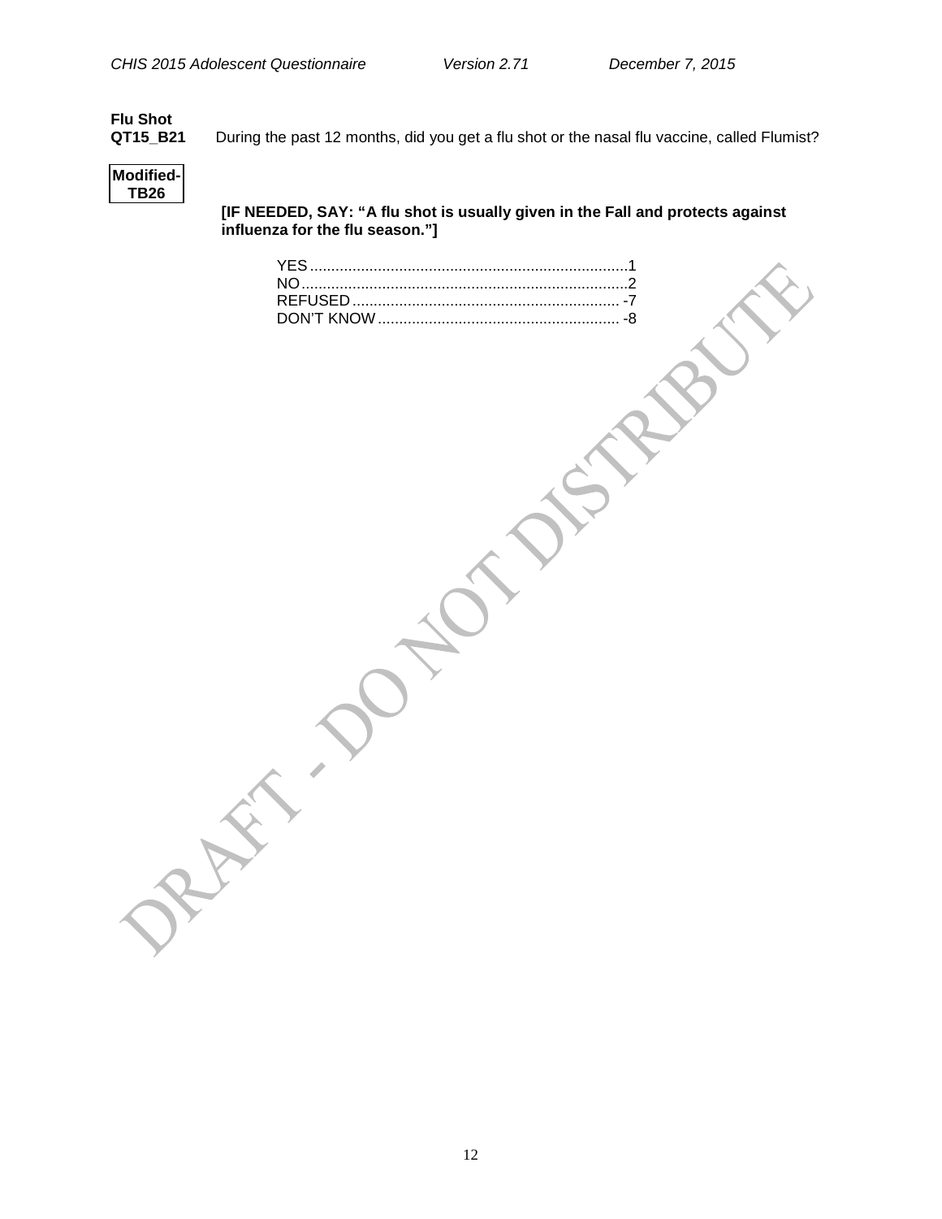**Flu Shot**

**QT15_B21** During the past 12 months, did you get a flu shot or the nasal flu vaccine, called Flumist?

**Modified-TB26**

**[IF NEEDED, SAY: "A flu shot is usually given in the Fall and protects against influenza for the flu season."]**

YES.......................................................................1
NO........................................................................2
REFUSED............................................................ -7
DON'T KNOW...................................................... -8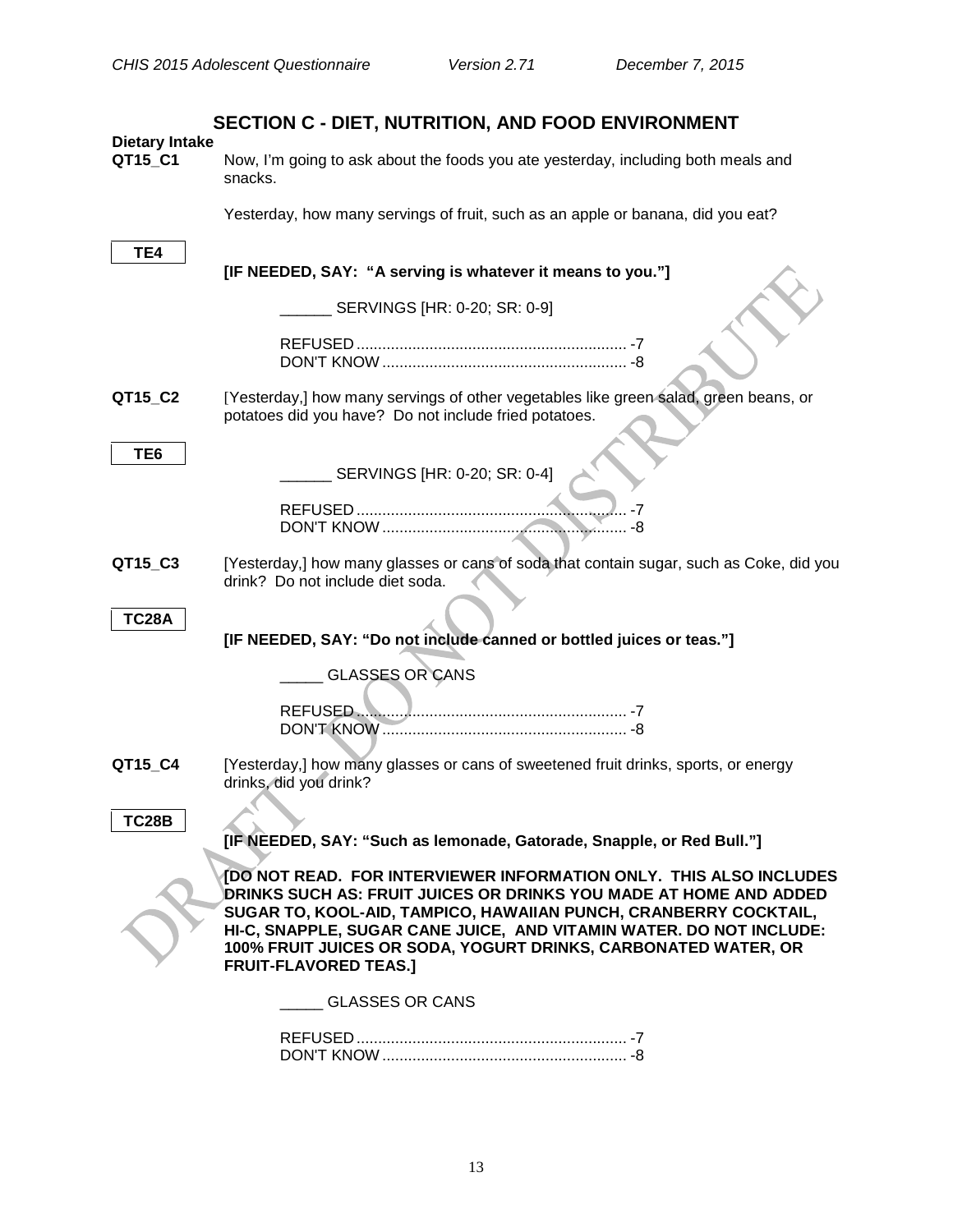## SECTION C - DIET, NUTRITION, AND FOOD ENVIRONMENT

**Dietary Intake**

**QT15_C1** Now, I'm going to ask about the foods you ate yesterday, including both meals and snacks.

Yesterday, how many servings of fruit, such as an apple or banana, did you eat?

**TE4**

**[IF NEEDED, SAY: "A serving is whatever it means to you."]**

______ SERVINGS [HR: 0-20; SR: 0-9]

REFUSED ............................................................... -7
DON'T KNOW ......................................................... -8

**QT15_C2** [Yesterday,] how many servings of other vegetables like green salad, green beans, or potatoes did you have? Do not include fried potatoes.

**TE6**

______ SERVINGS [HR: 0-20; SR: 0-4]

REFUSED ............................................................... -7
DON'T KNOW ......................................................... -8

**QT15_C3** [Yesterday,] how many glasses or cans of soda that contain sugar, such as Coke, did you drink? Do not include diet soda.

**TC28A**

**[IF NEEDED, SAY: "Do not include canned or bottled juices or teas."]**

_____ GLASSES OR CANS

REFUSED ............................................................... -7
DON'T KNOW ......................................................... -8

**QT15_C4** [Yesterday,] how many glasses or cans of sweetened fruit drinks, sports, or energy drinks, did you drink?

**TC28B**

**[IF NEEDED, SAY: "Such as lemonade, Gatorade, Snapple, or Red Bull."]**

**[DO NOT READ. FOR INTERVIEWER INFORMATION ONLY. THIS ALSO INCLUDES DRINKS SUCH AS: FRUIT JUICES OR DRINKS YOU MADE AT HOME AND ADDED SUGAR TO, KOOL-AID, TAMPICO, HAWAIIAN PUNCH, CRANBERRY COCKTAIL, HI-C, SNAPPLE, SUGAR CANE JUICE, AND VITAMIN WATER. DO NOT INCLUDE: 100% FRUIT JUICES OR SODA, YOGURT DRINKS, CARBONATED WATER, OR FRUIT-FLAVORED TEAS.]**

_____ GLASSES OR CANS

REFUSED ............................................................... -7
DON'T KNOW ......................................................... -8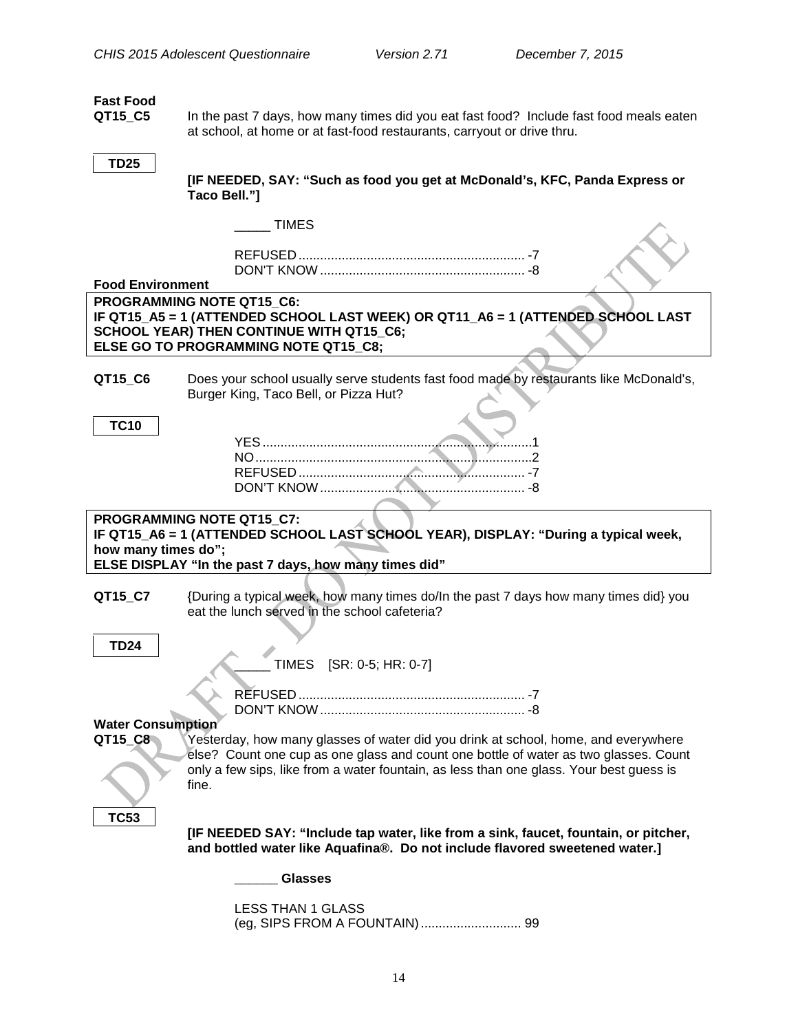**Fast Food**

**QT15_C5** In the past 7 days, how many times did you eat fast food? Include fast food meals eaten at school, at home or at fast-food restaurants, carryout or drive thru.

**TD25**

**[IF NEEDED, SAY: "Such as food you get at McDonald's, KFC, Panda Express or Taco Bell."]**

_____ TIMES

REFUSED ............................................................. -7
DON'T KNOW ........................................................ -8

**Food Environment**

**PROGRAMMING NOTE QT15_C6:**
**IF QT15_A5 = 1 (ATTENDED SCHOOL LAST WEEK) OR QT11_A6 = 1 (ATTENDED SCHOOL LAST SCHOOL YEAR) THEN CONTINUE WITH QT15_C6;**
**ELSE GO TO PROGRAMMING NOTE QT15_C8;**

**QT15_C6** Does your school usually serve students fast food made by restaurants like McDonald's, Burger King, Taco Bell, or Pizza Hut?

**TC10**

YES ........................................................................... 1
NO ............................................................................. 2
REFUSED ............................................................. -7
DON'T KNOW ........................................................ -8

**PROGRAMMING NOTE QT15_C7:**
**IF QT15_A6 = 1 (ATTENDED SCHOOL LAST SCHOOL YEAR), DISPLAY: "During a typical week, how many times do";**
**ELSE DISPLAY "In the past 7 days, how many times did"**

**QT15_C7** {During a typical week, how many times do/In the past 7 days how many times did} you eat the lunch served in the school cafeteria?

**TD24**

_____ TIMES [SR: 0-5; HR: 0-7]

REFUSED ............................................................. -7
DON'T KNOW ........................................................ -8

**Water Consumption**

**QT15_C8** Yesterday, how many glasses of water did you drink at school, home, and everywhere else? Count one cup as one glass and count one bottle of water as two glasses. Count only a few sips, like from a water fountain, as less than one glass. Your best guess is fine.

**TC53**

**[IF NEEDED SAY: "Include tap water, like from a sink, faucet, fountain, or pitcher, and bottled water like Aquafina®. Do not include flavored sweetened water.]**

**______ Glasses**

LESS THAN 1 GLASS
(eg, SIPS FROM A FOUNTAIN) ............................ 99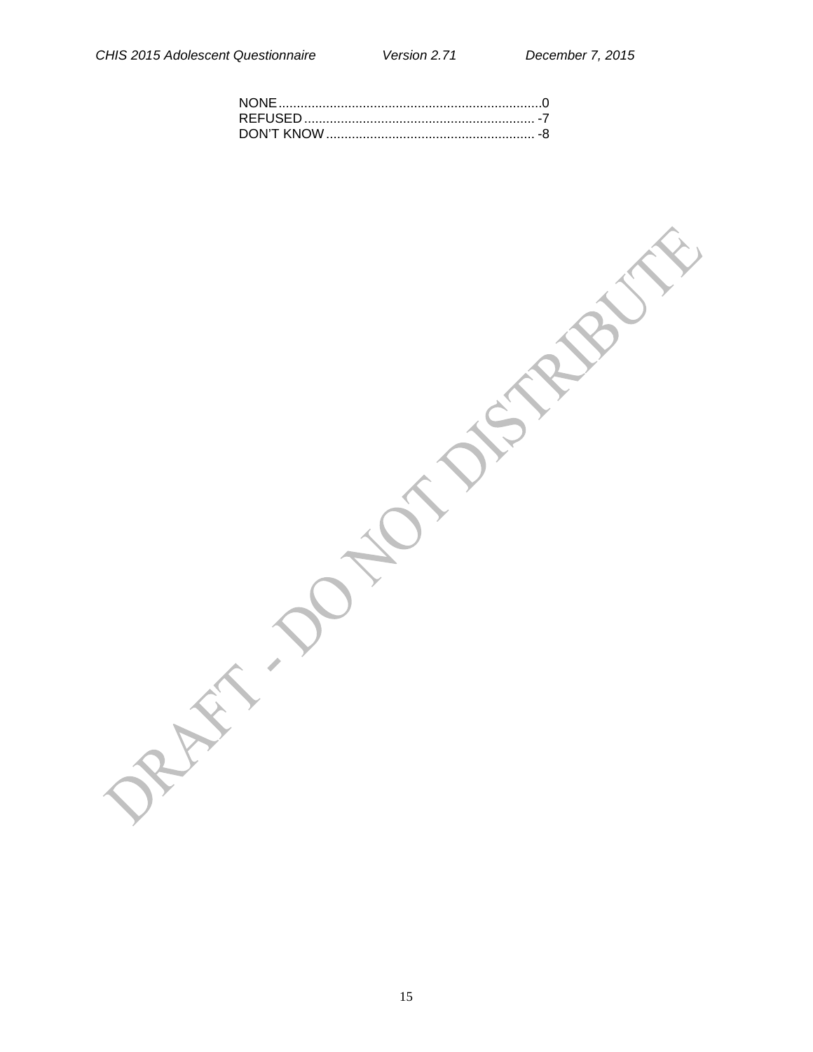NONE........................................................................0
REFUSED............................................................... -7
DON'T KNOW......................................................... -8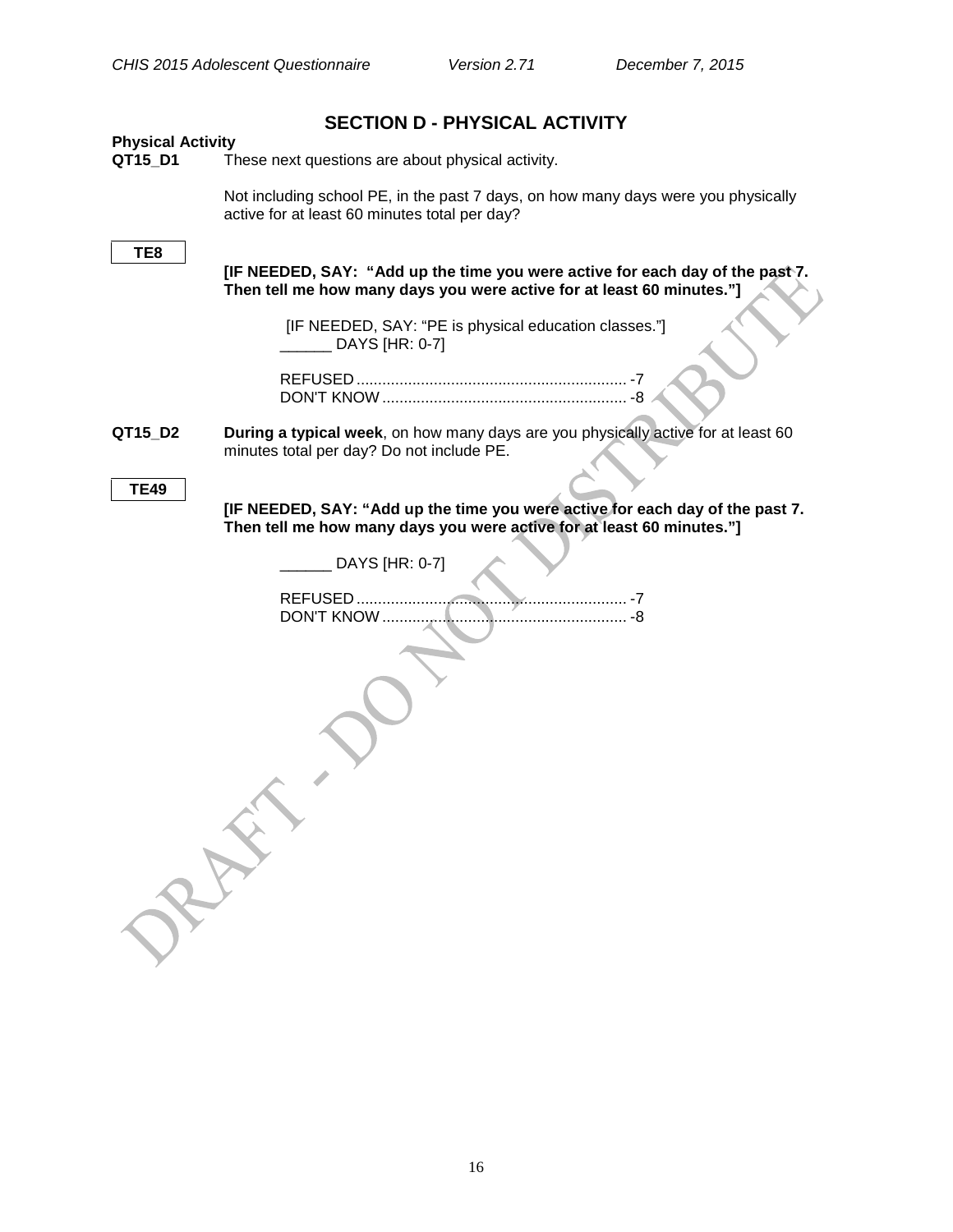## SECTION D - PHYSICAL ACTIVITY

**Physical Activity**

**QT15_D1** These next questions are about physical activity.

Not including school PE, in the past 7 days, on how many days were you physically active for at least 60 minutes total per day?

**TE8**

**[IF NEEDED, SAY: "Add up the time you were active for each day of the past 7. Then tell me how many days you were active for at least 60 minutes."]**

[IF NEEDED, SAY: "PE is physical education classes."]
______ DAYS [HR: 0-7]

REFUSED ............................................................... -7
DON'T KNOW ......................................................... -8

**QT15_D2** **During a typical week**, on how many days are you physically active for at least 60 minutes total per day? Do not include PE.

**TE49**

**[IF NEEDED, SAY: "Add up the time you were active for each day of the past 7. Then tell me how many days you were active for at least 60 minutes."]**

______ DAYS [HR: 0-7]

REFUSED ............................................................... -7
DON'T KNOW ......................................................... -8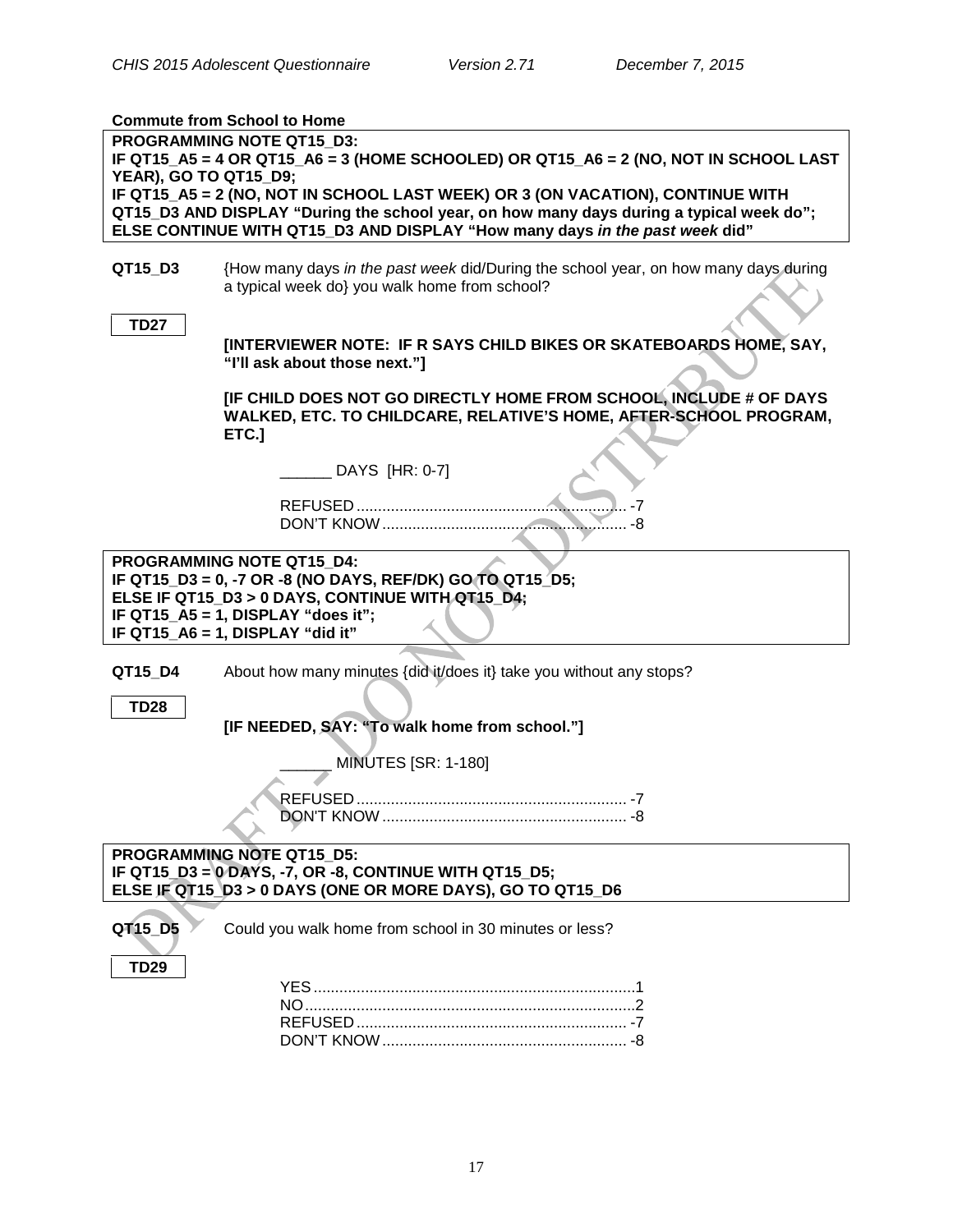**Commute from School to Home**

**PROGRAMMING NOTE QT15_D3:**
**IF QT15_A5 = 4 OR QT15_A6 = 3 (HOME SCHOOLED) OR QT15_A6 = 2 (NO, NOT IN SCHOOL LAST YEAR), GO TO QT15_D9;**
**IF QT15_A5 = 2 (NO, NOT IN SCHOOL LAST WEEK) OR 3 (ON VACATION), CONTINUE WITH QT15_D3 AND DISPLAY "During the school year, on how many days during a typical week do";**
**ELSE CONTINUE WITH QT15_D3 AND DISPLAY "How many days *in the past week* did"**

**QT15_D3** {How many days *in the past week* did/During the school year, on how many days during a typical week do} you walk home from school?

**TD27**

**[INTERVIEWER NOTE: IF R SAYS CHILD BIKES OR SKATEBOARDS HOME, SAY, "I'll ask about those next."]**

**[IF CHILD DOES NOT GO DIRECTLY HOME FROM SCHOOL, INCLUDE # OF DAYS WALKED, ETC. TO CHILDCARE, RELATIVE'S HOME, AFTER-SCHOOL PROGRAM, ETC.]**

______ DAYS [HR: 0-7]

REFUSED ............................................................... -7
DON'T KNOW ......................................................... -8

**PROGRAMMING NOTE QT15_D4:**
**IF QT15_D3 = 0, -7 OR -8 (NO DAYS, REF/DK) GO TO QT15_D5;**
**ELSE IF QT15_D3 > 0 DAYS, CONTINUE WITH QT15_D4;**
**IF QT15_A5 = 1, DISPLAY "does it";**
**IF QT15_A6 = 1, DISPLAY "did it"**

**QT15_D4** About how many minutes {did it/does it} take you without any stops?

**TD28**

**[IF NEEDED, SAY: "To walk home from school."]**

______ MINUTES [SR: 1-180]

REFUSED ............................................................... -7
DON'T KNOW ......................................................... -8

**PROGRAMMING NOTE QT15_D5:**
**IF QT15_D3 = 0 DAYS, -7, OR -8, CONTINUE WITH QT15_D5;**
**ELSE IF QT15_D3 > 0 DAYS (ONE OR MORE DAYS), GO TO QT15_D6**

**QT15_D5** Could you walk home from school in 30 minutes or less?

**TD29**

YES ..........................................................................1
NO ............................................................................2
REFUSED ............................................................... -7
DON'T KNOW ......................................................... -8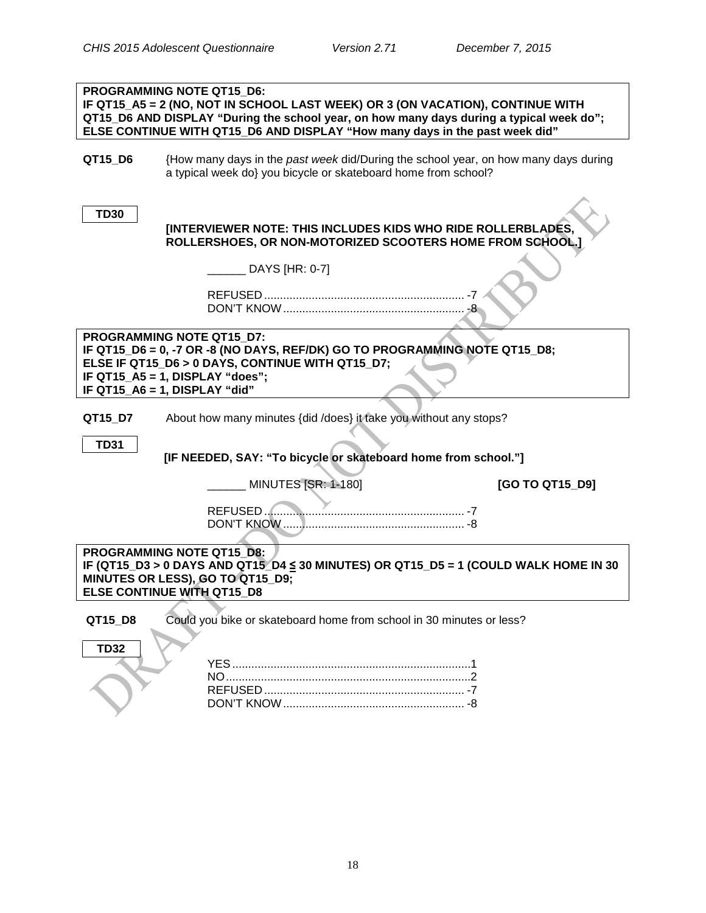**PROGRAMMING NOTE QT15_D6:**
**IF QT15_A5 = 2 (NO, NOT IN SCHOOL LAST WEEK) OR 3 (ON VACATION), CONTINUE WITH QT15_D6 AND DISPLAY "During the school year, on how many days during a typical week do"; ELSE CONTINUE WITH QT15_D6 AND DISPLAY "How many days in the past week did"**

**QT15_D6** {How many days in the *past week* did/During the school year, on how many days during a typical week do} you bicycle or skateboard home from school?

**TD30**

**[INTERVIEWER NOTE: THIS INCLUDES KIDS WHO RIDE ROLLERBLADES, ROLLERSHOES, OR NON-MOTORIZED SCOOTERS HOME FROM SCHOOL.]**

______ DAYS [HR: 0-7]

REFUSED ............................................................. -7
DON'T KNOW ........................................................ -8

**PROGRAMMING NOTE QT15_D7:**
**IF QT15_D6 = 0, -7 OR -8 (NO DAYS, REF/DK) GO TO PROGRAMMING NOTE QT15_D8;**
**ELSE IF QT15_D6 > 0 DAYS, CONTINUE WITH QT15_D7;**
**IF QT15_A5 = 1, DISPLAY "does";**
**IF QT15_A6 = 1, DISPLAY "did"**

**QT15_D7** About how many minutes {did /does} it take you without any stops?

**TD31**

**[IF NEEDED, SAY: "To bicycle or skateboard home from school."]**

______ MINUTES [SR: 1-180] **[GO TO QT15_D9]**

REFUSED ............................................................. -7
DON'T KNOW ........................................................ -8

**PROGRAMMING NOTE QT15_D8:**
**IF (QT15_D3 > 0 DAYS AND QT15_D4 ≤ 30 MINUTES) OR QT15_D5 = 1 (COULD WALK HOME IN 30 MINUTES OR LESS), GO TO QT15_D9;**
**ELSE CONTINUE WITH QT15_D8**

**QT15_D8** Could you bike or skateboard home from school in 30 minutes or less?

**TD32**

YES .......................................................................... 1
NO ............................................................................ 2
REFUSED ............................................................. -7
DON'T KNOW ........................................................ -8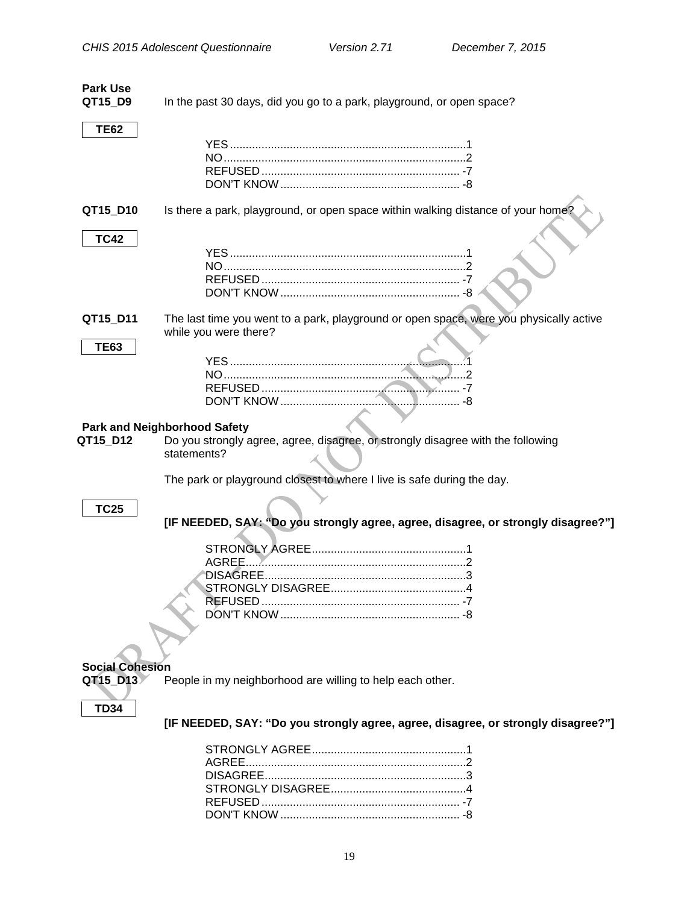**Park Use**

**QT15_D9** In the past 30 days, did you go to a park, playground, or open space?

**TE62**

YES....................................................................1
NO.....................................................................2
REFUSED.......................................................... -7
DON'T KNOW.................................................... -8

**QT15_D10** Is there a park, playground, or open space within walking distance of your home?

**TC42**

YES....................................................................1
NO.....................................................................2
REFUSED.......................................................... -7
DON'T KNOW.................................................... -8

**QT15_D11** The last time you went to a park, playground or open space, were you physically active while you were there?

**TE63**

YES....................................................................1
NO.....................................................................2
REFUSED.......................................................... -7
DON'T KNOW.................................................... -8

**Park and Neighborhood Safety**

**QT15_D12** Do you strongly agree, agree, disagree, or strongly disagree with the following statements?

The park or playground closest to where I live is safe during the day.

**TC25**

**[IF NEEDED, SAY: "Do you strongly agree, agree, disagree, or strongly disagree?"]**

STRONGLY AGREE.............................................1
AGREE.................................................................2
DISAGREE...........................................................3
STRONGLY DISAGREE.......................................4
REFUSED.......................................................... -7
DON'T KNOW.................................................... -8

**Social Cohesion**

**QT15_D13** People in my neighborhood are willing to help each other.

**TD34**

**[IF NEEDED, SAY: "Do you strongly agree, agree, disagree, or strongly disagree?"]**

STRONGLY AGREE.............................................1
AGREE.................................................................2
DISAGREE...........................................................3
STRONGLY DISAGREE.......................................4
REFUSED.......................................................... -7
DON'T KNOW.................................................... -8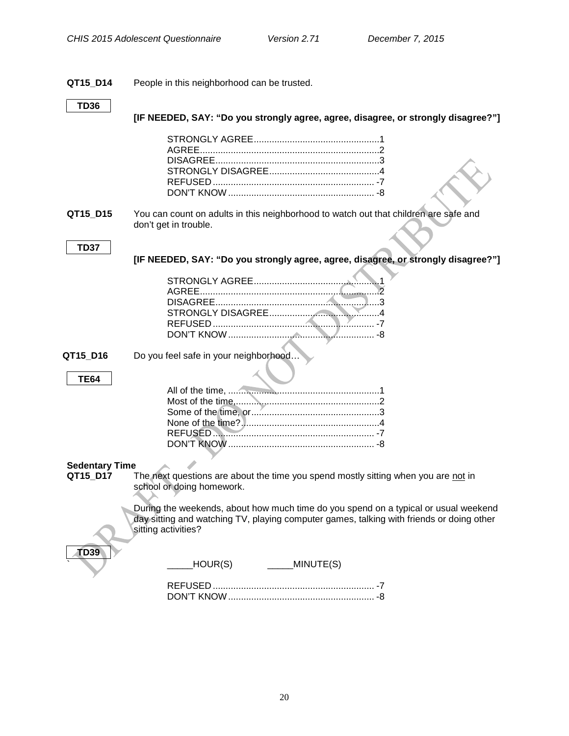**QT15_D14** People in this neighborhood can be trusted.

**TD36**

**[IF NEEDED, SAY: "Do you strongly agree, agree, disagree, or strongly disagree?"]**

STRONGLY AGREE.................................................1
AGREE.....................................................................2
DISAGREE................................................................3
STRONGLY DISAGREE...........................................4
REFUSED ............................................................... -7
DON'T KNOW ......................................................... -8

**QT15_D15** You can count on adults in this neighborhood to watch out that children are safe and don't get in trouble.

**TD37**

**[IF NEEDED, SAY: "Do you strongly agree, agree, disagree, or strongly disagree?"]**

STRONGLY AGREE.................................................1
AGREE.....................................................................2
DISAGREE................................................................3
STRONGLY DISAGREE...........................................4
REFUSED ............................................................... -7
DON'T KNOW ......................................................... -8

**QT15_D16** Do you feel safe in your neighborhood…

**TE64**

All of the time, ..........................................................1
Most of the time,.........................................................2
Some of the time, or..................................................3
None of the time?......................................................4
REFUSED ............................................................... -7
DON'T KNOW ......................................................... -8

**Sedentary Time**

**QT15_D17** The next questions are about the time you spend mostly sitting when you are <u>not</u> in school or doing homework.

During the weekends, about how much time do you spend on a typical or usual weekend day sitting and watching TV, playing computer games, talking with friends or doing other sitting activities?

**TD39**

\_\_\_\_\_HOUR(S) \_\_\_\_\_MINUTE(S)

REFUSED ............................................................... -7
DON'T KNOW ......................................................... -8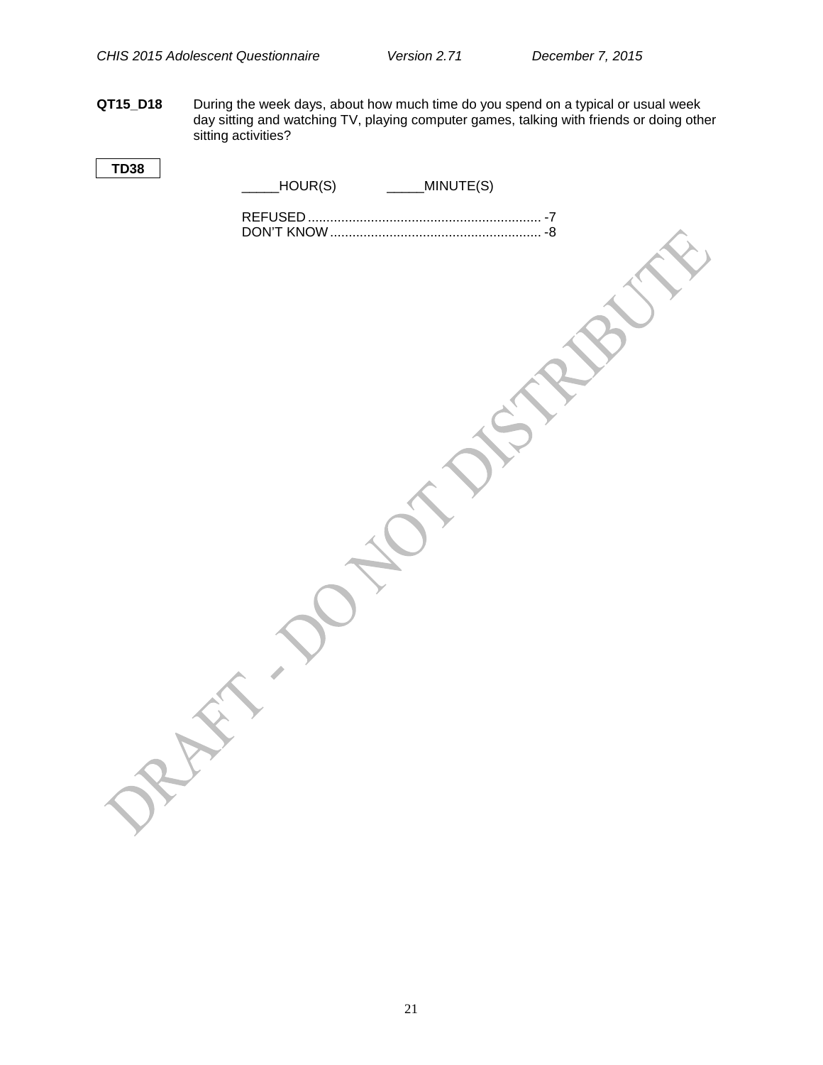**QT15_D18** During the week days, about how much time do you spend on a typical or usual week day sitting and watching TV, playing computer games, talking with friends or doing other sitting activities?

**TD38**

_____HOUR(S) _____MINUTE(S)

REFUSED ............................................................... -7
DON'T KNOW ......................................................... -8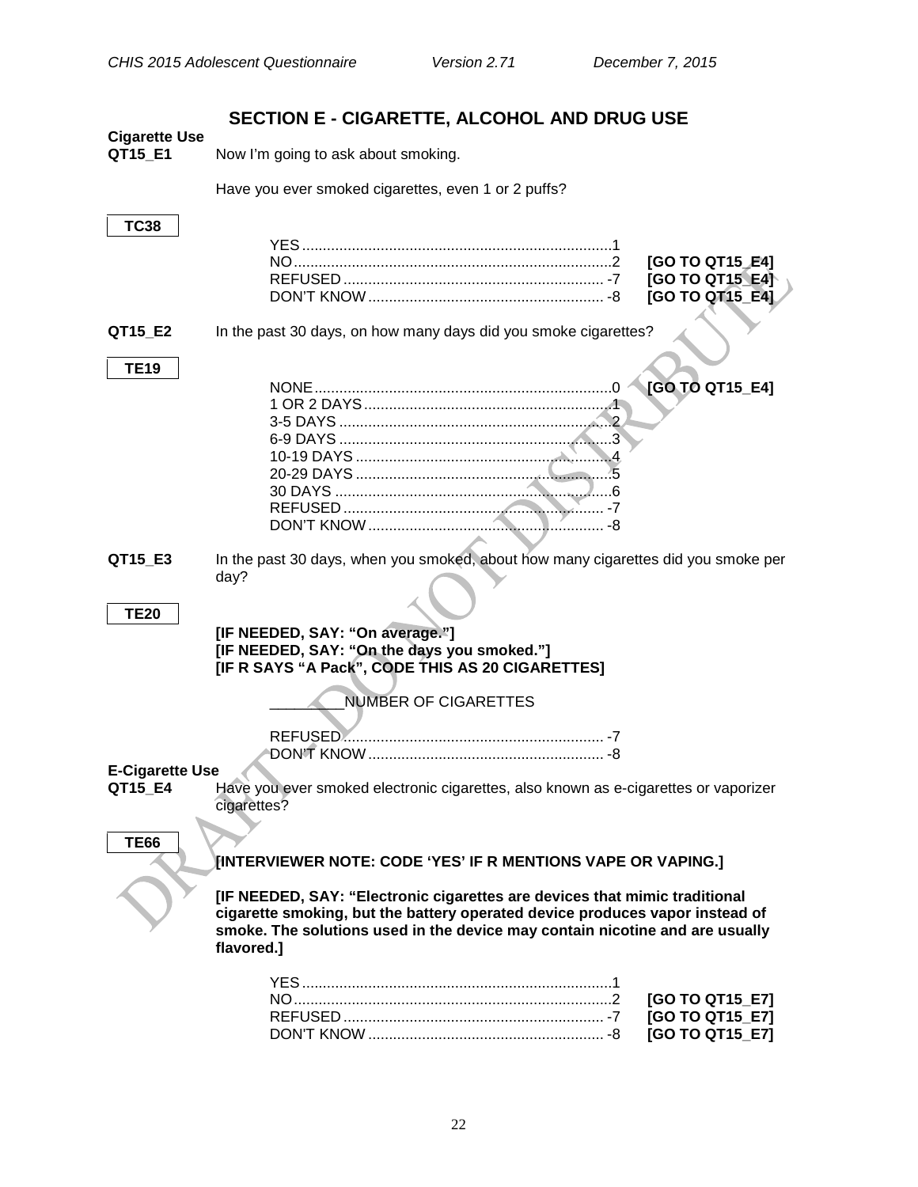## SECTION E - CIGARETTE, ALCOHOL AND DRUG USE

**Cigarette Use**

**QT15_E1** Now I'm going to ask about smoking.

Have you ever smoked cigarettes, even 1 or 2 puffs?

**TC38**

YES ........................................................................1
NO..........................................................................2 **[GO TO QT15_E4]**
REFUSED ............................................................. -7 **[GO TO QT15_E4]**
DON'T KNOW ........................................................ -8 **[GO TO QT15_E4]**

**QT15_E2** In the past 30 days, on how many days did you smoke cigarettes?

**TE19**

NONE.....................................................................0 **[GO TO QT15_E4]**
1 OR 2 DAYS..........................................................1
3-5 DAYS ...............................................................2
6-9 DAYS ...............................................................3
10-19 DAYS ............................................................4
20-29 DAYS ............................................................5
30 DAYS .................................................................6
REFUSED .............................................................. -7
DON'T KNOW ........................................................ -8

**QT15_E3** In the past 30 days, when you smoked, about how many cigarettes did you smoke per day?

**TE20**

**[IF NEEDED, SAY: "On average."]**
**[IF NEEDED, SAY: "On the days you smoked."]**
**[IF R SAYS "A Pack", CODE THIS AS 20 CIGARETTES]**

_________NUMBER OF CIGARETTES

REFUSED .............................................................. -7
DON'T KNOW ........................................................ -8

**E-Cigarette Use**

**QT15_E4** Have you ever smoked electronic cigarettes, also known as e-cigarettes or vaporizer cigarettes?

**TE66**

**[INTERVIEWER NOTE: CODE 'YES' IF R MENTIONS VAPE OR VAPING.]**

**[IF NEEDED, SAY: "Electronic cigarettes are devices that mimic traditional cigarette smoking, but the battery operated device produces vapor instead of smoke. The solutions used in the device may contain nicotine and are usually flavored.]**

YES ........................................................................1
NO..........................................................................2 **[GO TO QT15_E7]**
REFUSED ............................................................. -7 **[GO TO QT15_E7]**
DON'T KNOW ........................................................ -8 **[GO TO QT15_E7]**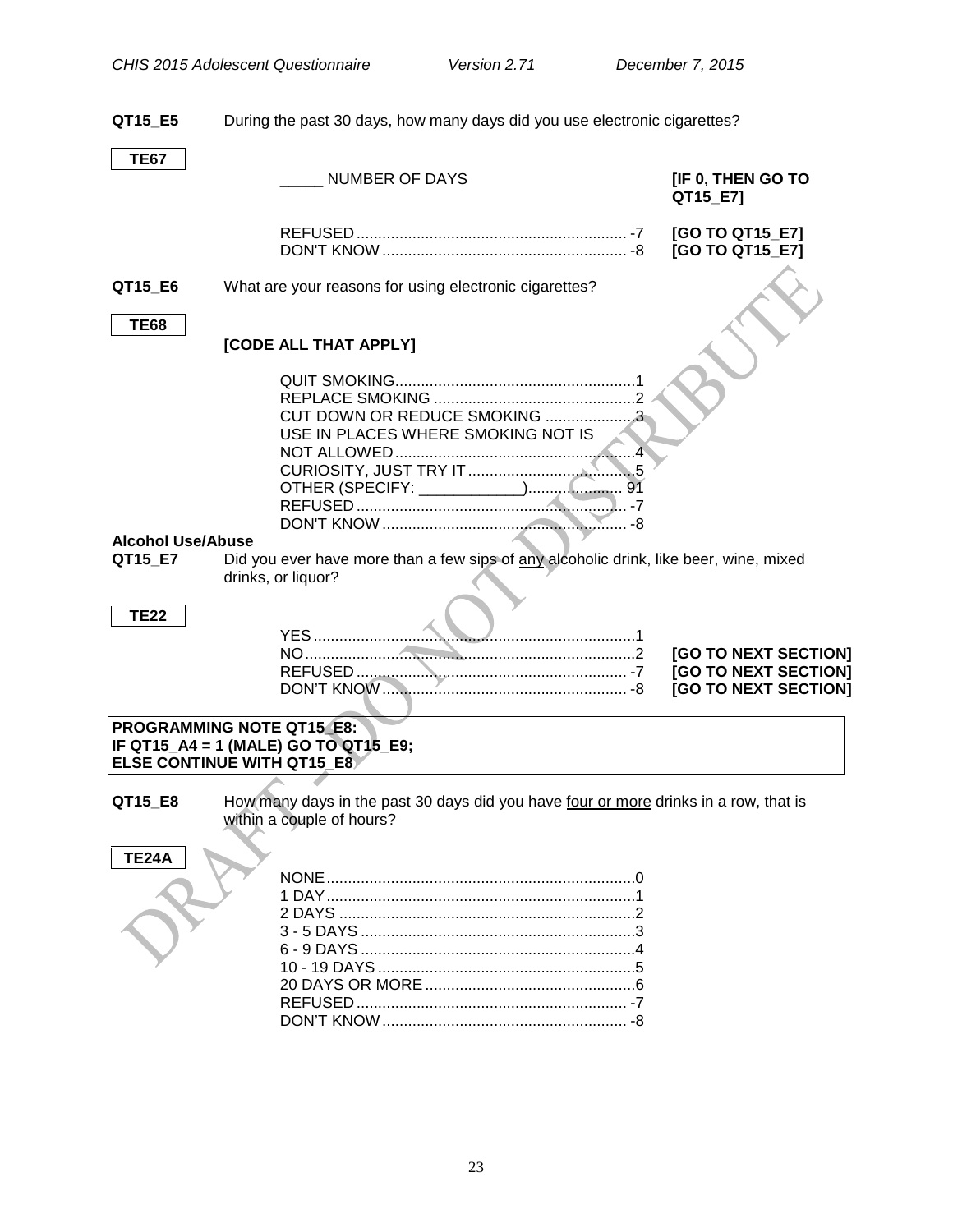**QT15_E5** During the past 30 days, how many days did you use electronic cigarettes?

**TE67**

_____ NUMBER OF DAYS **[IF 0, THEN GO TO QT15_E7]**

REFUSED ............................................................... -7 **[GO TO QT15_E7]**
DON'T KNOW ......................................................... -8 **[GO TO QT15_E7]**

**QT15_E6** What are your reasons for using electronic cigarettes?

**TE68**

**[CODE ALL THAT APPLY]**

QUIT SMOKING........................................................1
REPLACE SMOKING ...............................................2
CUT DOWN OR REDUCE SMOKING .....................3
USE IN PLACES WHERE SMOKING NOT IS NOT ALLOWED........................................................4
CURIOSITY, JUST TRY IT .......................................5
OTHER (SPECIFY: ____________)..................... 91
REFUSED ............................................................... -7
DON'T KNOW ......................................................... -8

**Alcohol Use/Abuse**

**QT15_E7** Did you ever have more than a few sips of <u>any</u> alcoholic drink, like beer, wine, mixed drinks, or liquor?

**TE22**

YES ...........................................................................1
NO............................................................................2 **[GO TO NEXT SECTION]**
REFUSED ............................................................... -7 **[GO TO NEXT SECTION]**
DON'T KNOW ......................................................... -8 **[GO TO NEXT SECTION]**

**PROGRAMMING NOTE QT15_E8:**
**IF QT15_A4 = 1 (MALE) GO TO QT15_E9;**
**ELSE CONTINUE WITH QT15_E8**

**QT15_E8** How many days in the past 30 days did you have <u>four or more</u> drinks in a row, that is within a couple of hours?

**TE24A**

NONE........................................................................0
1 DAY........................................................................1
2 DAYS .....................................................................2
3 - 5 DAYS ................................................................3
6 - 9 DAYS ................................................................4
10 - 19 DAYS ............................................................5
20 DAYS OR MORE .................................................6
REFUSED ............................................................... -7
DON'T KNOW ......................................................... -8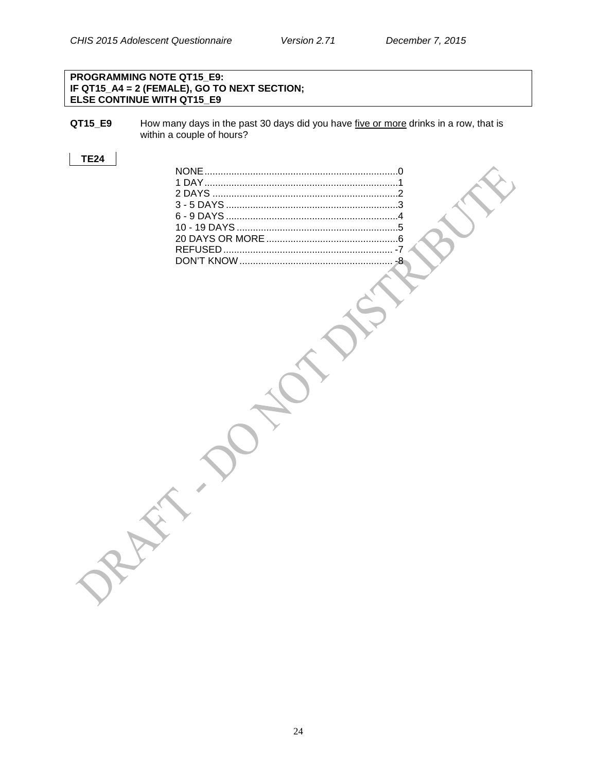**PROGRAMMING NOTE QT15_E9:**
**IF QT15_A4 = 2 (FEMALE), GO TO NEXT SECTION;**
**ELSE CONTINUE WITH QT15_E9**

**QT15_E9** How many days in the past 30 days did you have <u>five or more</u> drinks in a row, that is within a couple of hours?

**TE24**

NONE........................................................................0
1 DAY........................................................................1
2 DAYS ......................................................................2
3 - 5 DAYS ................................................................3
6 - 9 DAYS ................................................................4
10 - 19 DAYS ............................................................5
20 DAYS OR MORE .................................................6
REFUSED ............................................................... -7
DON'T KNOW ......................................................... -8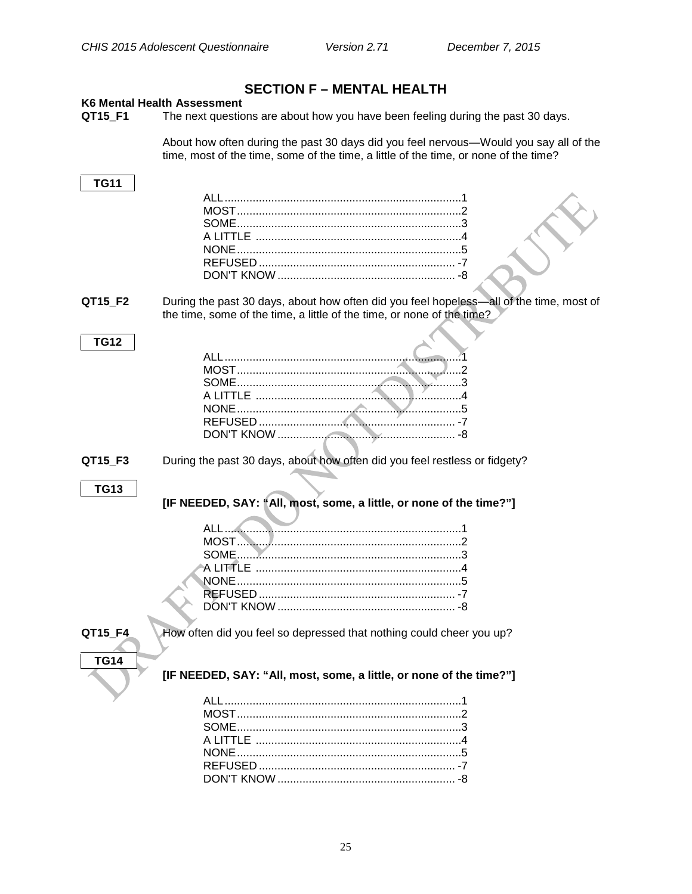## SECTION F – MENTAL HEALTH

**K6 Mental Health Assessment**

**QT15_F1** The next questions are about how you have been feeling during the past 30 days.

About how often during the past 30 days did you feel nervous—Would you say all of the time, most of the time, some of the time, a little of the time, or none of the time?

**TG11**

ALL ......................................................................1
MOST ...................................................................2
SOME ...................................................................3
A LITTLE ...............................................................4
NONE ...................................................................5
REFUSED ............................................................. -7
DON'T KNOW ........................................................ -8

**QT15_F2** During the past 30 days, about how often did you feel hopeless—all of the time, most of the time, some of the time, a little of the time, or none of the time?

**TG12**

ALL ......................................................................1
MOST ...................................................................2
SOME ...................................................................3
A LITTLE ...............................................................4
NONE ...................................................................5
REFUSED ............................................................. -7
DON'T KNOW ........................................................ -8

**QT15_F3** During the past 30 days, about how often did you feel restless or fidgety?

**TG13**

**[IF NEEDED, SAY: "All, most, some, a little, or none of the time?"]**

ALL ......................................................................1
MOST ...................................................................2
SOME ...................................................................3
A LITTLE ...............................................................4
NONE ...................................................................5
REFUSED ............................................................. -7
DON'T KNOW ........................................................ -8

**QT15_F4** How often did you feel so depressed that nothing could cheer you up?

**TG14**

**[IF NEEDED, SAY: "All, most, some, a little, or none of the time?"]**

ALL ......................................................................1
MOST ...................................................................2
SOME ...................................................................3
A LITTLE ...............................................................4
NONE ...................................................................5
REFUSED ............................................................. -7
DON'T KNOW ........................................................ -8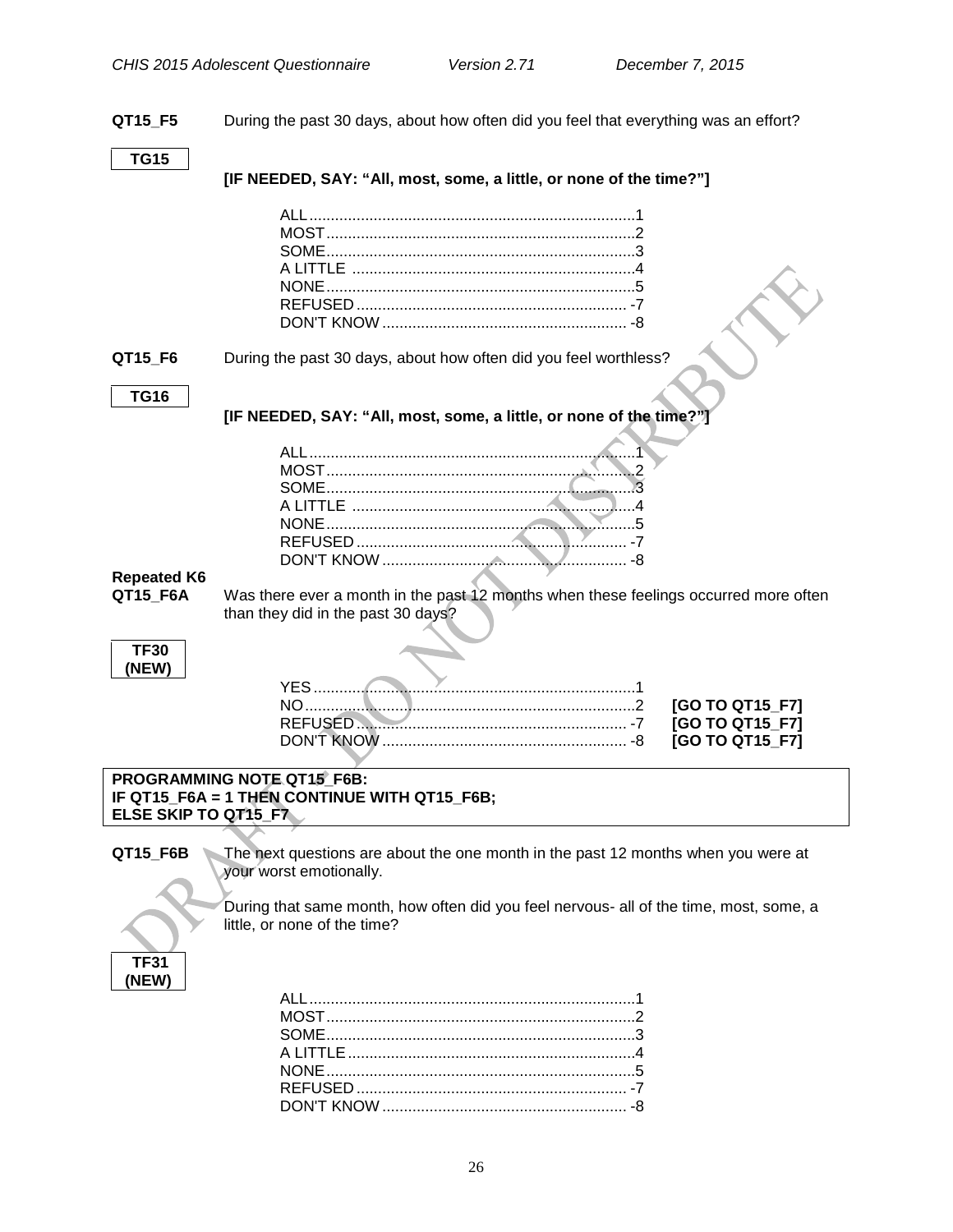**QT15_F5** During the past 30 days, about how often did you feel that everything was an effort?

**TG15**

**[IF NEEDED, SAY: "All, most, some, a little, or none of the time?"]**

ALL....................................................................1
MOST..................................................................2
SOME..................................................................3
A LITTLE ............................................................4
NONE..................................................................5
REFUSED ........................................................... -7
DON'T KNOW ..................................................... -8

**QT15_F6** During the past 30 days, about how often did you feel worthless?

**TG16**

**[IF NEEDED, SAY: "All, most, some, a little, or none of the time?"]**

ALL....................................................................1
MOST..................................................................2
SOME..................................................................3
A LITTLE ............................................................4
NONE..................................................................5
REFUSED ........................................................... -7
DON'T KNOW ..................................................... -8

**Repeated K6**
**QT15_F6A** Was there ever a month in the past 12 months when these feelings occurred more often than they did in the past 30 days?

**TF30 (NEW)**

YES....................................................................1
NO......................................................................2 **[GO TO QT15_F7]**
REFUSED ........................................................... -7 **[GO TO QT15_F7]**
DON'T KNOW ..................................................... -8 **[GO TO QT15_F7]**

**PROGRAMMING NOTE QT15_F6B:**
**IF QT15_F6A = 1 THEN CONTINUE WITH QT15_F6B;**
**ELSE SKIP TO QT15_F7**

**QT15_F6B** The next questions are about the one month in the past 12 months when you were at your worst emotionally.

During that same month, how often did you feel nervous- all of the time, most, some, a little, or none of the time?

**TF31 (NEW)**

ALL....................................................................1
MOST..................................................................2
SOME..................................................................3
A LITTLE ............................................................4
NONE..................................................................5
REFUSED ........................................................... -7
DON'T KNOW ..................................................... -8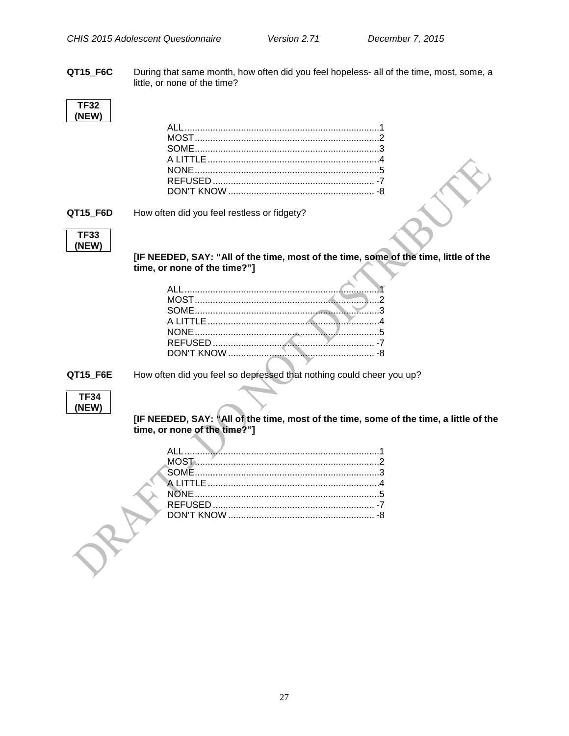**QT15_F6C** During that same month, how often did you feel hopeless- all of the time, most, some, a little, or none of the time?

**TF32 (NEW)**

ALL ........................................ 1
MOST ...................................... 2
SOME ...................................... 3
A LITTLE ................................. 4
NONE ...................................... 5
REFUSED ................................ -7
DON'T KNOW .......................... -8

**QT15_F6D** How often did you feel restless or fidgety?

**TF33 (NEW)**

**[IF NEEDED, SAY: "All of the time, most of the time, some of the time, little of the time, or none of the time?"]**

ALL ........................................ 1
MOST ...................................... 2
SOME ...................................... 3
A LITTLE ................................. 4
NONE ...................................... 5
REFUSED ................................ -7
DON'T KNOW .......................... -8

**QT15_F6E** How often did you feel so depressed that nothing could cheer you up?

**TF34 (NEW)**

**[IF NEEDED, SAY: "All of the time, most of the time, some of the time, a little of the time, or none of the time?"]**

ALL ........................................ 1
MOST ...................................... 2
SOME ...................................... 3
A LITTLE ................................. 4
NONE ...................................... 5
REFUSED ................................ -7
DON'T KNOW .......................... -8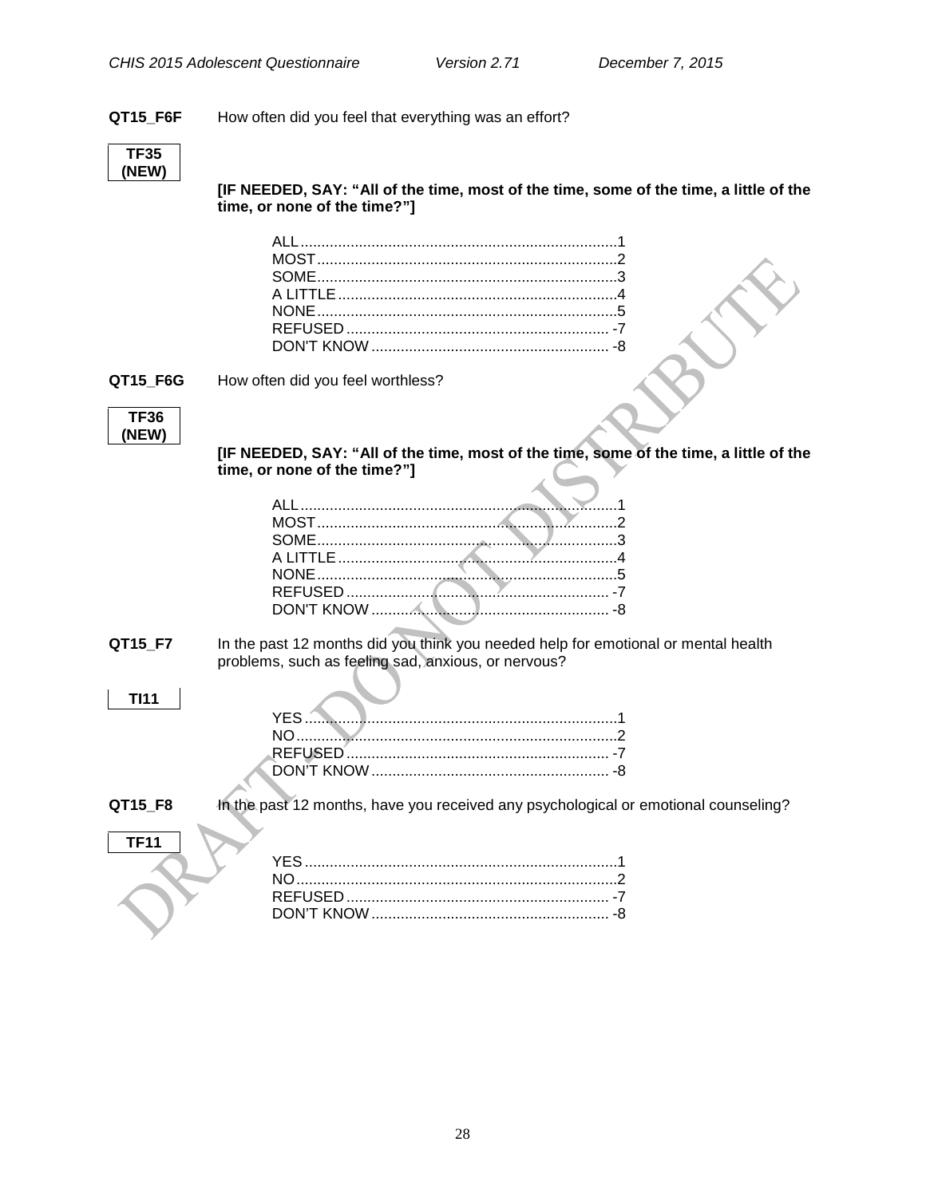**QT15_F6F** How often did you feel that everything was an effort?

**TF35 (NEW)**

**[IF NEEDED, SAY: "All of the time, most of the time, some of the time, a little of the time, or none of the time?"]**

ALL ............................................................................1
MOST ........................................................................2
SOME ........................................................................3
A LITTLE ...................................................................4
NONE ........................................................................5
REFUSED ............................................................... -7
DON'T KNOW ......................................................... -8

**QT15_F6G** How often did you feel worthless?

**TF36 (NEW)**

**[IF NEEDED, SAY: "All of the time, most of the time, some of the time, a little of the time, or none of the time?"]**

ALL ............................................................................1
MOST ........................................................................2
SOME ........................................................................3
A LITTLE ...................................................................4
NONE ........................................................................5
REFUSED ............................................................... -7
DON'T KNOW ......................................................... -8

**QT15_F7** In the past 12 months did you think you needed help for emotional or mental health problems, such as feeling sad, anxious, or nervous?

**TI11**

YES ...........................................................................1
NO .............................................................................2
REFUSED ............................................................... -7
DON'T KNOW ......................................................... -8

**QT15_F8** In the past 12 months, have you received any psychological or emotional counseling?

**TF11**

YES ...........................................................................1
NO .............................................................................2
REFUSED ............................................................... -7
DON'T KNOW ......................................................... -8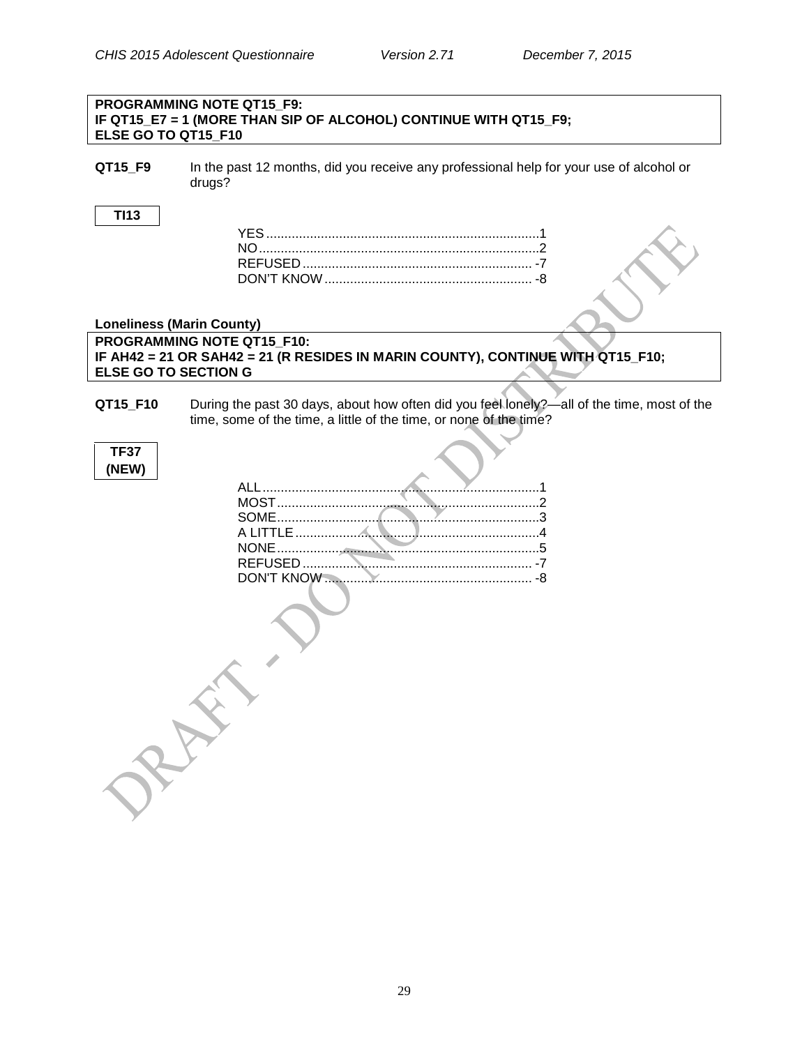**PROGRAMMING NOTE QT15_F9:**
**IF QT15_E7 = 1 (MORE THAN SIP OF ALCOHOL) CONTINUE WITH QT15_F9;**
**ELSE GO TO QT15_F10**

**QT15_F9** In the past 12 months, did you receive any professional help for your use of alcohol or drugs?

**TI13**

YES ........................................................................ 1
NO .......................................................................... 2
REFUSED .............................................................. -7
DON'T KNOW ......................................................... -8

**Loneliness (Marin County)**

**PROGRAMMING NOTE QT15_F10:**
**IF AH42 = 21 OR SAH42 = 21 (R RESIDES IN MARIN COUNTY), CONTINUE WITH QT15_F10;**
**ELSE GO TO SECTION G**

**QT15_F10** During the past 30 days, about how often did you feel lonely?—all of the time, most of the time, some of the time, a little of the time, or none of the time?

**TF37 (NEW)**

ALL .......................................................................... 1
MOST ....................................................................... 2
SOME ....................................................................... 3
A LITTLE .................................................................. 4
NONE ....................................................................... 5
REFUSED .............................................................. -7
DON'T KNOW ......................................................... -8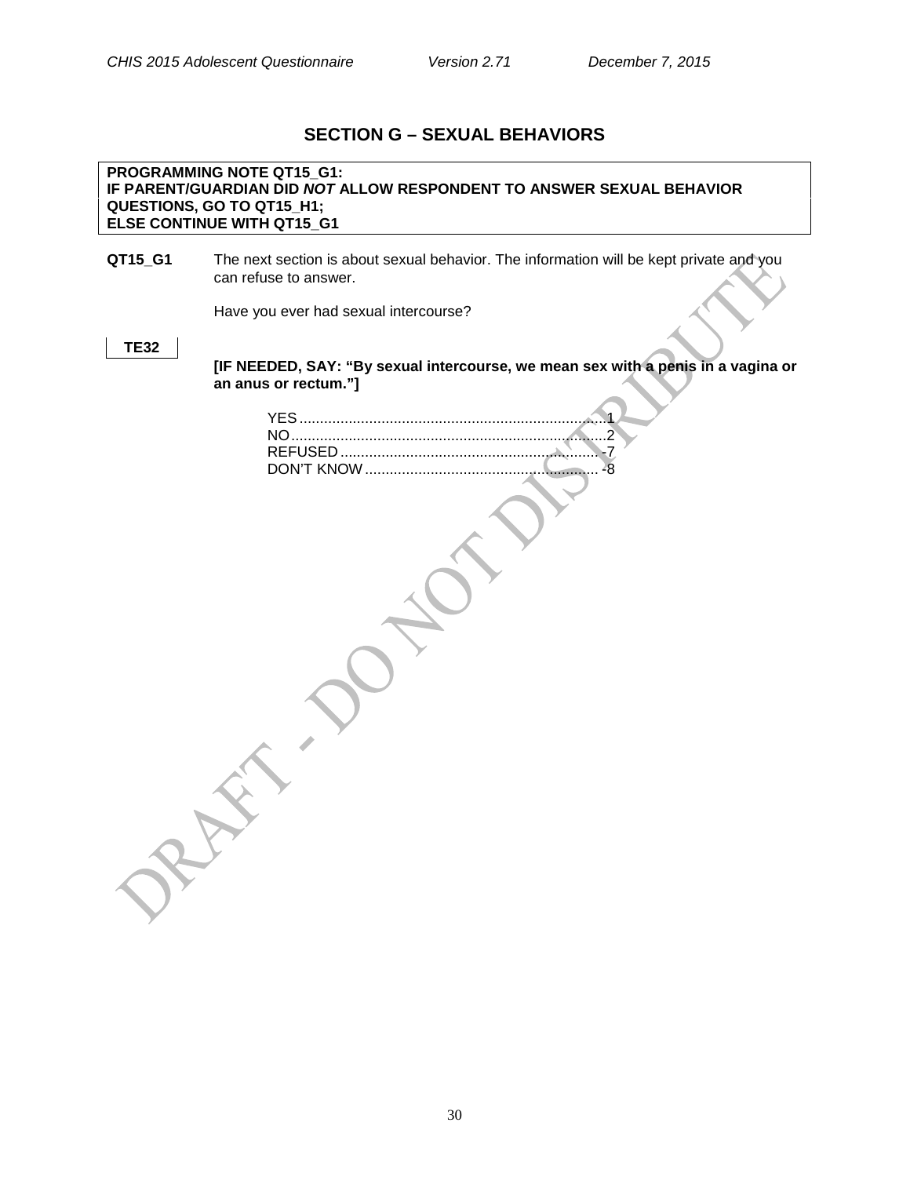## SECTION G – SEXUAL BEHAVIORS

**PROGRAMMING NOTE QT15_G1:**
**IF PARENT/GUARDIAN DID *NOT* ALLOW RESPONDENT TO ANSWER SEXUAL BEHAVIOR QUESTIONS, GO TO QT15_H1;**
**ELSE CONTINUE WITH QT15_G1**

**QT15_G1** The next section is about sexual behavior. The information will be kept private and you can refuse to answer.

Have you ever had sexual intercourse?

**TE32**

**[IF NEEDED, SAY: "By sexual intercourse, we mean sex with a penis in a vagina or an anus or rectum."]**

YES ........................................................................ 1
NO .......................................................................... 2
REFUSED .............................................................. -7
DON'T KNOW ........................................................ -8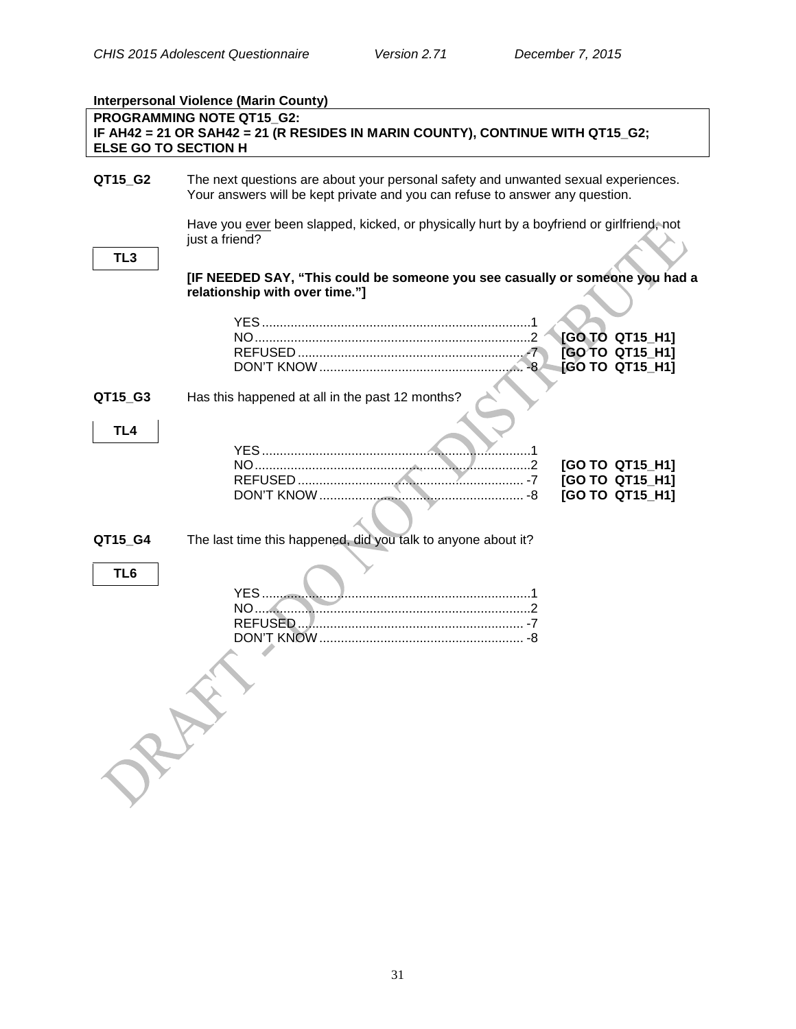**Interpersonal Violence (Marin County)**

**PROGRAMMING NOTE QT15_G2:**
**IF AH42 = 21 OR SAH42 = 21 (R RESIDES IN MARIN COUNTY), CONTINUE WITH QT15_G2; ELSE GO TO SECTION H**

**QT15_G2** The next questions are about your personal safety and unwanted sexual experiences. Your answers will be kept private and you can refuse to answer any question.

Have you ever been slapped, kicked, or physically hurt by a boyfriend or girlfriend, not just a friend?

**TL3**

**[IF NEEDED SAY, "This could be someone you see casually or someone you had a relationship with over time."]**

| | | |
|---|---|---|
| YES | 1 | |
| NO | 2 | **[GO TO QT15_H1]** |
| REFUSED | -7 | **[GO TO QT15_H1]** |
| DON'T KNOW | -8 | **[GO TO QT15_H1]** |

**QT15_G3** Has this happened at all in the past 12 months?

**TL4**

| | | |
|---|---|---|
| YES | 1 | |
| NO | 2 | **[GO TO QT15_H1]** |
| REFUSED | -7 | **[GO TO QT15_H1]** |
| DON'T KNOW | -8 | **[GO TO QT15_H1]** |

**QT15_G4** The last time this happened, did you talk to anyone about it?

**TL6**

| | |
|---|---|
| YES | 1 |
| NO | 2 |
| REFUSED | -7 |
| DON'T KNOW | -8 |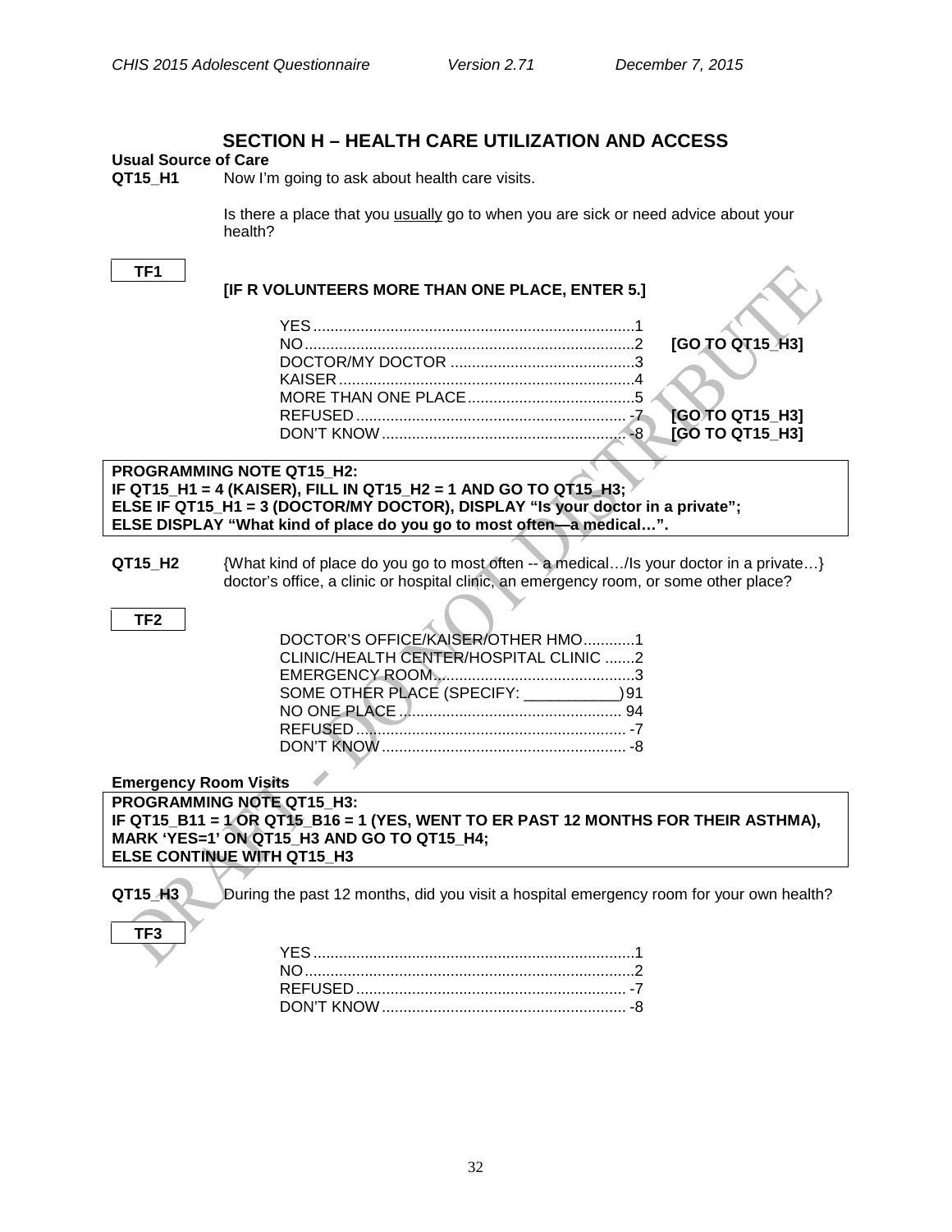## SECTION H – HEALTH CARE UTILIZATION AND ACCESS

**Usual Source of Care**

**QT15_H1** Now I'm going to ask about health care visits.

Is there a place that you usually go to when you are sick or need advice about your health?

**TF1**

**[IF R VOLUNTEERS MORE THAN ONE PLACE, ENTER 5.]**

| | | |
|---|---|---|
| YES | 1 | |
| NO | 2 | **[GO TO QT15_H3]** |
| DOCTOR/MY DOCTOR | 3 | |
| KAISER | 4 | |
| MORE THAN ONE PLACE | 5 | |
| REFUSED | -7 | **[GO TO QT15_H3]** |
| DON'T KNOW | -8 | **[GO TO QT15_H3]** |

**PROGRAMMING NOTE QT15_H2:**
**IF QT15_H1 = 4 (KAISER), FILL IN QT15_H2 = 1 AND GO TO QT15_H3;**
**ELSE IF QT15_H1 = 3 (DOCTOR/MY DOCTOR), DISPLAY "Is your doctor in a private";**
**ELSE DISPLAY "What kind of place do you go to most often—a medical…".**

**QT15_H2** {What kind of place do you go to most often -- a medical…/Is your doctor in a private…} doctor's office, a clinic or hospital clinic, an emergency room, or some other place?

**TF2**

| | |
|---|---|
| DOCTOR'S OFFICE/KAISER/OTHER HMO | 1 |
| CLINIC/HEALTH CENTER/HOSPITAL CLINIC | 2 |
| EMERGENCY ROOM | 3 |
| SOME OTHER PLACE (SPECIFY: ___________) | 91 |
| NO ONE PLACE | 94 |
| REFUSED | -7 |
| DON'T KNOW | -8 |

**Emergency Room Visits**

**PROGRAMMING NOTE QT15_H3:**
**IF QT15_B11 = 1 OR QT15_B16 = 1 (YES, WENT TO ER PAST 12 MONTHS FOR THEIR ASTHMA), MARK 'YES=1' ON QT15_H3 AND GO TO QT15_H4;**
**ELSE CONTINUE WITH QT15_H3**

**QT15_H3** During the past 12 months, did you visit a hospital emergency room for your own health?

**TF3**

| | |
|---|---|
| YES | 1 |
| NO | 2 |
| REFUSED | -7 |
| DON'T KNOW | -8 |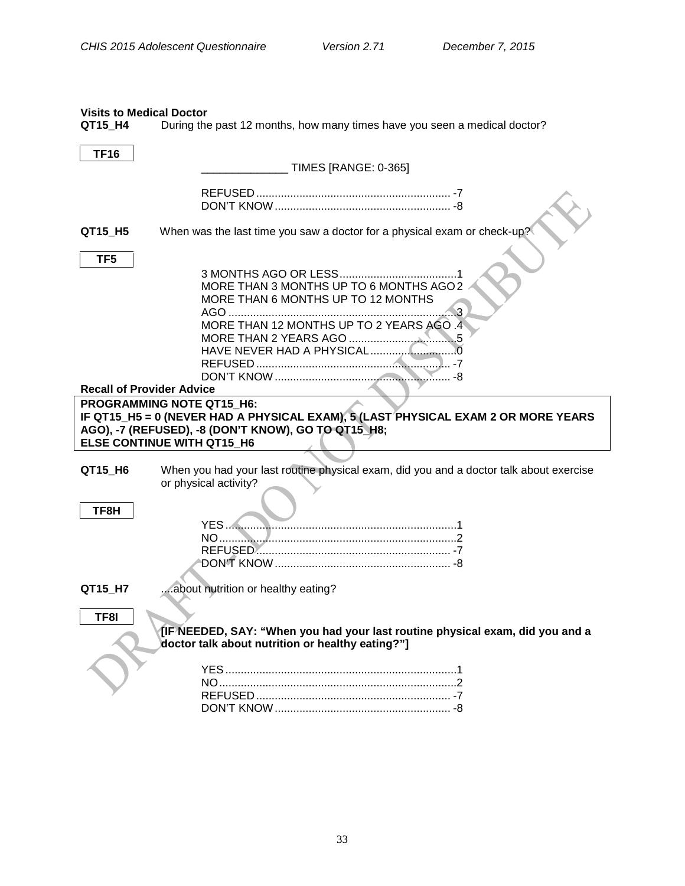**Visits to Medical Doctor**

**QT15_H4** During the past 12 months, how many times have you seen a medical doctor?

**TF16**

_______________ TIMES [RANGE: 0-365]

REFUSED ............................................................. -7
DON'T KNOW ....................................................... -8

**QT15_H5** When was the last time you saw a doctor for a physical exam or check-up?

**TF5**

3 MONTHS AGO OR LESS ......................................1
MORE THAN 3 MONTHS UP TO 6 MONTHS AGO 2
MORE THAN 6 MONTHS UP TO 12 MONTHS AGO ........................................................................3
MORE THAN 12 MONTHS UP TO 2 YEARS AGO .4
MORE THAN 2 YEARS AGO ...................................5
HAVE NEVER HAD A PHYSICAL ...........................0
REFUSED ............................................................. -7
DON'T KNOW ....................................................... -8

**Recall of Provider Advice**

**PROGRAMMING NOTE QT15_H6:**
**IF QT15_H5 = 0 (NEVER HAD A PHYSICAL EXAM), 5 (LAST PHYSICAL EXAM 2 OR MORE YEARS AGO), -7 (REFUSED), -8 (DON'T KNOW), GO TO QT15_H8;**
**ELSE CONTINUE WITH QT15_H6**

**QT15_H6** When you had your last routine physical exam, did you and a doctor talk about exercise or physical activity?

**TF8H**

YES ..........................................................................1
NO............................................................................2
REFUSED ............................................................. -7
DON'T KNOW ....................................................... -8

**QT15_H7** ....about nutrition or healthy eating?

**TF8I**

**[IF NEEDED, SAY: "When you had your last routine physical exam, did you and a doctor talk about nutrition or healthy eating?"]**

YES ..........................................................................1
NO............................................................................2
REFUSED ............................................................. -7
DON'T KNOW ....................................................... -8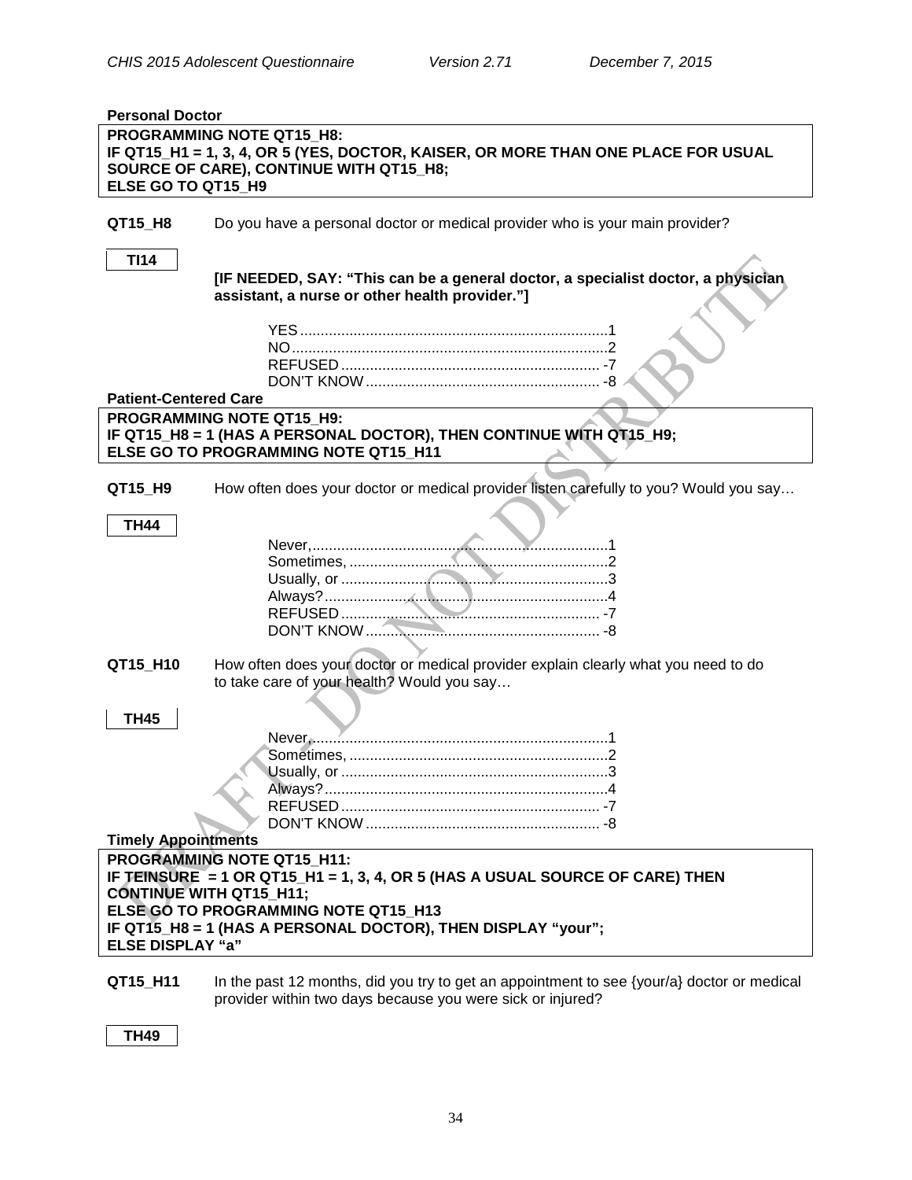**Personal Doctor**

**PROGRAMMING NOTE QT15_H8:**
**IF QT15_H1 = 1, 3, 4, OR 5 (YES, DOCTOR, KAISER, OR MORE THAN ONE PLACE FOR USUAL SOURCE OF CARE), CONTINUE WITH QT15_H8;**
**ELSE GO TO QT15_H9**

**QT15_H8** Do you have a personal doctor or medical provider who is your main provider?

**TI14**

**[IF NEEDED, SAY: "This can be a general doctor, a specialist doctor, a physician assistant, a nurse or other health provider."]**

YES .......... 1
NO .......... 2
REFUSED .......... -7
DON'T KNOW .......... -8

**Patient-Centered Care**

**PROGRAMMING NOTE QT15_H9:**
**IF QT15_H8 = 1 (HAS A PERSONAL DOCTOR), THEN CONTINUE WITH QT15_H9;**
**ELSE GO TO PROGRAMMING NOTE QT15_H11**

**QT15_H9** How often does your doctor or medical provider listen carefully to you? Would you say…

**TH44**

Never, .......... 1
Sometimes, .......... 2
Usually, or .......... 3
Always? .......... 4
REFUSED .......... -7
DON'T KNOW .......... -8

**QT15_H10** How often does your doctor or medical provider explain clearly what you need to do to take care of your health? Would you say…

**TH45**

Never, .......... 1
Sometimes, .......... 2
Usually, or .......... 3
Always? .......... 4
REFUSED .......... -7
DON'T KNOW .......... -8

**Timely Appointments**

**PROGRAMMING NOTE QT15_H11:**
**IF TEINSURE = 1 OR QT15_H1 = 1, 3, 4, OR 5 (HAS A USUAL SOURCE OF CARE) THEN CONTINUE WITH QT15_H11;**
**ELSE GO TO PROGRAMMING NOTE QT15_H13**
**IF QT15_H8 = 1 (HAS A PERSONAL DOCTOR), THEN DISPLAY "your";**
**ELSE DISPLAY "a"**

**QT15_H11** In the past 12 months, did you try to get an appointment to see {your/a} doctor or medical provider within two days because you were sick or injured?

**TH49**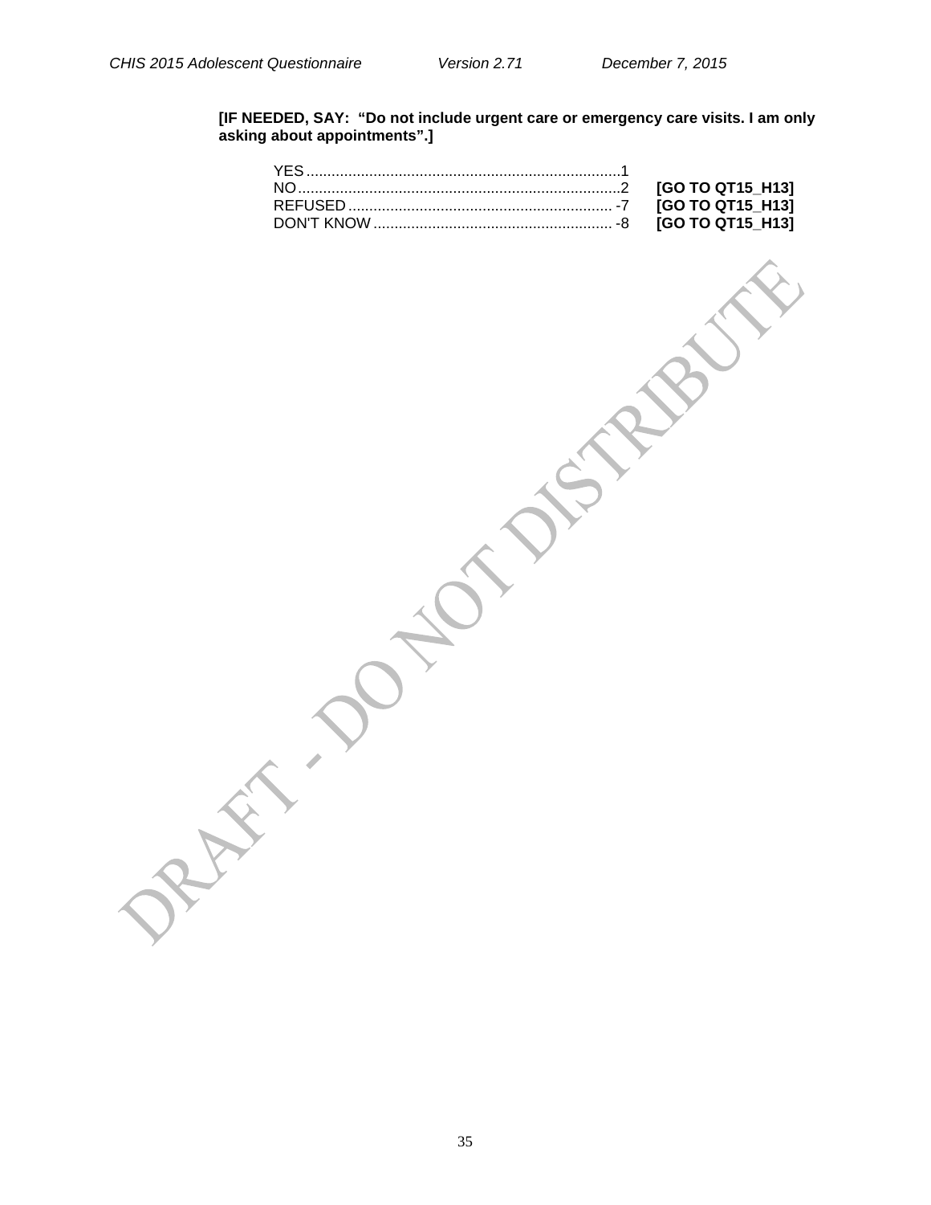**[IF NEEDED, SAY: "Do not include urgent care or emergency care visits. I am only asking about appointments".]**

YES .......................................................................... 1
NO ............................................................................ 2 **[GO TO QT15_H13]**
REFUSED ............................................................... -7 **[GO TO QT15_H13]**
DON'T KNOW ......................................................... -8 **[GO TO QT15_H13]**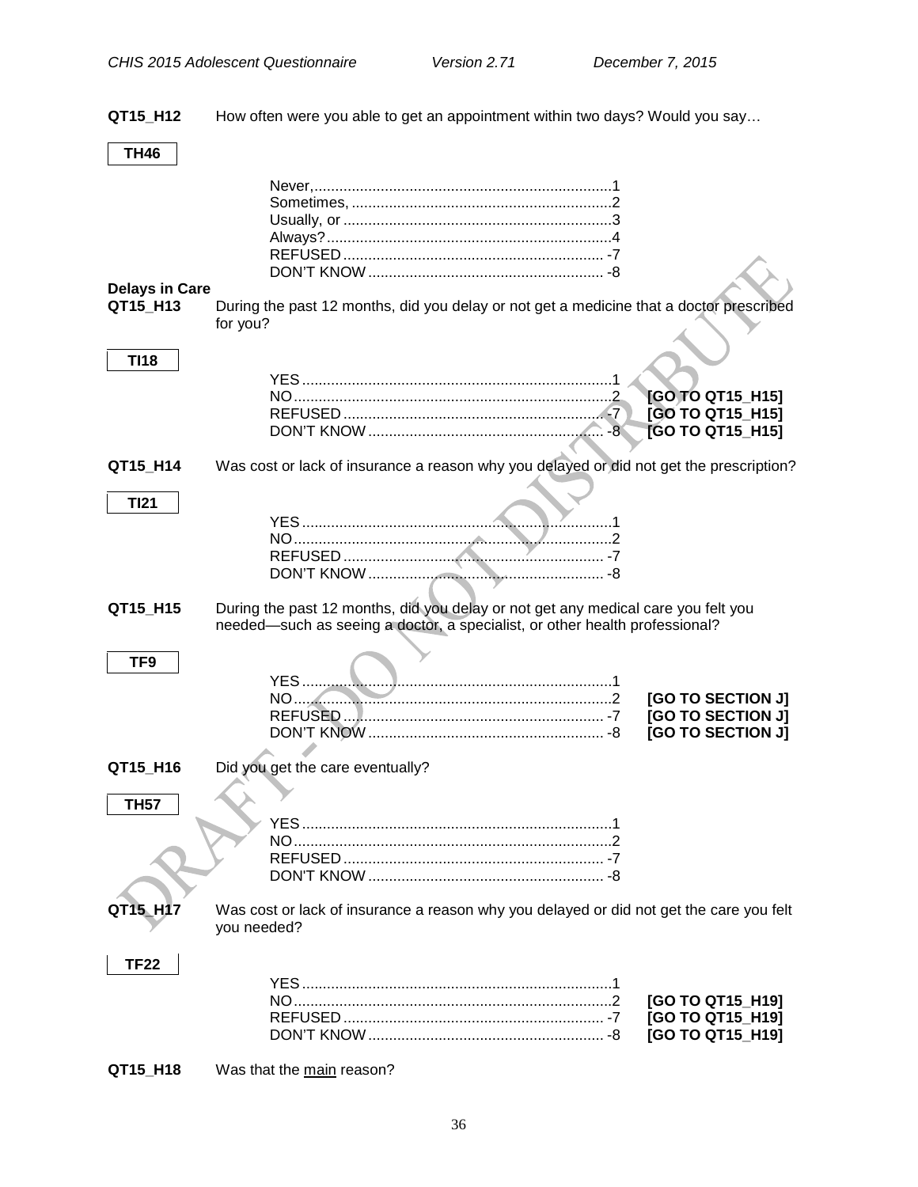**QT15_H12** How often were you able to get an appointment within two days? Would you say…

**TH46**

Never,........................................................................1
Sometimes, ...............................................................2
Usually, or ................................................................3
Always?.....................................................................4
REFUSED ............................................................... -7
DON'T KNOW ......................................................... -8

**Delays in Care**

**QT15_H13** During the past 12 months, did you delay or not get a medicine that a doctor prescribed for you?

**TI18**

YES ...........................................................................1
NO.............................................................................2 **[GO TO QT15_H15]**
REFUSED ............................................................... -7 **[GO TO QT15_H15]**
DON'T KNOW ......................................................... -8 **[GO TO QT15_H15]**

**QT15_H14** Was cost or lack of insurance a reason why you delayed or did not get the prescription?

**TI21**

YES ...........................................................................1
NO.............................................................................2
REFUSED ............................................................... -7
DON'T KNOW ......................................................... -8

**QT15_H15** During the past 12 months, did you delay or not get any medical care you felt you needed—such as seeing a doctor, a specialist, or other health professional?

**TF9**

YES ...........................................................................1
NO.............................................................................2 **[GO TO SECTION J]**
REFUSED ............................................................... -7 **[GO TO SECTION J]**
DON'T KNOW ......................................................... -8 **[GO TO SECTION J]**

**QT15_H16** Did you get the care eventually?

**TH57**

YES ...........................................................................1
NO.............................................................................2
REFUSED ............................................................... -7
DON'T KNOW ......................................................... -8

**QT15_H17** Was cost or lack of insurance a reason why you delayed or did not get the care you felt you needed?

**TF22**

YES ...........................................................................1
NO.............................................................................2 **[GO TO QT15_H19]**
REFUSED ............................................................... -7 **[GO TO QT15_H19]**
DON'T KNOW ......................................................... -8 **[GO TO QT15_H19]**

**QT15_H18** Was that the main reason?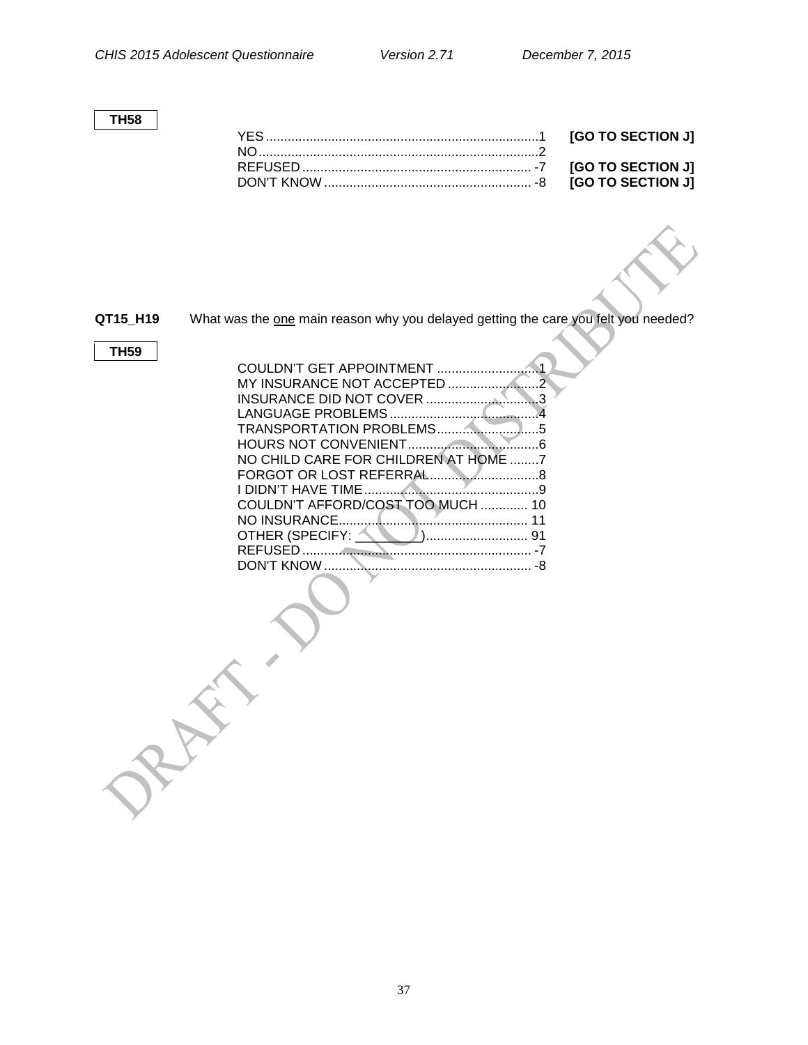**TH58**

| | | |
|---|---|---|
| YES | 1 | **[GO TO SECTION J]** |
| NO | 2 | |
| REFUSED | -7 | **[GO TO SECTION J]** |
| DON'T KNOW | -8 | **[GO TO SECTION J]** |

**QT15_H19** What was the <u>one</u> main reason why you delayed getting the care you felt you needed?

**TH59**

| | |
|---|---|
| COULDN'T GET APPOINTMENT | 1 |
| MY INSURANCE NOT ACCEPTED | 2 |
| INSURANCE DID NOT COVER | 3 |
| LANGUAGE PROBLEMS | 4 |
| TRANSPORTATION PROBLEMS | 5 |
| HOURS NOT CONVENIENT | 6 |
| NO CHILD CARE FOR CHILDREN AT HOME | 7 |
| FORGOT OR LOST REFERRAL | 8 |
| I DIDN'T HAVE TIME | 9 |
| COULDN'T AFFORD/COST TOO MUCH | 10 |
| NO INSURANCE | 11 |
| OTHER (SPECIFY: _________) | 91 |
| REFUSED | -7 |
| DON'T KNOW | -8 |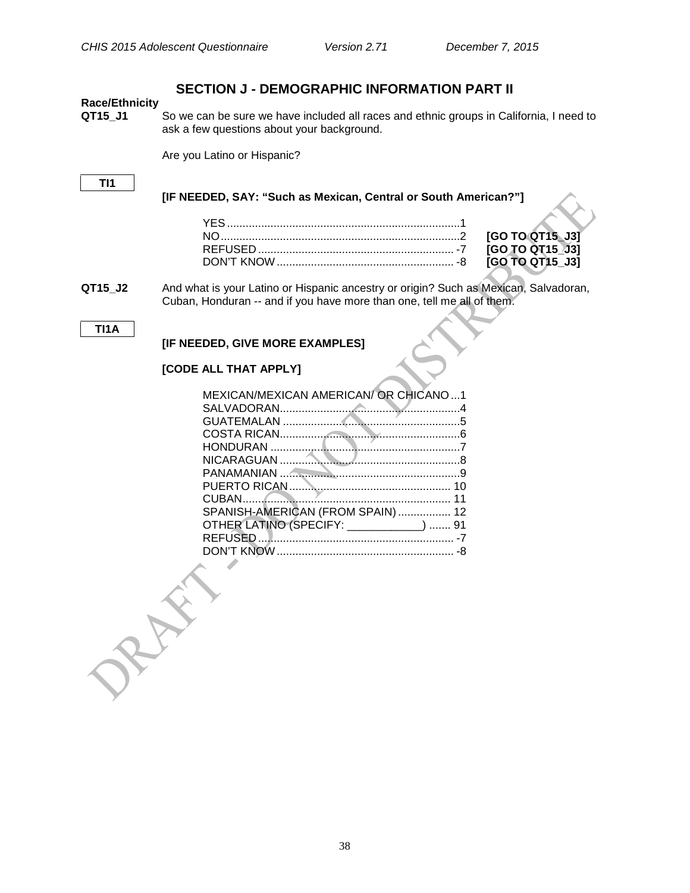## SECTION J - DEMOGRAPHIC INFORMATION PART II

**Race/Ethnicity**

**QT15_J1** So we can be sure we have included all races and ethnic groups in California, I need to ask a few questions about your background.

Are you Latino or Hispanic?

**TI1**

**[IF NEEDED, SAY: "Such as Mexican, Central or South American?"]**

| | | |
|---|---|---|
| YES | 1 | |
| NO | 2 | **[GO TO QT15_J3]** |
| REFUSED | -7 | **[GO TO QT15_J3]** |
| DON'T KNOW | -8 | **[GO TO QT15_J3]** |

**QT15_J2** And what is your Latino or Hispanic ancestry or origin? Such as Mexican, Salvadoran, Cuban, Honduran -- and if you have more than one, tell me all of them.

**TI1A**

**[IF NEEDED, GIVE MORE EXAMPLES]**

**[CODE ALL THAT APPLY]**

| | |
|---|---|
| MEXICAN/MEXICAN AMERICAN/ OR CHICANO | 1 |
| SALVADORAN | 4 |
| GUATEMALAN | 5 |
| COSTA RICAN | 6 |
| HONDURAN | 7 |
| NICARAGUAN | 8 |
| PANAMANIAN | 9 |
| PUERTO RICAN | 10 |
| CUBAN | 11 |
| SPANISH-AMERICAN (FROM SPAIN) | 12 |
| OTHER LATINO (SPECIFY: ____________) | 91 |
| REFUSED | -7 |
| DON'T KNOW | -8 |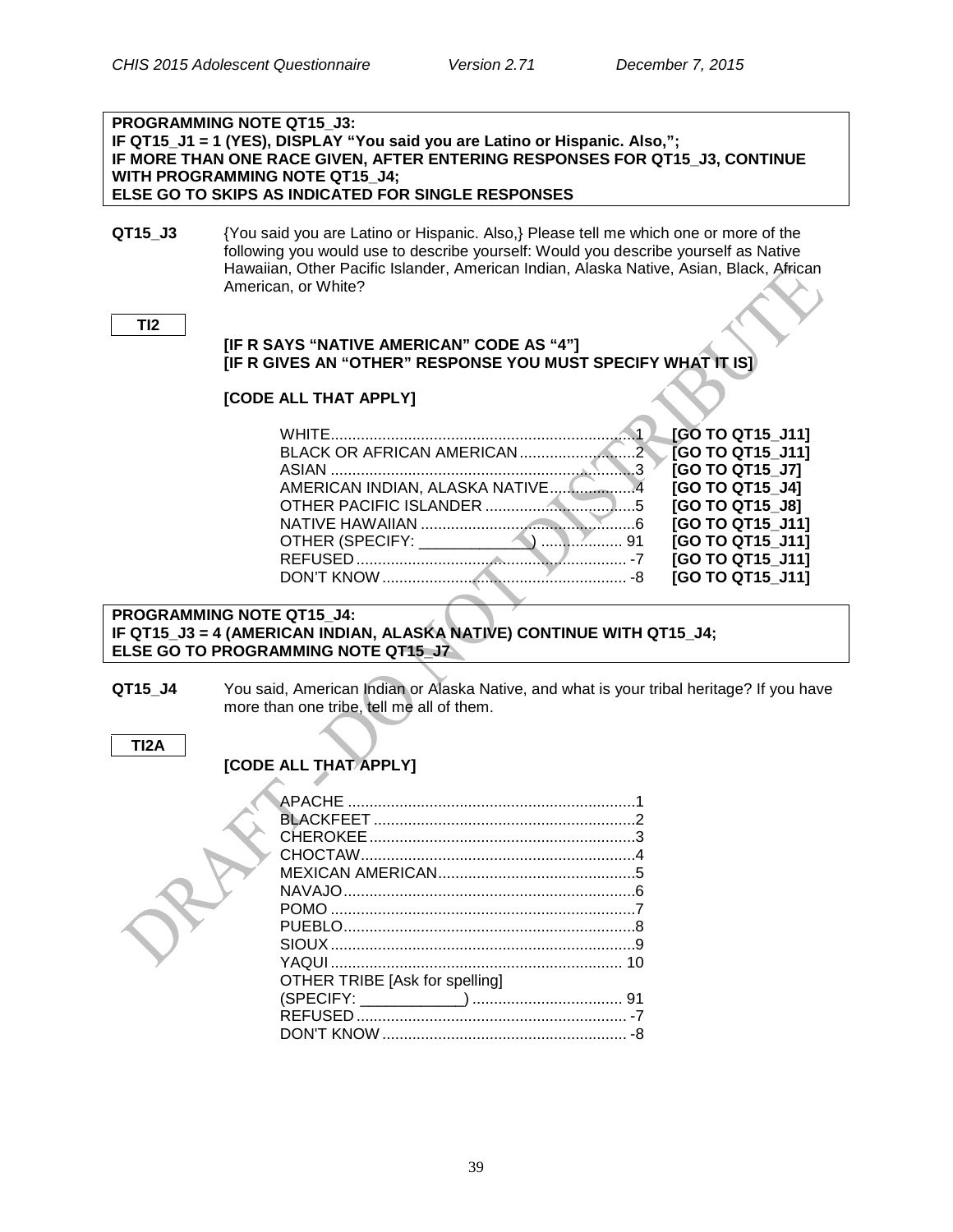**PROGRAMMING NOTE QT15_J3:**
**IF QT15_J1 = 1 (YES), DISPLAY "You said you are Latino or Hispanic. Also,";**
**IF MORE THAN ONE RACE GIVEN, AFTER ENTERING RESPONSES FOR QT15_J3, CONTINUE WITH PROGRAMMING NOTE QT15_J4;**
**ELSE GO TO SKIPS AS INDICATED FOR SINGLE RESPONSES**

**QT15_J3** {You said you are Latino or Hispanic. Also,} Please tell me which one or more of the following you would use to describe yourself: Would you describe yourself as Native Hawaiian, Other Pacific Islander, American Indian, Alaska Native, Asian, Black, African American, or White?

**TI2**

**[IF R SAYS "NATIVE AMERICAN" CODE AS "4"]**
**[IF R GIVES AN "OTHER" RESPONSE YOU MUST SPECIFY WHAT IT IS]**

**[CODE ALL THAT APPLY]**

| | | |
|---|---|---|
| WHITE | 1 | **[GO TO QT15_J11]** |
| BLACK OR AFRICAN AMERICAN | 2 | **[GO TO QT15_J11]** |
| ASIAN | 3 | **[GO TO QT15_J7]** |
| AMERICAN INDIAN, ALASKA NATIVE | 4 | **[GO TO QT15_J4]** |
| OTHER PACIFIC ISLANDER | 5 | **[GO TO QT15_J8]** |
| NATIVE HAWAIIAN | 6 | **[GO TO QT15_J11]** |
| OTHER (SPECIFY: _____________) | 91 | **[GO TO QT15_J11]** |
| REFUSED | -7 | **[GO TO QT15_J11]** |
| DON'T KNOW | -8 | **[GO TO QT15_J11]** |

**PROGRAMMING NOTE QT15_J4:**
**IF QT15_J3 = 4 (AMERICAN INDIAN, ALASKA NATIVE) CONTINUE WITH QT15_J4;**
**ELSE GO TO PROGRAMMING NOTE QT15_J7**

**QT15_J4** You said, American Indian or Alaska Native, and what is your tribal heritage? If you have more than one tribe, tell me all of them.

**TI2A**

**[CODE ALL THAT APPLY]**

| | |
|---|---|
| APACHE | 1 |
| BLACKFEET | 2 |
| CHEROKEE | 3 |
| CHOCTAW | 4 |
| MEXICAN AMERICAN | 5 |
| NAVAJO | 6 |
| POMO | 7 |
| PUEBLO | 8 |
| SIOUX | 9 |
| YAQUI | 10 |
| OTHER TRIBE [Ask for spelling] (SPECIFY: ____________) | 91 |
| REFUSED | -7 |
| DON'T KNOW | -8 |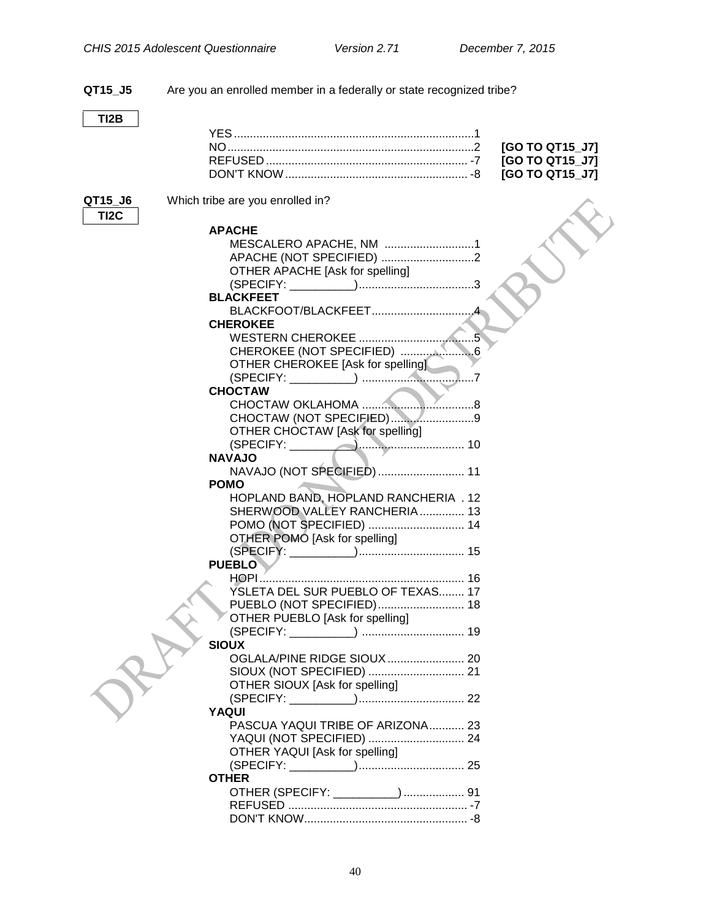**QT15_J5** Are you an enrolled member in a federally or state recognized tribe?

**TI2B**

YES........................................................................1
NO..........................................................................2 **[GO TO QT15_J7]**
REFUSED ............................................................... -7 **[GO TO QT15_J7]**
DON'T KNOW ......................................................... -8 **[GO TO QT15_J7]**

**QT15_J6** Which tribe are you enrolled in?

**TI2C**

**APACHE**
MESCALERO APACHE, NM ............................1
APACHE (NOT SPECIFIED) ............................2
OTHER APACHE [Ask for spelling]
(SPECIFY: __________)...................................3

**BLACKFEET**
BLACKFOOT/BLACKFEET................................4

**CHEROKEE**
WESTERN CHEROKEE ....................................5
CHEROKEE (NOT SPECIFIED) .......................6
OTHER CHEROKEE [Ask for spelling]
(SPECIFY: __________) ...................................7

**CHOCTAW**
CHOCTAW OKLAHOMA ...................................8
CHOCTAW (NOT SPECIFIED)..........................9
OTHER CHOCTAW [Ask for spelling]
(SPECIFY: __________)................................. 10

**NAVAJO**
NAVAJO (NOT SPECIFIED) ........................... 11

**POMO**
HOPLAND BAND, HOPLAND RANCHERIA . 12
SHERWOOD VALLEY RANCHERIA .............. 13
POMO (NOT SPECIFIED) .............................. 14
OTHER POMO [Ask for spelling]
(SPECIFY: __________)................................. 15

**PUEBLO**
HOPI................................................................ 16
YSLETA DEL SUR PUEBLO OF TEXAS........ 17
PUEBLO (NOT SPECIFIED)........................... 18
OTHER PUEBLO [Ask for spelling]
(SPECIFY: __________) ................................ 19

**SIOUX**
OGLALA/PINE RIDGE SIOUX........................ 20
SIOUX (NOT SPECIFIED) .............................. 21
OTHER SIOUX [Ask for spelling]
(SPECIFY: __________)................................. 22

**YAQUI**
PASCUA YAQUI TRIBE OF ARIZONA........... 23
YAQUI (NOT SPECIFIED) .............................. 24
OTHER YAQUI [Ask for spelling]
(SPECIFY: __________)................................. 25

**OTHER**
OTHER (SPECIFY: __________) ................... 91
REFUSED ........................................................ -7
DON'T KNOW................................................... -8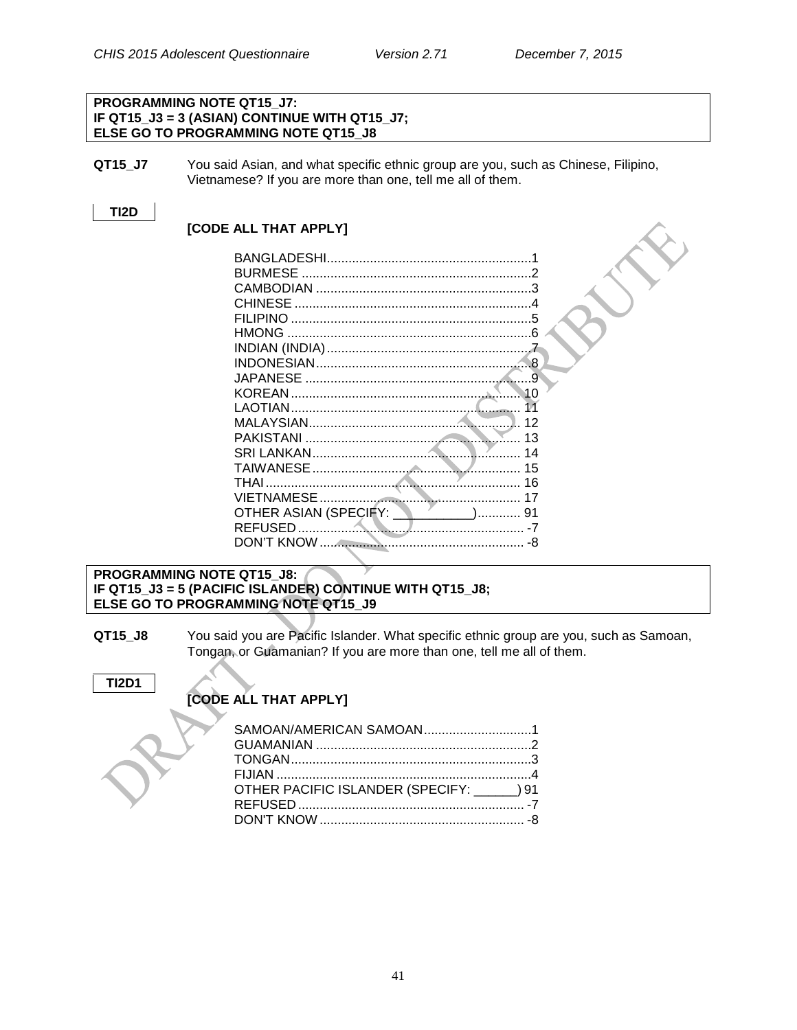**PROGRAMMING NOTE QT15_J7:**
**IF QT15_J3 = 3 (ASIAN) CONTINUE WITH QT15_J7;**
**ELSE GO TO PROGRAMMING NOTE QT15_J8**

**QT15_J7** You said Asian, and what specific ethnic group are you, such as Chinese, Filipino, Vietnamese? If you are more than one, tell me all of them.

**TI2D**

**[CODE ALL THAT APPLY]**

| | |
|---|---|
| BANGLADESHI | 1 |
| BURMESE | 2 |
| CAMBODIAN | 3 |
| CHINESE | 4 |
| FILIPINO | 5 |
| HMONG | 6 |
| INDIAN (INDIA) | 7 |
| INDONESIAN | 8 |
| JAPANESE | 9 |
| KOREAN | 10 |
| LAOTIAN | 11 |
| MALAYSIAN | 12 |
| PAKISTANI | 13 |
| SRI LANKAN | 14 |
| TAIWANESE | 15 |
| THAI | 16 |
| VIETNAMESE | 17 |
| OTHER ASIAN (SPECIFY: ___________) | 91 |
| REFUSED | -7 |
| DON'T KNOW | -8 |

**PROGRAMMING NOTE QT15_J8:**
**IF QT15_J3 = 5 (PACIFIC ISLANDER) CONTINUE WITH QT15_J8;**
**ELSE GO TO PROGRAMMING NOTE QT15_J9**

**QT15_J8** You said you are Pacific Islander. What specific ethnic group are you, such as Samoan, Tongan, or Guamanian? If you are more than one, tell me all of them.

**TI2D1**

**[CODE ALL THAT APPLY]**

| | |
|---|---|
| SAMOAN/AMERICAN SAMOAN | 1 |
| GUAMANIAN | 2 |
| TONGAN | 3 |
| FIJIAN | 4 |
| OTHER PACIFIC ISLANDER (SPECIFY: ______) | 91 |
| REFUSED | -7 |
| DON'T KNOW | -8 |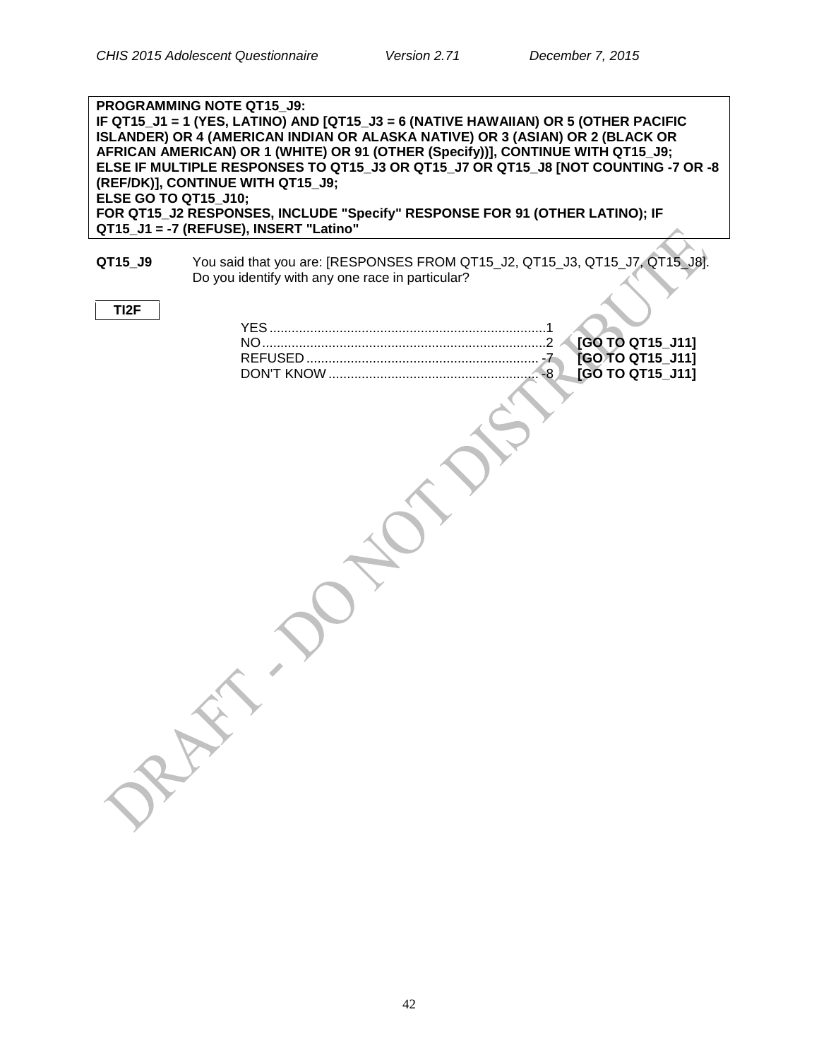**PROGRAMMING NOTE QT15_J9:**
**IF QT15_J1 = 1 (YES, LATINO) AND [QT15_J3 = 6 (NATIVE HAWAIIAN) OR 5 (OTHER PACIFIC ISLANDER) OR 4 (AMERICAN INDIAN OR ALASKA NATIVE) OR 3 (ASIAN) OR 2 (BLACK OR AFRICAN AMERICAN) OR 1 (WHITE) OR 91 (OTHER (Specify))], CONTINUE WITH QT15_J9;**
**ELSE IF MULTIPLE RESPONSES TO QT15_J3 OR QT15_J7 OR QT15_J8 [NOT COUNTING -7 OR -8 (REF/DK)], CONTINUE WITH QT15_J9;**
**ELSE GO TO QT15_J10;**
**FOR QT15_J2 RESPONSES, INCLUDE "Specify" RESPONSE FOR 91 (OTHER LATINO); IF QT15_J1 = -7 (REFUSE), INSERT "Latino"**

**QT15_J9** You said that you are: [RESPONSES FROM QT15_J2, QT15_J3, QT15_J7, QT15_J8]. Do you identify with any one race in particular?

**TI2F**

YES....................................................................1
NO.....................................................................2 **[GO TO QT15_J11]**
REFUSED ............................................................ -7 **[GO TO QT15_J11]**
DON'T KNOW ....................................................... -8 **[GO TO QT15_J11]**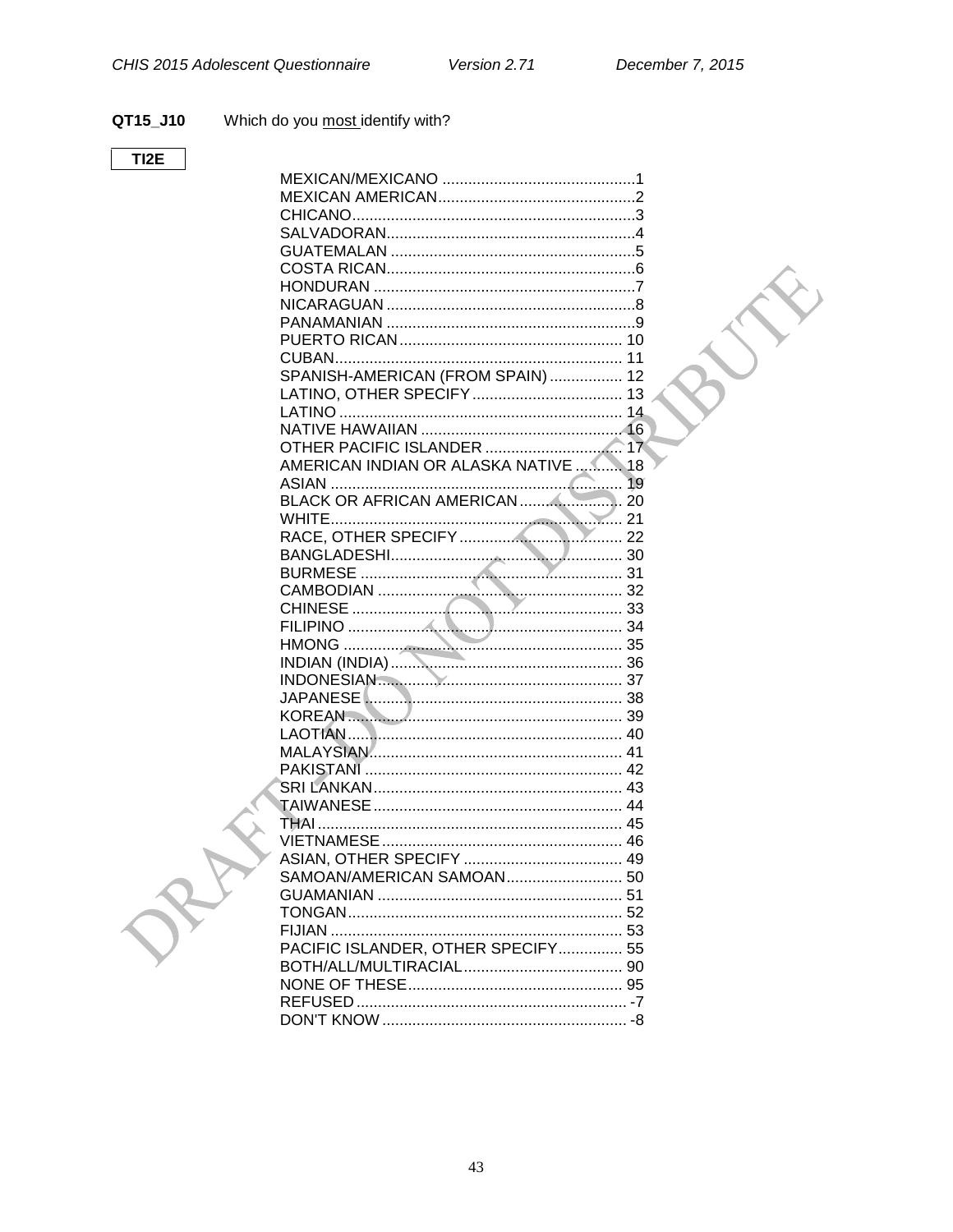**QT15_J10** Which do you most identify with?

TI2E

| | |
|---|---|
| MEXICAN/MEXICANO | 1 |
| MEXICAN AMERICAN | 2 |
| CHICANO | 3 |
| SALVADORAN | 4 |
| GUATEMALAN | 5 |
| COSTA RICAN | 6 |
| HONDURAN | 7 |
| NICARAGUAN | 8 |
| PANAMANIAN | 9 |
| PUERTO RICAN | 10 |
| CUBAN | 11 |
| SPANISH-AMERICAN (FROM SPAIN) | 12 |
| LATINO, OTHER SPECIFY | 13 |
| LATINO | 14 |
| NATIVE HAWAIIAN | 16 |
| OTHER PACIFIC ISLANDER | 17 |
| AMERICAN INDIAN OR ALASKA NATIVE | 18 |
| ASIAN | 19 |
| BLACK OR AFRICAN AMERICAN | 20 |
| WHITE | 21 |
| RACE, OTHER SPECIFY | 22 |
| BANGLADESHI | 30 |
| BURMESE | 31 |
| CAMBODIAN | 32 |
| CHINESE | 33 |
| FILIPINO | 34 |
| HMONG | 35 |
| INDIAN (INDIA) | 36 |
| INDONESIAN | 37 |
| JAPANESE | 38 |
| KOREAN | 39 |
| LAOTIAN | 40 |
| MALAYSIAN | 41 |
| PAKISTANI | 42 |
| SRI LANKAN | 43 |
| TAIWANESE | 44 |
| THAI | 45 |
| VIETNAMESE | 46 |
| ASIAN, OTHER SPECIFY | 49 |
| SAMOAN/AMERICAN SAMOAN | 50 |
| GUAMANIAN | 51 |
| TONGAN | 52 |
| FIJIAN | 53 |
| PACIFIC ISLANDER, OTHER SPECIFY | 55 |
| BOTH/ALL/MULTIRACIAL | 90 |
| NONE OF THESE | 95 |
| REFUSED | -7 |
| DON'T KNOW | -8 |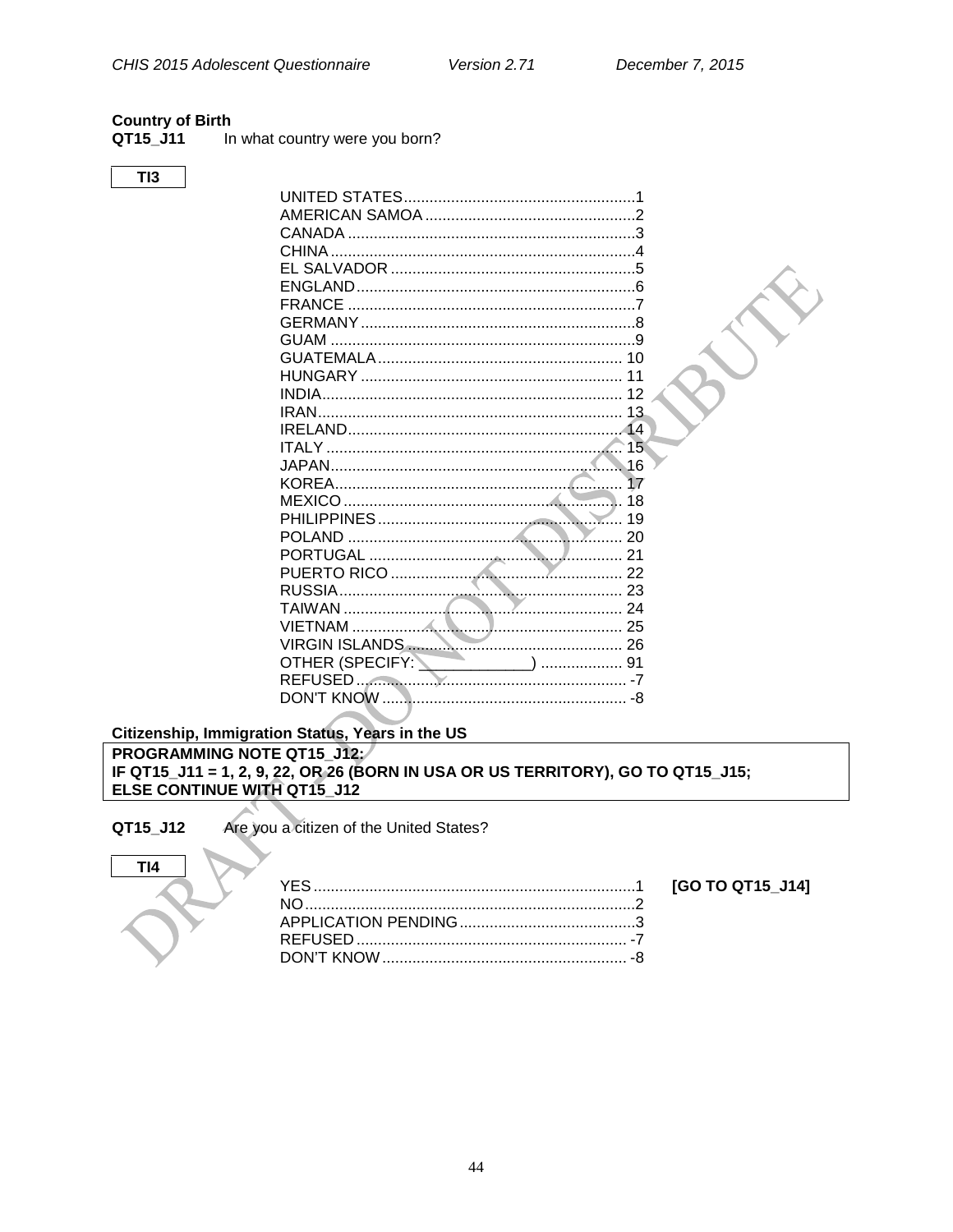**Country of Birth**

**QT15_J11** In what country were you born?

**TI3**

| | |
|---|---|
| UNITED STATES | 1 |
| AMERICAN SAMOA | 2 |
| CANADA | 3 |
| CHINA | 4 |
| EL SALVADOR | 5 |
| ENGLAND | 6 |
| FRANCE | 7 |
| GERMANY | 8 |
| GUAM | 9 |
| GUATEMALA | 10 |
| HUNGARY | 11 |
| INDIA | 12 |
| IRAN | 13 |
| IRELAND | 14 |
| ITALY | 15 |
| JAPAN | 16 |
| KOREA | 17 |
| MEXICO | 18 |
| PHILIPPINES | 19 |
| POLAND | 20 |
| PORTUGAL | 21 |
| PUERTO RICO | 22 |
| RUSSIA | 23 |
| TAIWAN | 24 |
| VIETNAM | 25 |
| VIRGIN ISLANDS | 26 |
| OTHER (SPECIFY: _____________) | 91 |
| REFUSED | -7 |
| DON'T KNOW | -8 |

**Citizenship, Immigration Status, Years in the US**

**PROGRAMMING NOTE QT15_J12:**
**IF QT15_J11 = 1, 2, 9, 22, OR 26 (BORN IN USA OR US TERRITORY), GO TO QT15_J15;**
**ELSE CONTINUE WITH QT15_J12**

**QT15_J12** Are you a citizen of the United States?

**TI4**

| | | |
|---|---|---|
| YES | 1 | **[GO TO QT15_J14]** |
| NO | 2 | |
| APPLICATION PENDING | 3 | |
| REFUSED | -7 | |
| DON'T KNOW | -8 | |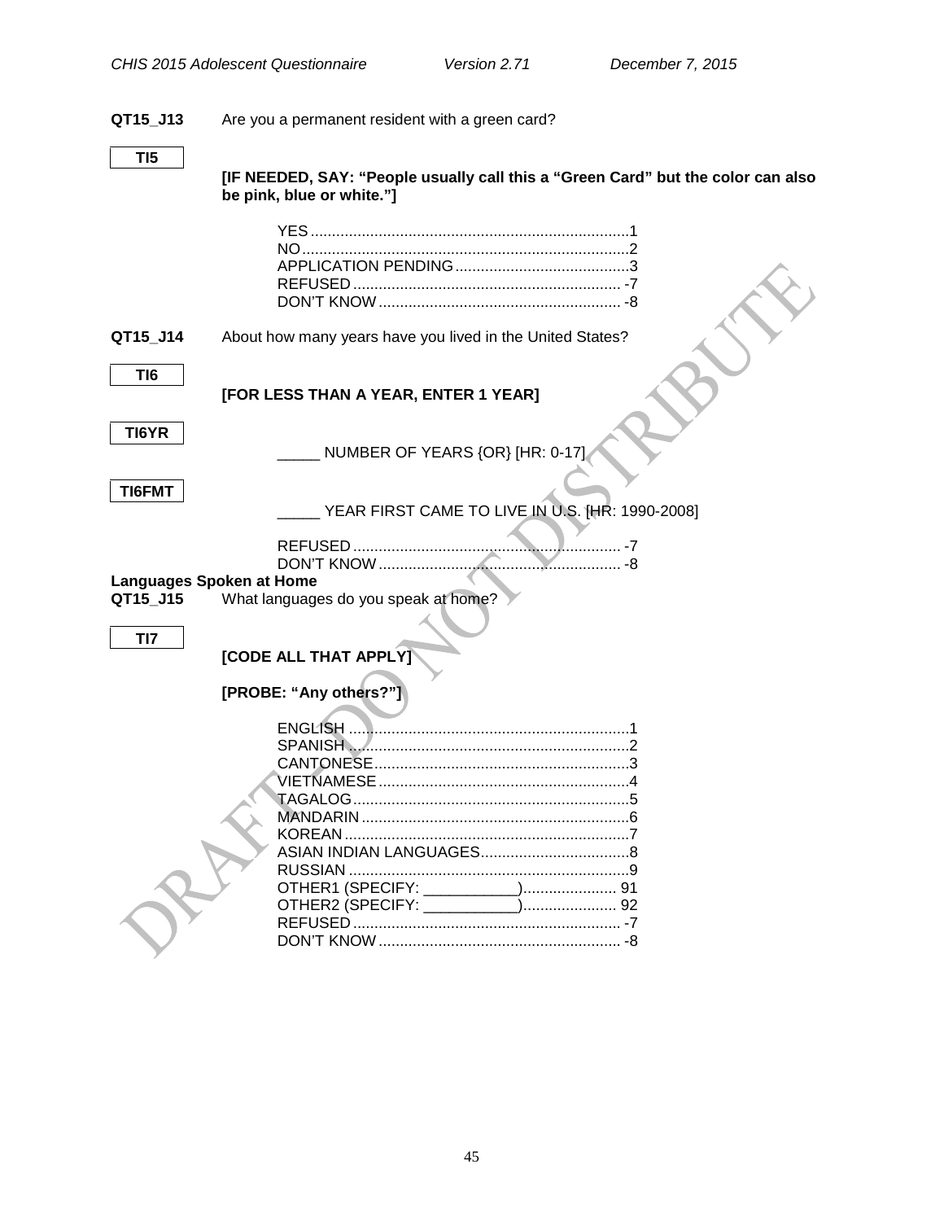**QT15_J13** Are you a permanent resident with a green card?

**TI5**

**[IF NEEDED, SAY: "People usually call this a "Green Card" but the color can also be pink, blue or white."]**

YES.......................................................................1
NO........................................................................2
APPLICATION PENDING..........................................3
REFUSED ............................................................... -7
DON'T KNOW......................................................... -8

**QT15_J14** About how many years have you lived in the United States?

**TI6**

**[FOR LESS THAN A YEAR, ENTER 1 YEAR]**

**TI6YR**

_____ NUMBER OF YEARS {OR} [HR: 0-17]

**TI6FMT**

_____ YEAR FIRST CAME TO LIVE IN U.S. [HR: 1990-2008]

REFUSED ............................................................... -7
DON'T KNOW......................................................... -8

**Languages Spoken at Home**

**QT15_J15** What languages do you speak at home?

**TI7**

**[CODE ALL THAT APPLY]**

**[PROBE: "Any others?"]**

ENGLISH .................................................................1
SPANISH .................................................................2
CANTONESE...........................................................3
VIETNAMESE...........................................................4
TAGALOG................................................................5
MANDARIN ..............................................................6
KOREAN..................................................................7
ASIAN INDIAN LANGUAGES..................................8
RUSSIAN ..................................................................9
OTHER1 (SPECIFY: ___________)..................... 91
OTHER2 (SPECIFY: ___________)..................... 92
REFUSED ............................................................... -7
DON'T KNOW......................................................... -8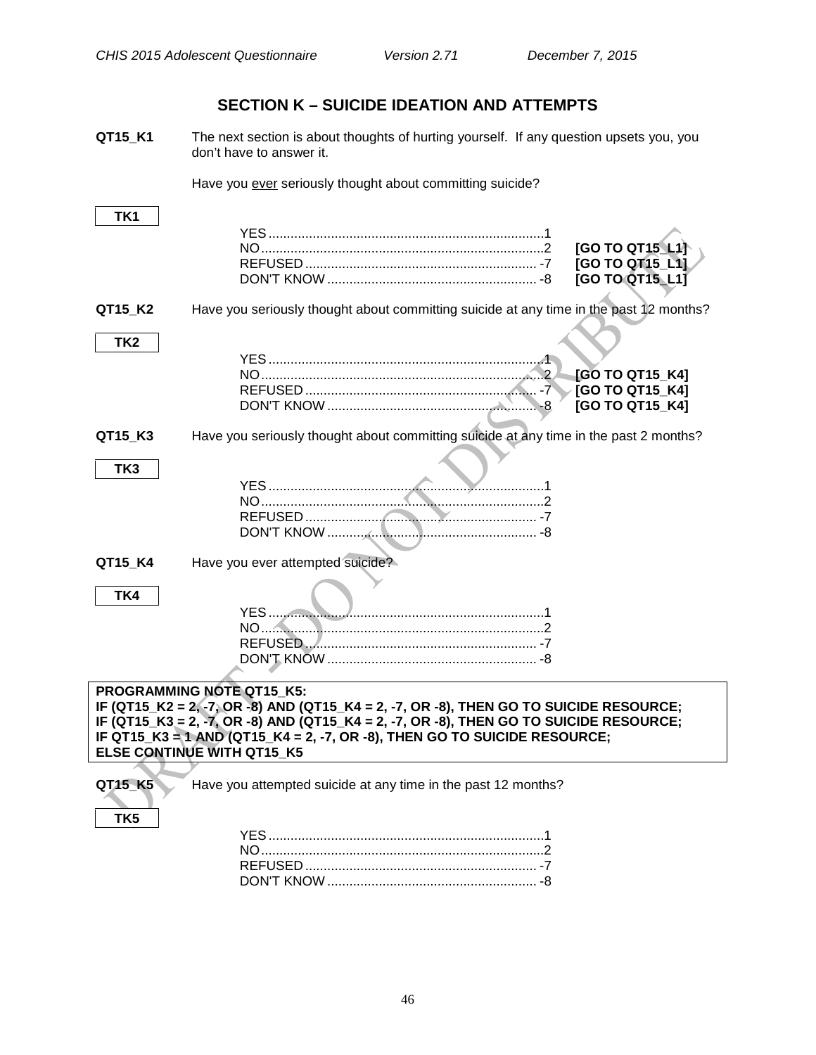## SECTION K – SUICIDE IDEATION AND ATTEMPTS

**QT15_K1** The next section is about thoughts of hurting yourself. If any question upsets you, you don't have to answer it.

Have you ever seriously thought about committing suicide?

**TK1**

| | | |
|---|---|---|
| YES | 1 | |
| NO | 2 | **[GO TO QT15_L1]** |
| REFUSED | -7 | **[GO TO QT15_L1]** |
| DON'T KNOW | -8 | **[GO TO QT15_L1]** |

**QT15_K2** Have you seriously thought about committing suicide at any time in the past 12 months?

**TK2**

| | | |
|---|---|---|
| YES | 1 | |
| NO | 2 | **[GO TO QT15_K4]** |
| REFUSED | -7 | **[GO TO QT15_K4]** |
| DON'T KNOW | -8 | **[GO TO QT15_K4]** |

**QT15_K3** Have you seriously thought about committing suicide at any time in the past 2 months?

**TK3**

| | |
|---|---|
| YES | 1 |
| NO | 2 |
| REFUSED | -7 |
| DON'T KNOW | -8 |

**QT15_K4** Have you ever attempted suicide?

**TK4**

| | |
|---|---|
| YES | 1 |
| NO | 2 |
| REFUSED | -7 |
| DON'T KNOW | -8 |

**PROGRAMMING NOTE QT15_K5:**
**IF (QT15_K2 = 2, -7, OR -8) AND (QT15_K4 = 2, -7, OR -8), THEN GO TO SUICIDE RESOURCE;**
**IF (QT15_K3 = 2, -7, OR -8) AND (QT15_K4 = 2, -7, OR -8), THEN GO TO SUICIDE RESOURCE;**
**IF QT15_K3 = 1 AND (QT15_K4 = 2, -7, OR -8), THEN GO TO SUICIDE RESOURCE;**
**ELSE CONTINUE WITH QT15_K5**

**QT15_K5** Have you attempted suicide at any time in the past 12 months?

**TK5**

| | |
|---|---|
| YES | 1 |
| NO | 2 |
| REFUSED | -7 |
| DON'T KNOW | -8 |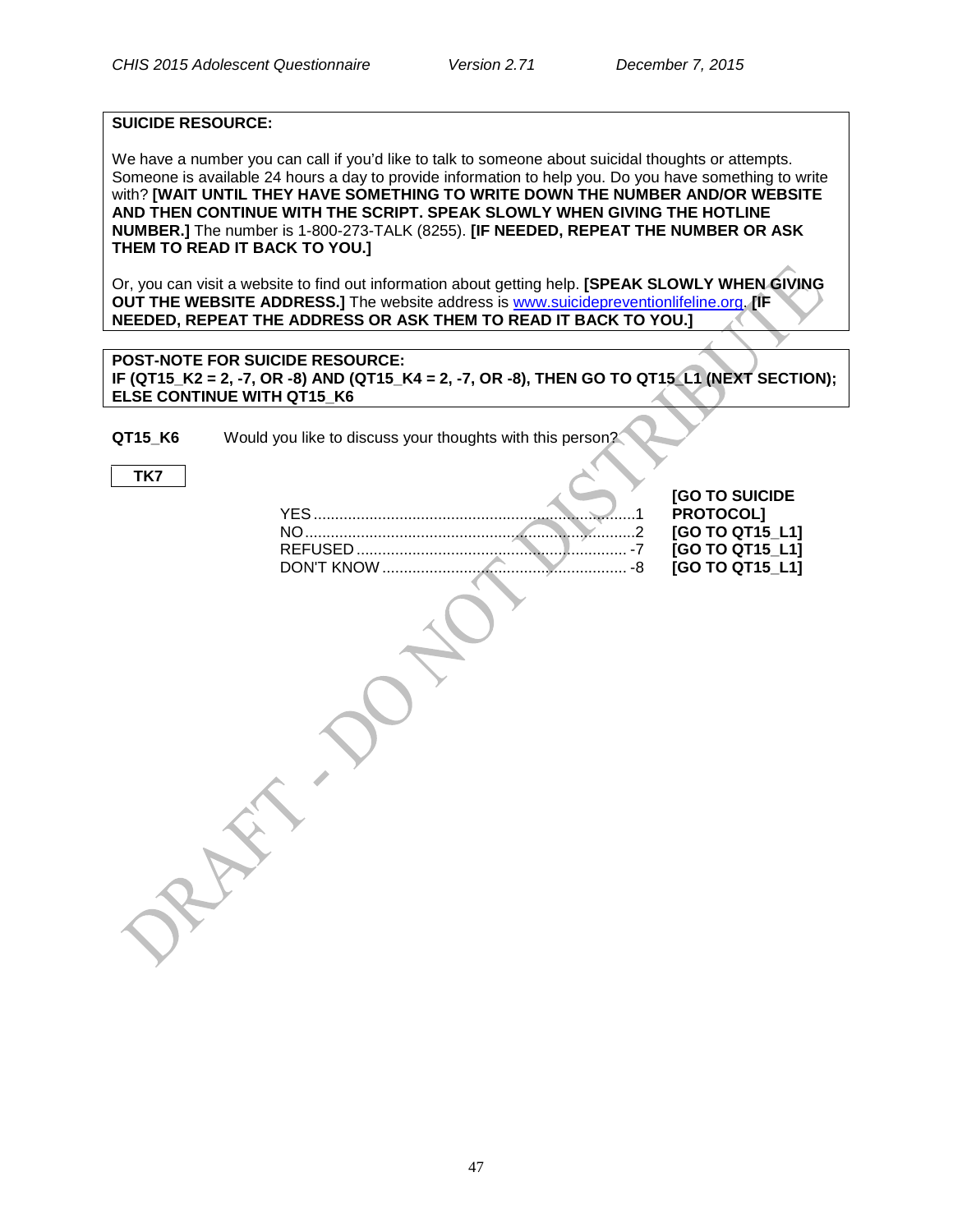**SUICIDE RESOURCE:**

We have a number you can call if you'd like to talk to someone about suicidal thoughts or attempts. Someone is available 24 hours a day to provide information to help you. Do you have something to write with? **[WAIT UNTIL THEY HAVE SOMETHING TO WRITE DOWN THE NUMBER AND/OR WEBSITE AND THEN CONTINUE WITH THE SCRIPT. SPEAK SLOWLY WHEN GIVING THE HOTLINE NUMBER.]** The number is 1-800-273-TALK (8255). **[IF NEEDED, REPEAT THE NUMBER OR ASK THEM TO READ IT BACK TO YOU.]**

Or, you can visit a website to find out information about getting help. **[SPEAK SLOWLY WHEN GIVING OUT THE WEBSITE ADDRESS.]** The website address is www.suicidepreventionlifeline.org. **[IF NEEDED, REPEAT THE ADDRESS OR ASK THEM TO READ IT BACK TO YOU.]**

**POST-NOTE FOR SUICIDE RESOURCE:**
**IF (QT15_K2 = 2, -7, OR -8) AND (QT15_K4 = 2, -7, OR -8), THEN GO TO QT15_L1 (NEXT SECTION); ELSE CONTINUE WITH QT15_K6**

**QT15_K6** Would you like to discuss your thoughts with this person?

**TK7**

| | | |
|---|---|---|
| YES | 1 | **[GO TO SUICIDE PROTOCOL]** |
| NO | 2 | **[GO TO QT15_L1]** |
| REFUSED | -7 | **[GO TO QT15_L1]** |
| DON'T KNOW | -8 | **[GO TO QT15_L1]** |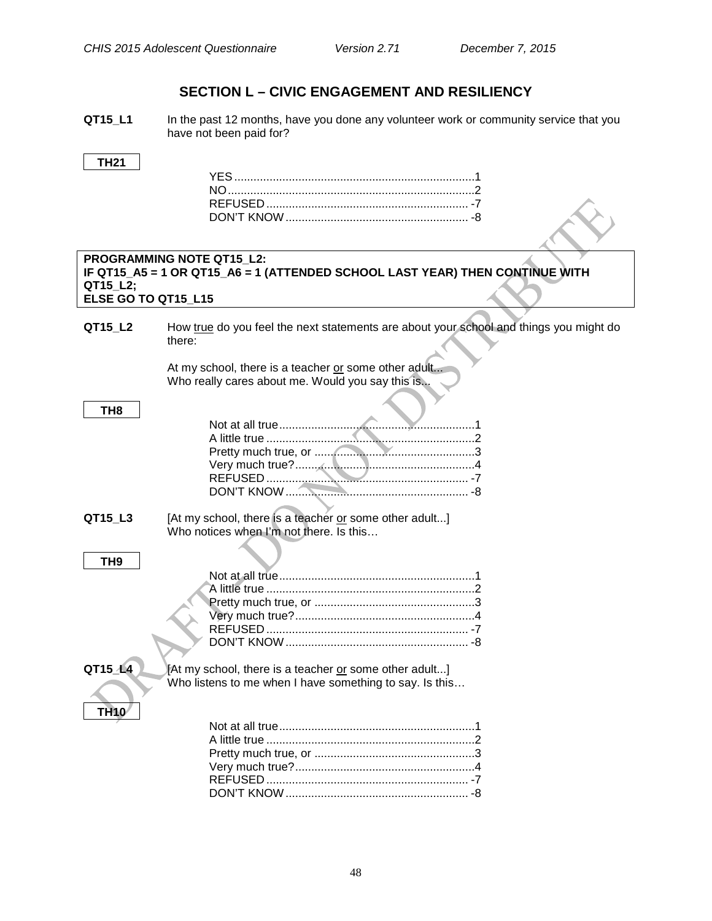## SECTION L – CIVIC ENGAGEMENT AND RESILIENCY

**QT15_L1** In the past 12 months, have you done any volunteer work or community service that you have not been paid for?

**TH21**

YES .......................................................................... 1
NO ............................................................................ 2
REFUSED .............................................................. -7
DON'T KNOW ........................................................ -8

**PROGRAMMING NOTE QT15_L2:**
**IF QT15_A5 = 1 OR QT15_A6 = 1 (ATTENDED SCHOOL LAST YEAR) THEN CONTINUE WITH QT15_L2;**
**ELSE GO TO QT15_L15**

**QT15_L2** How true do you feel the next statements are about your school and things you might do there:

At my school, there is a teacher or some other adult...
Who really cares about me. Would you say this is...

**TH8**

Not at all true ............................................................ 1
A little true ................................................................ 2
Pretty much true, or ................................................. 3
Very much true? ........................................................ 4
REFUSED .............................................................. -7
DON'T KNOW ........................................................ -8

**QT15_L3** [At my school, there is a teacher or some other adult...]
Who notices when I'm not there. Is this…

**TH9**

Not at all true ............................................................ 1
A little true ................................................................ 2
Pretty much true, or ................................................. 3
Very much true? ........................................................ 4
REFUSED .............................................................. -7
DON'T KNOW ........................................................ -8

**QT15_L4** [At my school, there is a teacher or some other adult...]
Who listens to me when I have something to say. Is this…

**TH10**

Not at all true ............................................................ 1
A little true ................................................................ 2
Pretty much true, or ................................................. 3
Very much true? ........................................................ 4
REFUSED .............................................................. -7
DON'T KNOW ........................................................ -8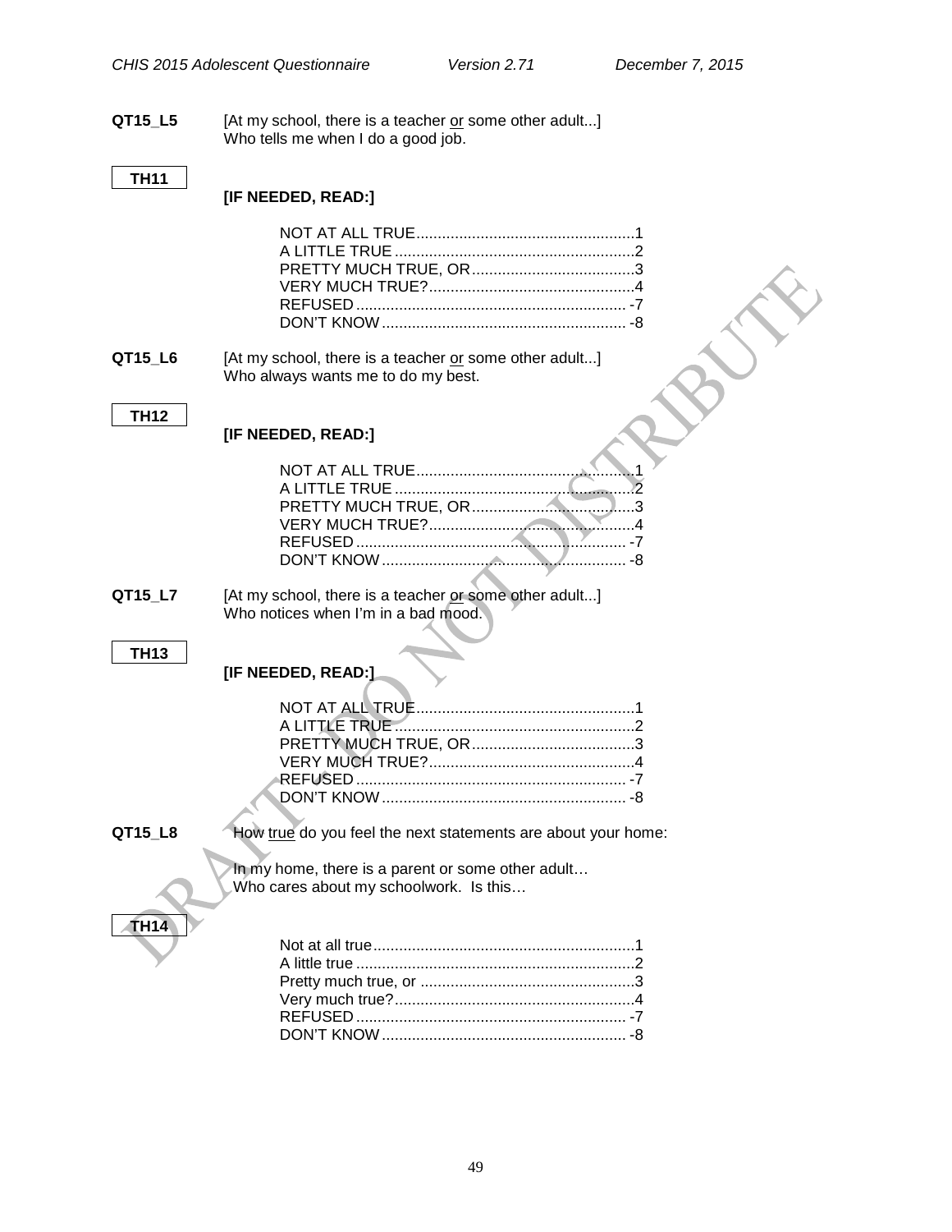**QT15_L5** [At my school, there is a teacher <u>or</u> some other adult...]
Who tells me when I do a good job.

**TH11**

**[IF NEEDED, READ:]**

NOT AT ALL TRUE....................................................1
A LITTLE TRUE........................................................2
PRETTY MUCH TRUE, OR......................................3
VERY MUCH TRUE?................................................4
REFUSED............................................................... -7
DON'T KNOW......................................................... -8

**QT15_L6** [At my school, there is a teacher <u>or</u> some other adult...]
Who always wants me to do my best.

**TH12**

**[IF NEEDED, READ:]**

NOT AT ALL TRUE....................................................1
A LITTLE TRUE........................................................2
PRETTY MUCH TRUE, OR......................................3
VERY MUCH TRUE?................................................4
REFUSED............................................................... -7
DON'T KNOW......................................................... -8

**QT15_L7** [At my school, there is a teacher <u>or</u> some other adult...]
Who notices when I'm in a bad mood.

**TH13**

**[IF NEEDED, READ:]**

NOT AT ALL TRUE....................................................1
A LITTLE TRUE........................................................2
PRETTY MUCH TRUE, OR......................................3
VERY MUCH TRUE?................................................4
REFUSED............................................................... -7
DON'T KNOW......................................................... -8

**QT15_L8** How <u>true</u> do you feel the next statements are about your home:

In my home, there is a parent or some other adult…
Who cares about my schoolwork. Is this…

**TH14**

Not at all true.............................................................1
A little true.................................................................2
Pretty much true, or ..................................................3
Very much true?........................................................4
REFUSED............................................................... -7
DON'T KNOW......................................................... -8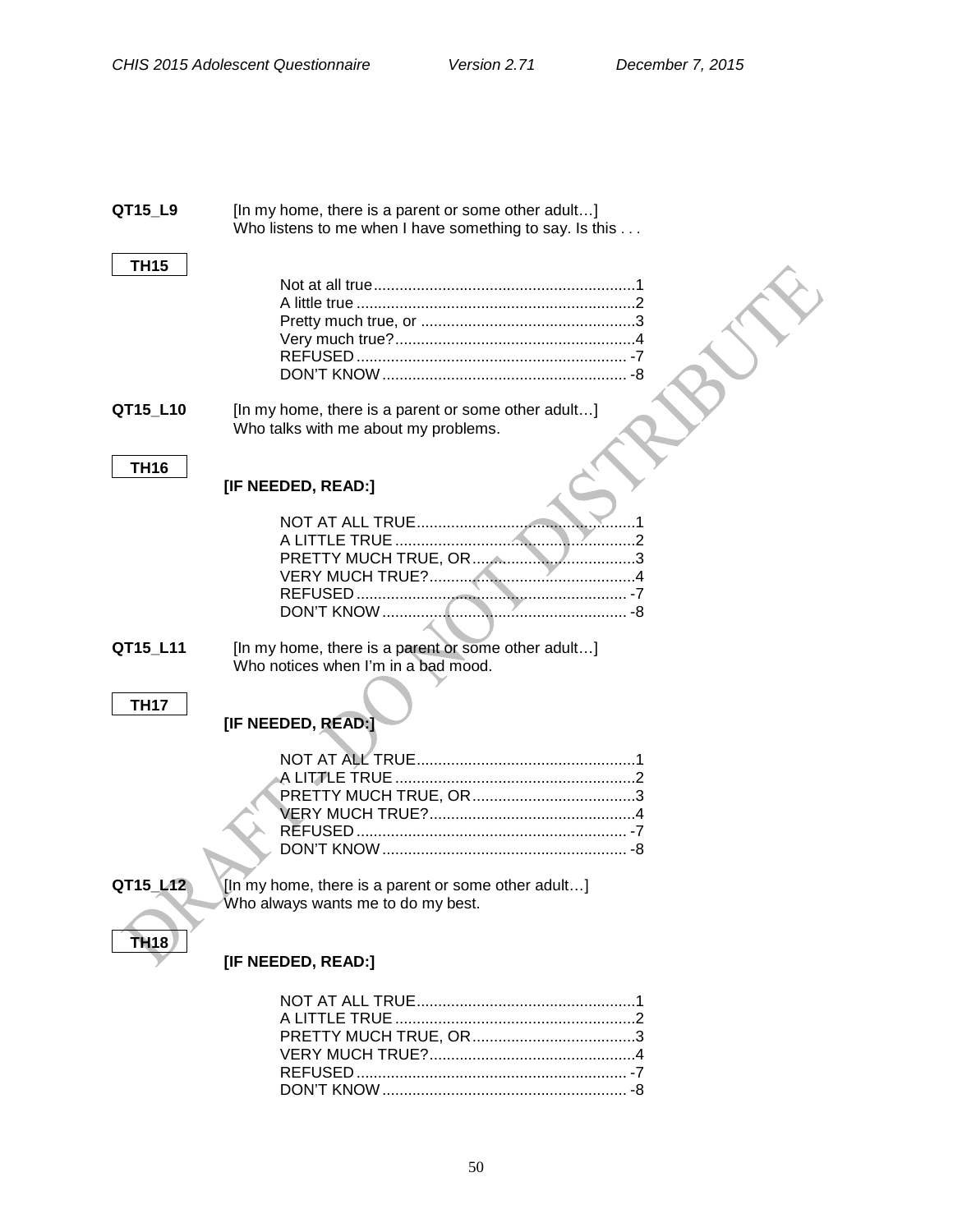**QT15_L9** [In my home, there is a parent or some other adult…]
Who listens to me when I have something to say. Is this . . .

**TH15**

- Not at all true....1
- A little true....2
- Pretty much true, or....3
- Very much true?....4
- REFUSED.... -7
- DON'T KNOW.... -8

**QT15_L10** [In my home, there is a parent or some other adult…]
Who talks with me about my problems.

**TH16**

**[IF NEEDED, READ:]**

- NOT AT ALL TRUE....1
- A LITTLE TRUE....2
- PRETTY MUCH TRUE, OR....3
- VERY MUCH TRUE?....4
- REFUSED.... -7
- DON'T KNOW.... -8

**QT15_L11** [In my home, there is a parent or some other adult…]
Who notices when I'm in a bad mood.

**TH17**

**[IF NEEDED, READ:]**

- NOT AT ALL TRUE....1
- A LITTLE TRUE....2
- PRETTY MUCH TRUE, OR....3
- VERY MUCH TRUE?....4
- REFUSED.... -7
- DON'T KNOW.... -8

**QT15_L12** [In my home, there is a parent or some other adult…]
Who always wants me to do my best.

**TH18**

**[IF NEEDED, READ:]**

- NOT AT ALL TRUE....1
- A LITTLE TRUE....2
- PRETTY MUCH TRUE, OR....3
- VERY MUCH TRUE?....4
- REFUSED.... -7
- DON'T KNOW.... -8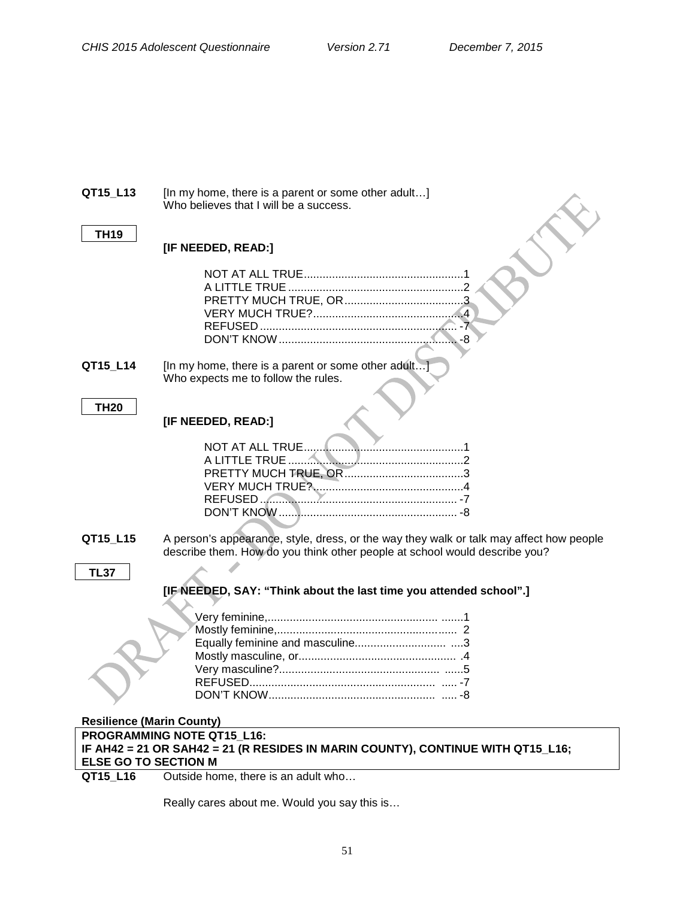**QT15_L13** [In my home, there is a parent or some other adult…]
Who believes that I will be a success.

**TH19**

**[IF NEEDED, READ:]**

NOT AT ALL TRUE....................................................1
A LITTLE TRUE.........................................................2
PRETTY MUCH TRUE, OR......................................3
VERY MUCH TRUE?...............................................4
REFUSED............................................................ -7
DON'T KNOW....................................................... -8

**QT15_L14** [In my home, there is a parent or some other adult…]
Who expects me to follow the rules.

**TH20**

**[IF NEEDED, READ:]**

NOT AT ALL TRUE....................................................1
A LITTLE TRUE.........................................................2
PRETTY MUCH TRUE, OR......................................3
VERY MUCH TRUE?...............................................4
REFUSED............................................................ -7
DON'T KNOW....................................................... -8

**QT15_L15** A person's appearance, style, dress, or the way they walk or talk may affect how people describe them. How do you think other people at school would describe you?

**TL37**

**[IF NEEDED, SAY: "Think about the last time you attended school".]**

Very feminine,.......................................................1
Mostly feminine,.....................................................2
Equally feminine and masculine.............................3
Mostly masculine, or...............................................4
Very masculine?.....................................................5
REFUSED............................................................ -7
DON'T KNOW....................................................... -8

**Resilience (Marin County)**

**PROGRAMMING NOTE QT15_L16:**
**IF AH42 = 21 OR SAH42 = 21 (R RESIDES IN MARIN COUNTY), CONTINUE WITH QT15_L16; ELSE GO TO SECTION M**

**QT15_L16** Outside home, there is an adult who…

Really cares about me. Would you say this is…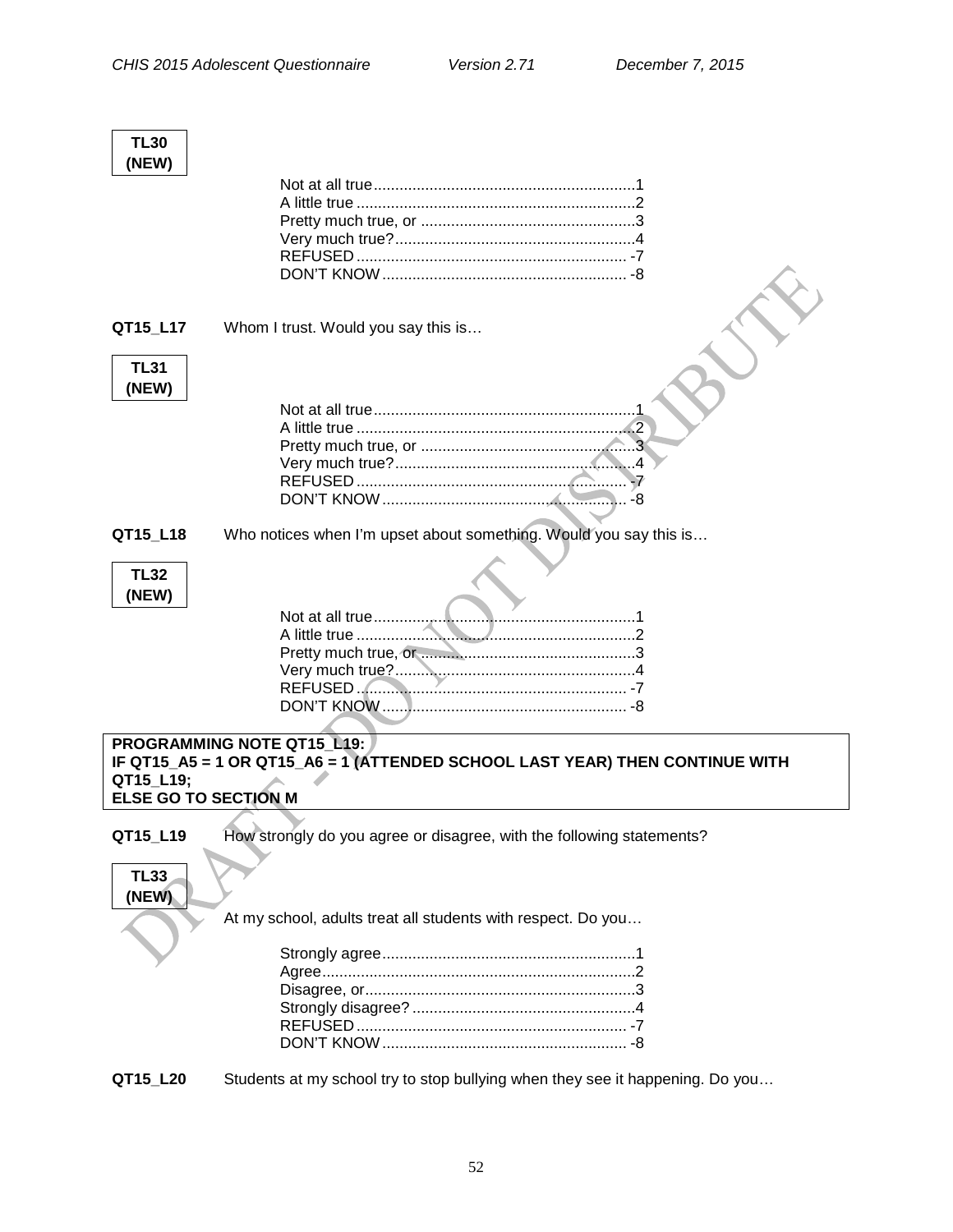**TL30 (NEW)**

Not at all true............................................................1
A little true ................................................................2
Pretty much true, or .................................................3
Very much true?.......................................................4
REFUSED .............................................................. -7
DON'T KNOW ........................................................ -8

**QT15_L17** Whom I trust. Would you say this is…

**TL31 (NEW)**

Not at all true............................................................1
A little true ................................................................2
Pretty much true, or .................................................3
Very much true?.......................................................4
REFUSED .............................................................. -7
DON'T KNOW ........................................................ -8

**QT15_L18** Who notices when I'm upset about something. Would you say this is…

**TL32 (NEW)**

Not at all true............................................................1
A little true ................................................................2
Pretty much true, or .................................................3
Very much true?.......................................................4
REFUSED .............................................................. -7
DON'T KNOW ........................................................ -8

**PROGRAMMING NOTE QT15_L19:**
**IF QT15_A5 = 1 OR QT15_A6 = 1 (ATTENDED SCHOOL LAST YEAR) THEN CONTINUE WITH QT15_L19;**
**ELSE GO TO SECTION M**

**QT15_L19** How strongly do you agree or disagree, with the following statements?

**TL33 (NEW)**

At my school, adults treat all students with respect. Do you…

Strongly agree..........................................................1
Agree........................................................................2
Disagree, or..............................................................3
Strongly disagree? ...................................................4
REFUSED .............................................................. -7
DON'T KNOW ........................................................ -8

**QT15_L20** Students at my school try to stop bullying when they see it happening. Do you…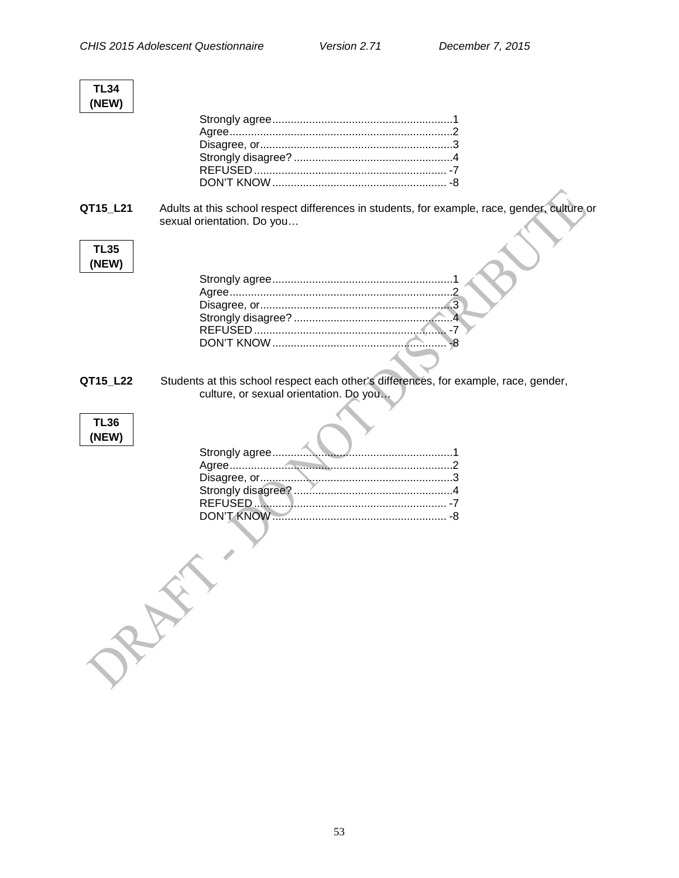**TL34 (NEW)**

Strongly agree.........................................................1
Agree.......................................................................2
Disagree, or.............................................................3
Strongly disagree? ..................................................4
REFUSED ............................................................. -7
DON'T KNOW ....................................................... -8

**QT15_L21** Adults at this school respect differences in students, for example, race, gender, culture or sexual orientation. Do you…

**TL35 (NEW)**

Strongly agree.........................................................1
Agree.......................................................................2
Disagree, or.............................................................3
Strongly disagree? ..................................................4
REFUSED ............................................................. -7
DON'T KNOW ....................................................... -8

**QT15_L22** Students at this school respect each other's differences, for example, race, gender, culture, or sexual orientation. Do you…

**TL36 (NEW)**

Strongly agree.........................................................1
Agree.......................................................................2
Disagree, or.............................................................3
Strongly disagree? ..................................................4
REFUSED ............................................................. -7
DON'T KNOW ....................................................... -8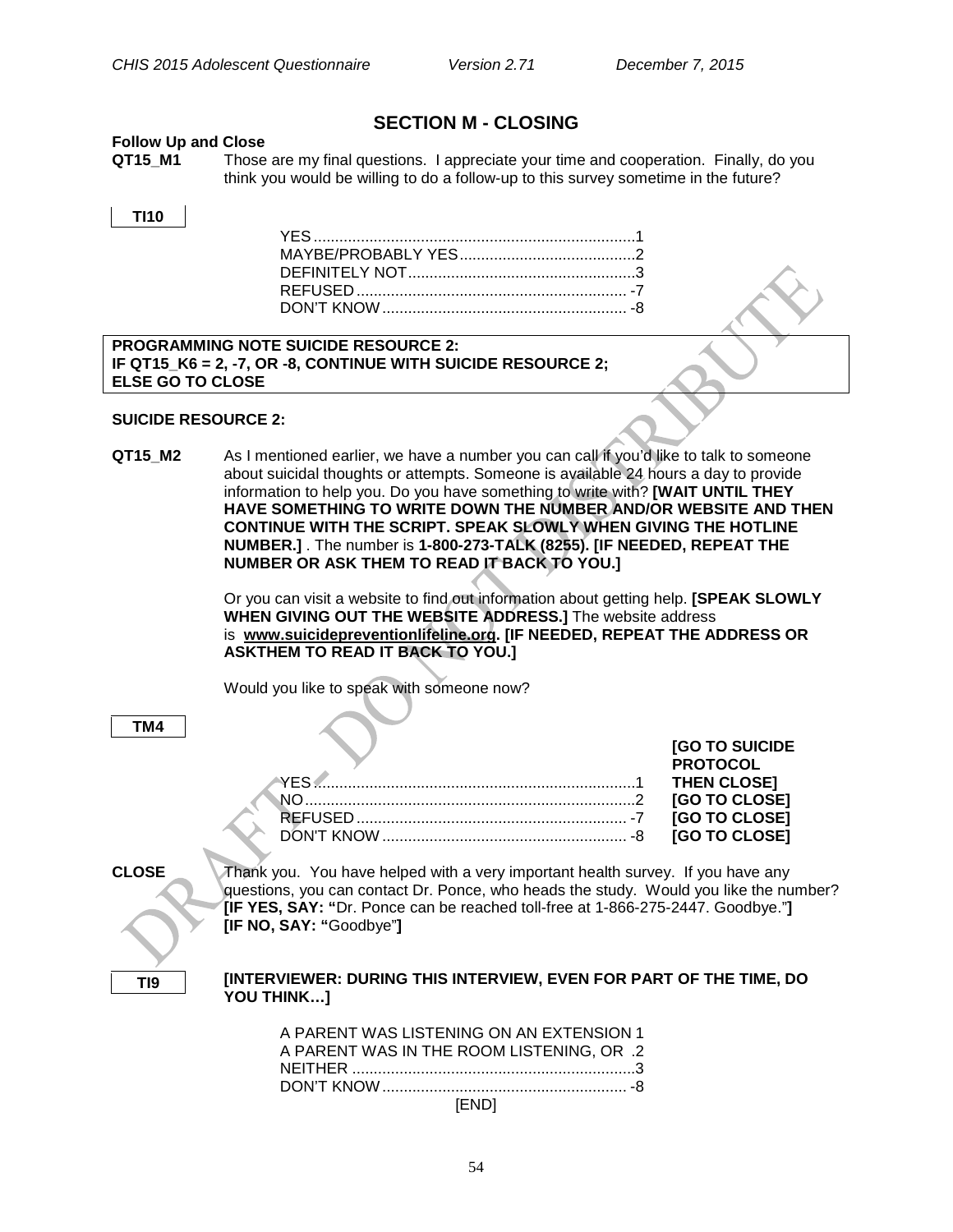## SECTION M - CLOSING

**Follow Up and Close**

**QT15_M1** Those are my final questions. I appreciate your time and cooperation. Finally, do you think you would be willing to do a follow-up to this survey sometime in the future?

**TI10**

| | |
|---|---|
| YES | 1 |
| MAYBE/PROBABLY YES | 2 |
| DEFINITELY NOT | 3 |
| REFUSED | -7 |
| DON'T KNOW | -8 |

**PROGRAMMING NOTE SUICIDE RESOURCE 2:**
**IF QT15_K6 = 2, -7, OR -8, CONTINUE WITH SUICIDE RESOURCE 2;**
**ELSE GO TO CLOSE**

**SUICIDE RESOURCE 2:**

**QT15_M2** As I mentioned earlier, we have a number you can call if you'd like to talk to someone about suicidal thoughts or attempts. Someone is available 24 hours a day to provide information to help you. Do you have something to write with? **[WAIT UNTIL THEY HAVE SOMETHING TO WRITE DOWN THE NUMBER AND/OR WEBSITE AND THEN CONTINUE WITH THE SCRIPT. SPEAK SLOWLY WHEN GIVING THE HOTLINE NUMBER.]** . The number is **1-800-273-TALK (8255). [IF NEEDED, REPEAT THE NUMBER OR ASK THEM TO READ IT BACK TO YOU.]**

Or you can visit a website to find out information about getting help. **[SPEAK SLOWLY WHEN GIVING OUT THE WEBSITE ADDRESS.]** The website address is **www.suicidepreventionlifeline.org. [IF NEEDED, REPEAT THE ADDRESS OR ASKTHEM TO READ IT BACK TO YOU.]**

Would you like to speak with someone now?

**TM4**

| | | |
|---|---|---|
| YES | 1 | **[GO TO SUICIDE PROTOCOL THEN CLOSE]** |
| NO | 2 | **[GO TO CLOSE]** |
| REFUSED | -7 | **[GO TO CLOSE]** |
| DON'T KNOW | -8 | **[GO TO CLOSE]** |

**CLOSE** Thank you. You have helped with a very important health survey. If you have any questions, you can contact Dr. Ponce, who heads the study. Would you like the number? **[IF YES, SAY: "**Dr. Ponce can be reached toll-free at 1-866-275-2447. Goodbye."**]** **[IF NO, SAY: "**Goodbye"**]**

**TI9** **[INTERVIEWER: DURING THIS INTERVIEW, EVEN FOR PART OF THE TIME, DO YOU THINK…]**

| | |
|---|---|
| A PARENT WAS LISTENING ON AN EXTENSION | 1 |
| A PARENT WAS IN THE ROOM LISTENING, OR | 2 |
| NEITHER | 3 |
| DON'T KNOW | -8 |

[END]